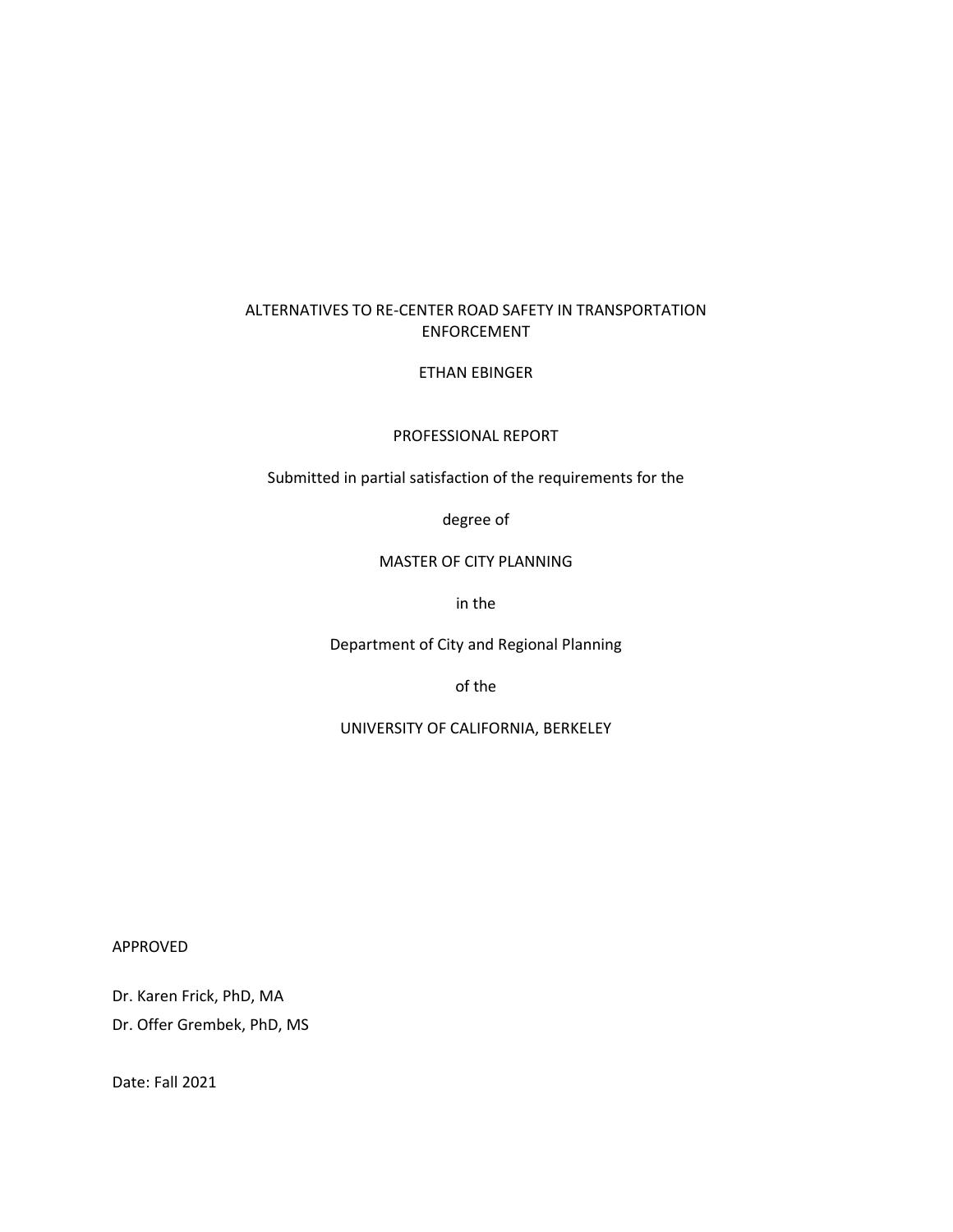# ALTERNATIVES TO RE-CENTER ROAD SAFETY IN TRANSPORTATION ENFORCEMENT

ETHAN EBINGER

PROFESSIONAL REPORT

Submitted in partial satisfaction of the requirements for the

degree of

MASTER OF CITY PLANNING

in the

Department of City and Regional Planning

of the

UNIVERSITY OF CALIFORNIA, BERKELEY

APPROVED

Dr. Karen Frick, PhD, MA

Dr. Offer Grembek, PhD, MS

Date: Fall 2021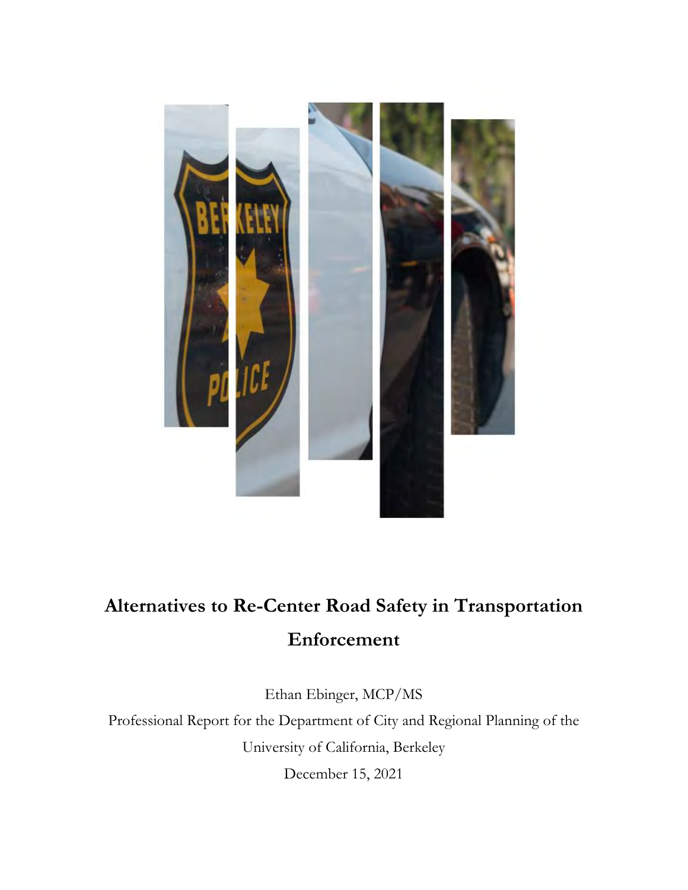# Alternatives to Re-Center Road Safety in Transportation Enforcement

Ethan Ebinger, MCP/MS

Professional Report for the Department of City and Regional Planning of the University of California, Berkeley

December 15, 2021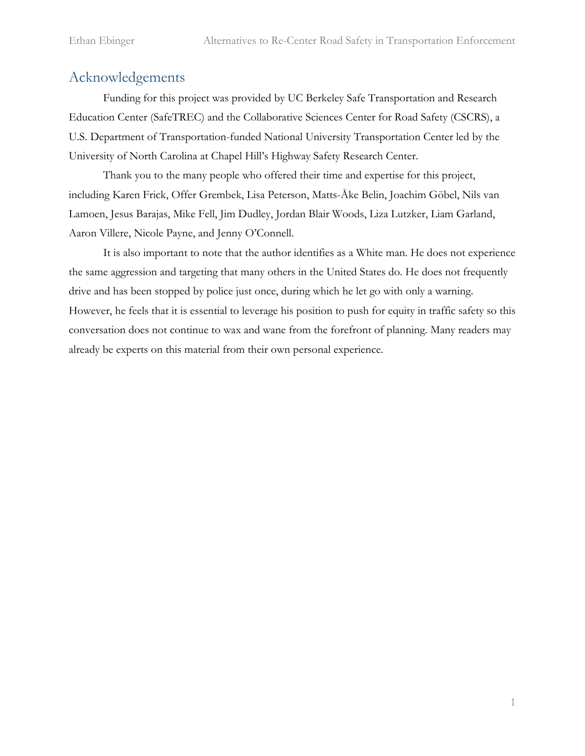## Acknowledgements

Funding for this project was provided by UC Berkeley Safe Transportation and Research Education Center (SafeTREC) and the Collaborative Sciences Center for Road Safety (CSCRS), a U.S. Department of Transportation-funded National University Transportation Center led by the University of North Carolina at Chapel Hill's Highway Safety Research Center.

Thank you to the many people who offered their time and expertise for this project, including Karen Frick, Offer Grembek, Lisa Peterson, Matts-Åke Belin, Joachim Göbel, Nils van Lamoen, Jesus Barajas, Mike Fell, Jim Dudley, Jordan Blair Woods, Liza Lutzker, Liam Garland, Aaron Villere, Nicole Payne, and Jenny O'Connell.

It is also important to note that the author identifies as a White man. He does not experience the same aggression and targeting that many others in the United States do. He does not frequently drive and has been stopped by police just once, during which he let go with only a warning. However, he feels that it is essential to leverage his position to push for equity in traffic safety so this conversation does not continue to wax and wane from the forefront of planning. Many readers may already be experts on this material from their own personal experience.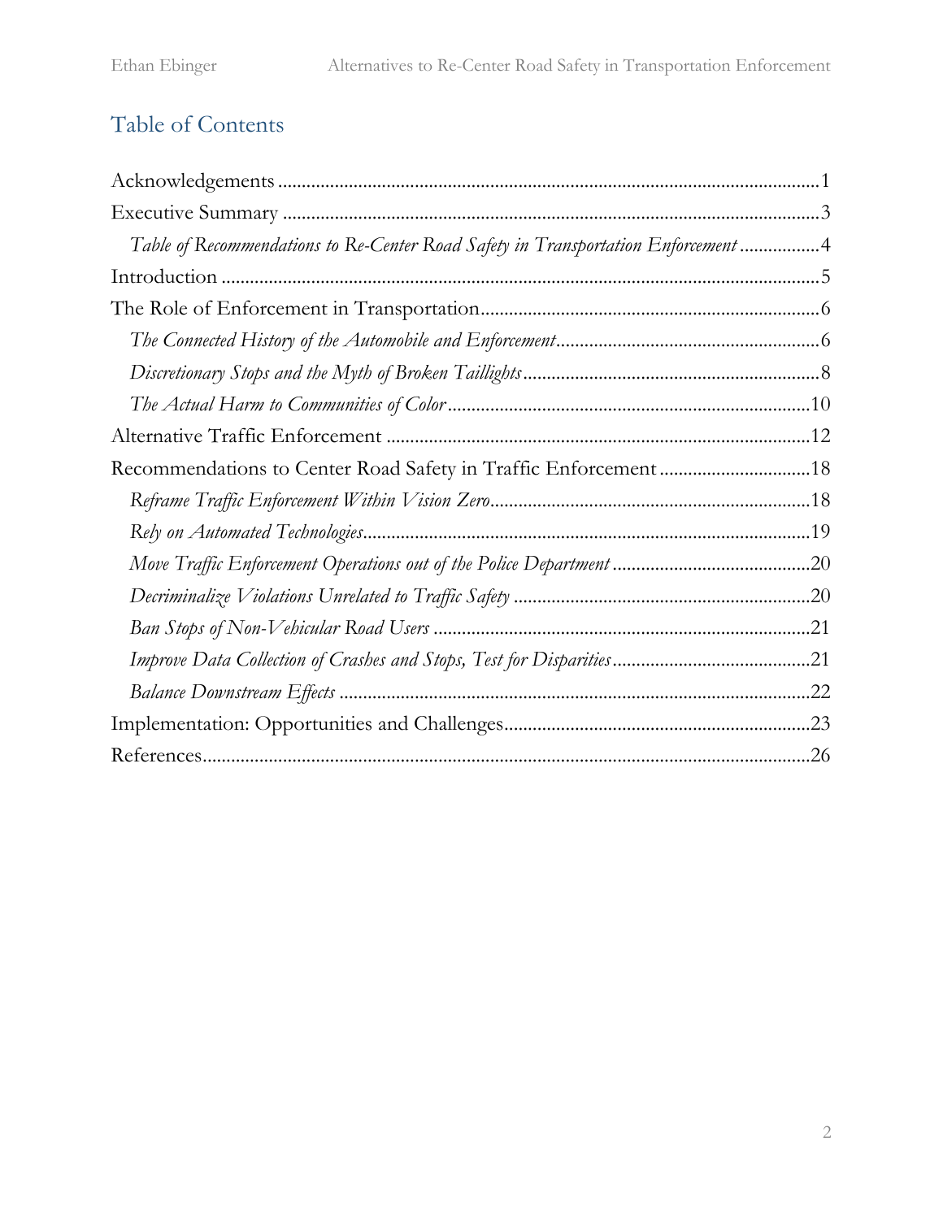## Table of Contents

Acknowledgements .......... 1
Executive Summary .......... 3
*Table of Recommendations to Re-Center Road Safety in Transportation Enforcement* .......... 4
Introduction .......... 5
The Role of Enforcement in Transportation .......... 6
*The Connected History of the Automobile and Enforcement* .......... 6
*Discretionary Stops and the Myth of Broken Taillights* .......... 8
*The Actual Harm to Communities of Color* .......... 10
Alternative Traffic Enforcement .......... 12
Recommendations to Center Road Safety in Traffic Enforcement .......... 18
*Reframe Traffic Enforcement Within Vision Zero* .......... 18
*Rely on Automated Technologies* .......... 19
*Move Traffic Enforcement Operations out of the Police Department* .......... 20
*Decriminalize Violations Unrelated to Traffic Safety* .......... 20
*Ban Stops of Non-Vehicular Road Users* .......... 21
*Improve Data Collection of Crashes and Stops, Test for Disparities* .......... 21
*Balance Downstream Effects* .......... 22
Implementation: Opportunities and Challenges .......... 23
References .......... 26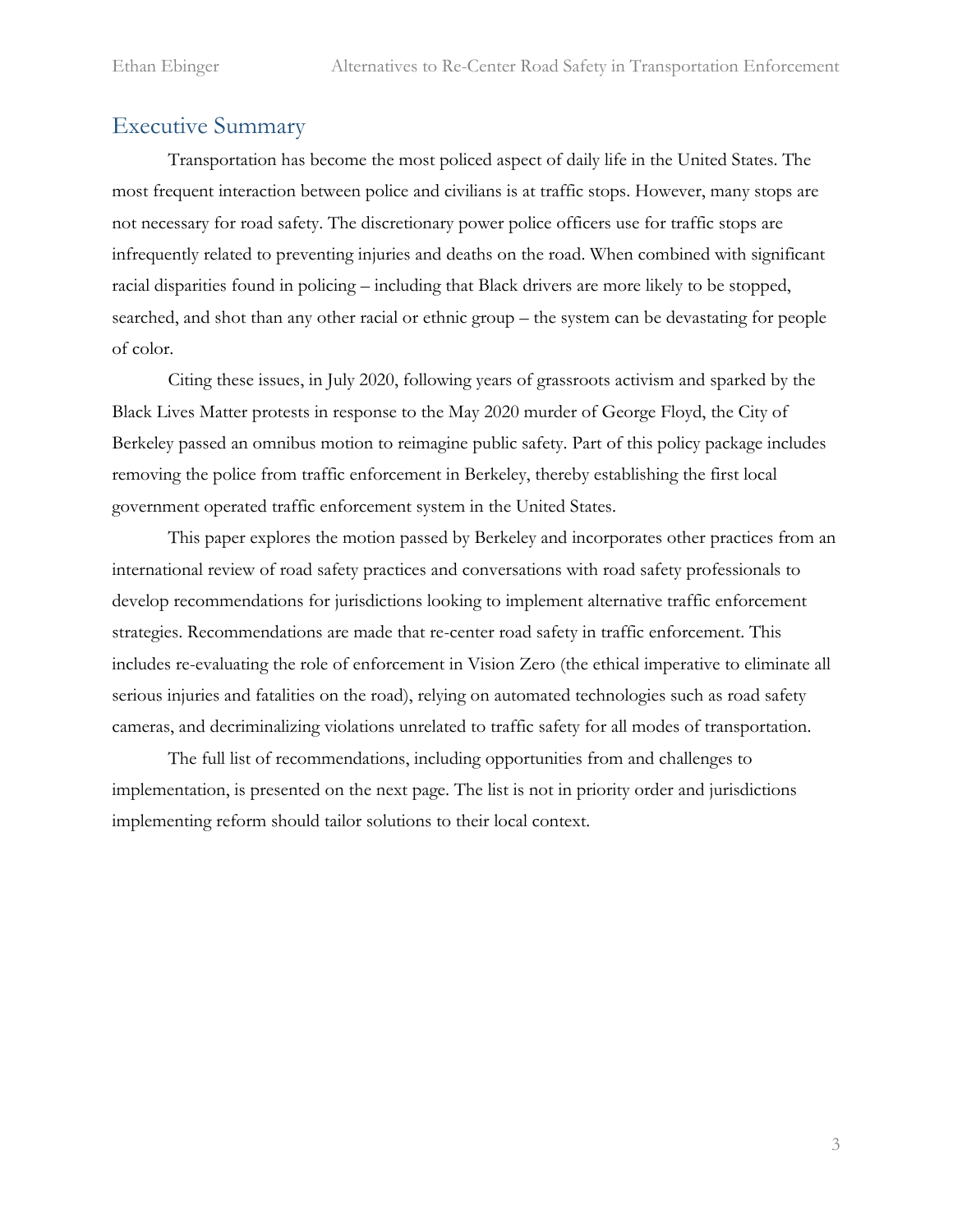## Executive Summary

Transportation has become the most policed aspect of daily life in the United States. The most frequent interaction between police and civilians is at traffic stops. However, many stops are not necessary for road safety. The discretionary power police officers use for traffic stops are infrequently related to preventing injuries and deaths on the road. When combined with significant racial disparities found in policing – including that Black drivers are more likely to be stopped, searched, and shot than any other racial or ethnic group – the system can be devastating for people of color.

Citing these issues, in July 2020, following years of grassroots activism and sparked by the Black Lives Matter protests in response to the May 2020 murder of George Floyd, the City of Berkeley passed an omnibus motion to reimagine public safety. Part of this policy package includes removing the police from traffic enforcement in Berkeley, thereby establishing the first local government operated traffic enforcement system in the United States.

This paper explores the motion passed by Berkeley and incorporates other practices from an international review of road safety practices and conversations with road safety professionals to develop recommendations for jurisdictions looking to implement alternative traffic enforcement strategies. Recommendations are made that re-center road safety in traffic enforcement. This includes re-evaluating the role of enforcement in Vision Zero (the ethical imperative to eliminate all serious injuries and fatalities on the road), relying on automated technologies such as road safety cameras, and decriminalizing violations unrelated to traffic safety for all modes of transportation.

The full list of recommendations, including opportunities from and challenges to implementation, is presented on the next page. The list is not in priority order and jurisdictions implementing reform should tailor solutions to their local context.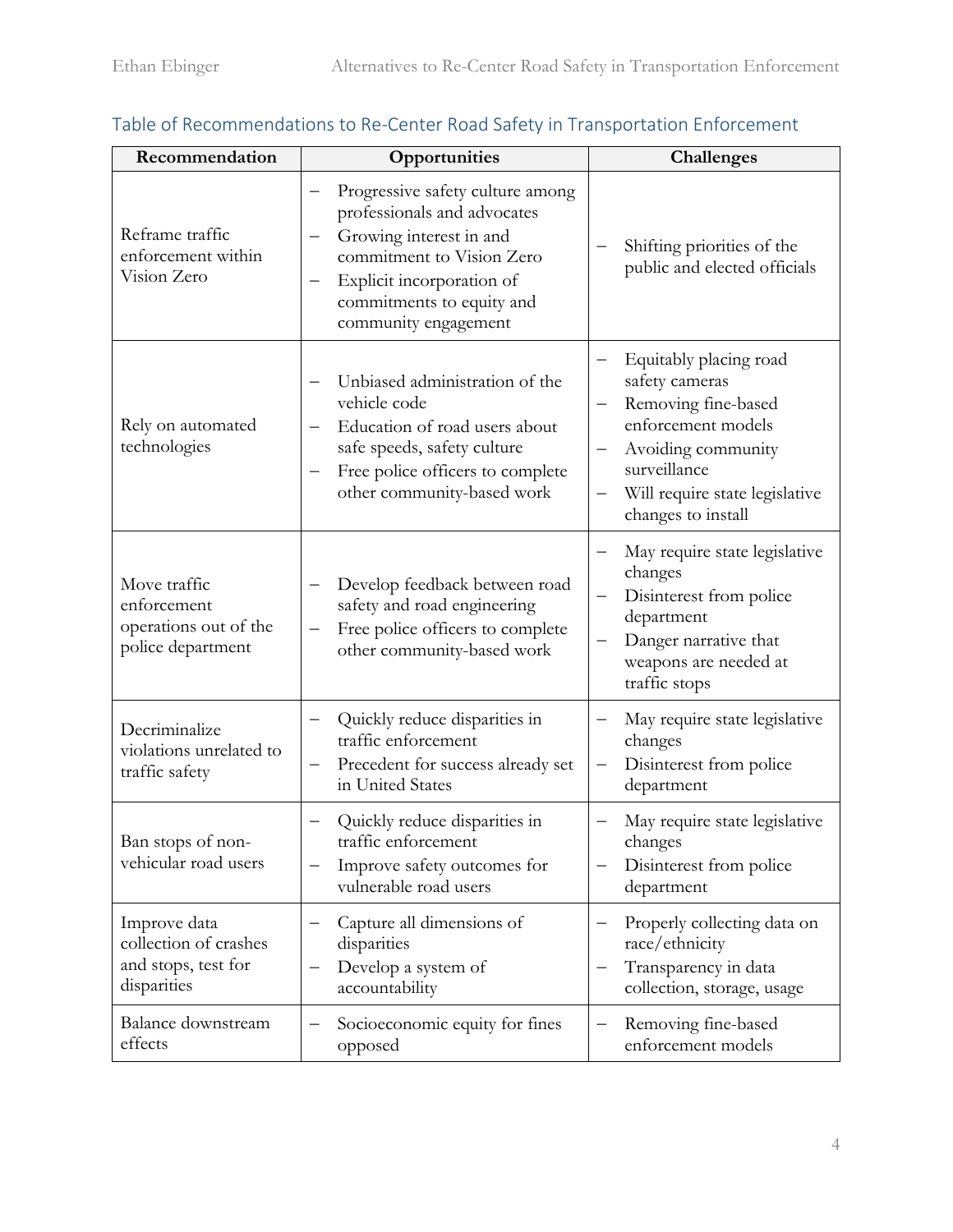## Table of Recommendations to Re-Center Road Safety in Transportation Enforcement

| Recommendation | Opportunities | Challenges |
| --- | --- | --- |
| Reframe traffic enforcement within Vision Zero | – Progressive safety culture among professionals and advocates<br>– Growing interest in and commitment to Vision Zero<br>– Explicit incorporation of commitments to equity and community engagement | – Shifting priorities of the public and elected officials |
| Rely on automated technologies | – Unbiased administration of the vehicle code<br>– Education of road users about safe speeds, safety culture<br>– Free police officers to complete other community-based work | – Equitably placing road safety cameras<br>– Removing fine-based enforcement models<br>– Avoiding community surveillance<br>– Will require state legislative changes to install |
| Move traffic enforcement operations out of the police department | – Develop feedback between road safety and road engineering<br>– Free police officers to complete other community-based work | – May require state legislative changes<br>– Disinterest from police department<br>– Danger narrative that weapons are needed at traffic stops |
| Decriminalize violations unrelated to traffic safety | – Quickly reduce disparities in traffic enforcement<br>– Precedent for success already set in United States | – May require state legislative changes<br>– Disinterest from police department |
| Ban stops of non-vehicular road users | – Quickly reduce disparities in traffic enforcement<br>– Improve safety outcomes for vulnerable road users | – May require state legislative changes<br>– Disinterest from police department |
| Improve data collection of crashes and stops, test for disparities | – Capture all dimensions of disparities<br>– Develop a system of accountability | – Properly collecting data on race/ethnicity<br>– Transparency in data collection, storage, usage |
| Balance downstream effects | – Socioeconomic equity for fines opposed | – Removing fine-based enforcement models |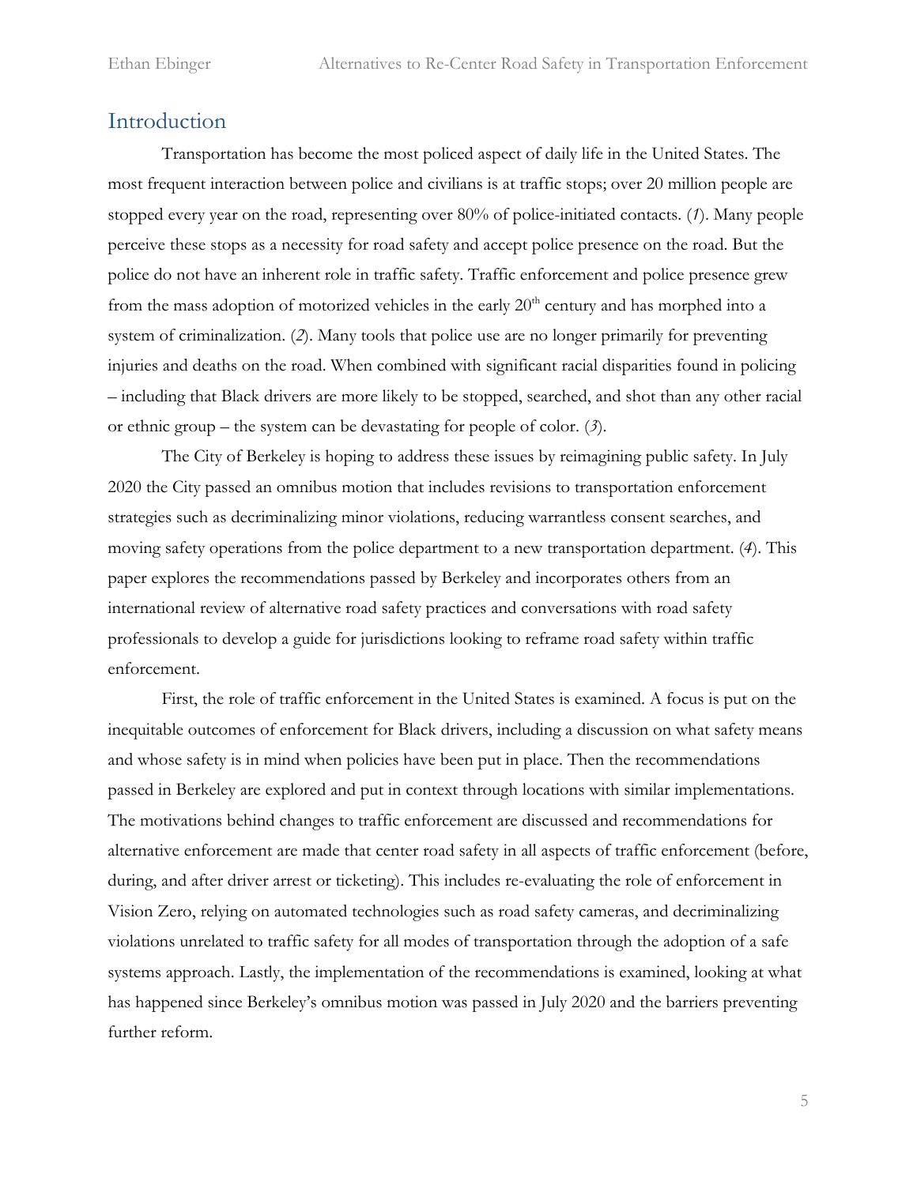# Introduction

Transportation has become the most policed aspect of daily life in the United States. The most frequent interaction between police and civilians is at traffic stops; over 20 million people are stopped every year on the road, representing over 80% of police-initiated contacts. (*1*). Many people perceive these stops as a necessity for road safety and accept police presence on the road. But the police do not have an inherent role in traffic safety. Traffic enforcement and police presence grew from the mass adoption of motorized vehicles in the early 20th century and has morphed into a system of criminalization. (*2*). Many tools that police use are no longer primarily for preventing injuries and deaths on the road. When combined with significant racial disparities found in policing – including that Black drivers are more likely to be stopped, searched, and shot than any other racial or ethnic group – the system can be devastating for people of color. (*3*).

The City of Berkeley is hoping to address these issues by reimagining public safety. In July 2020 the City passed an omnibus motion that includes revisions to transportation enforcement strategies such as decriminalizing minor violations, reducing warrantless consent searches, and moving safety operations from the police department to a new transportation department. (*4*). This paper explores the recommendations passed by Berkeley and incorporates others from an international review of alternative road safety practices and conversations with road safety professionals to develop a guide for jurisdictions looking to reframe road safety within traffic enforcement.

First, the role of traffic enforcement in the United States is examined. A focus is put on the inequitable outcomes of enforcement for Black drivers, including a discussion on what safety means and whose safety is in mind when policies have been put in place. Then the recommendations passed in Berkeley are explored and put in context through locations with similar implementations. The motivations behind changes to traffic enforcement are discussed and recommendations for alternative enforcement are made that center road safety in all aspects of traffic enforcement (before, during, and after driver arrest or ticketing). This includes re-evaluating the role of enforcement in Vision Zero, relying on automated technologies such as road safety cameras, and decriminalizing violations unrelated to traffic safety for all modes of transportation through the adoption of a safe systems approach. Lastly, the implementation of the recommendations is examined, looking at what has happened since Berkeley's omnibus motion was passed in July 2020 and the barriers preventing further reform.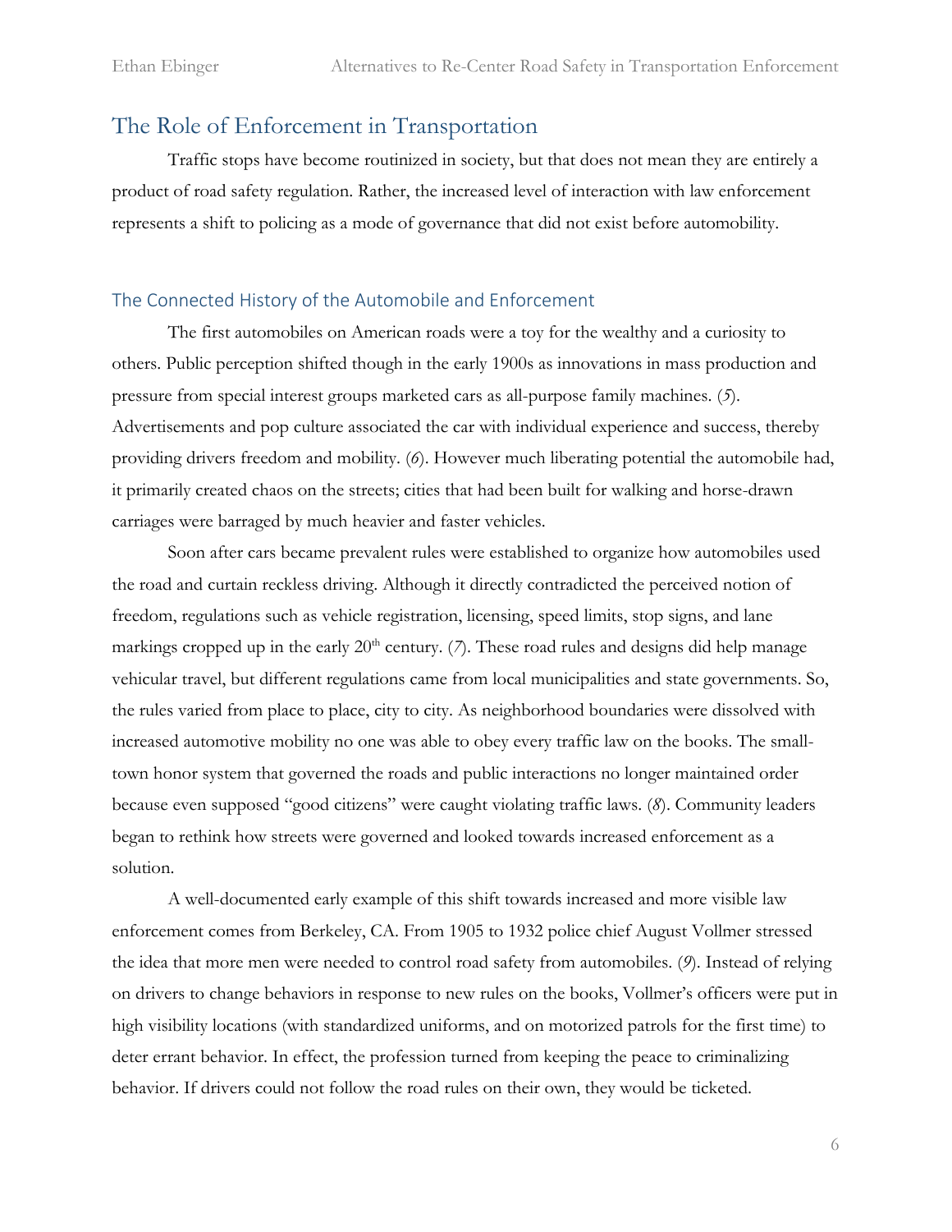## The Role of Enforcement in Transportation

Traffic stops have become routinized in society, but that does not mean they are entirely a product of road safety regulation. Rather, the increased level of interaction with law enforcement represents a shift to policing as a mode of governance that did not exist before automobility.

### The Connected History of the Automobile and Enforcement

The first automobiles on American roads were a toy for the wealthy and a curiosity to others. Public perception shifted though in the early 1900s as innovations in mass production and pressure from special interest groups marketed cars as all-purpose family machines. (*5*). Advertisements and pop culture associated the car with individual experience and success, thereby providing drivers freedom and mobility. (*6*). However much liberating potential the automobile had, it primarily created chaos on the streets; cities that had been built for walking and horse-drawn carriages were barraged by much heavier and faster vehicles.

Soon after cars became prevalent rules were established to organize how automobiles used the road and curtain reckless driving. Although it directly contradicted the perceived notion of freedom, regulations such as vehicle registration, licensing, speed limits, stop signs, and lane markings cropped up in the early 20th century. (*7*). These road rules and designs did help manage vehicular travel, but different regulations came from local municipalities and state governments. So, the rules varied from place to place, city to city. As neighborhood boundaries were dissolved with increased automotive mobility no one was able to obey every traffic law on the books. The small-town honor system that governed the roads and public interactions no longer maintained order because even supposed "good citizens" were caught violating traffic laws. (*8*). Community leaders began to rethink how streets were governed and looked towards increased enforcement as a solution.

A well-documented early example of this shift towards increased and more visible law enforcement comes from Berkeley, CA. From 1905 to 1932 police chief August Vollmer stressed the idea that more men were needed to control road safety from automobiles. (*9*). Instead of relying on drivers to change behaviors in response to new rules on the books, Vollmer's officers were put in high visibility locations (with standardized uniforms, and on motorized patrols for the first time) to deter errant behavior. In effect, the profession turned from keeping the peace to criminalizing behavior. If drivers could not follow the road rules on their own, they would be ticketed.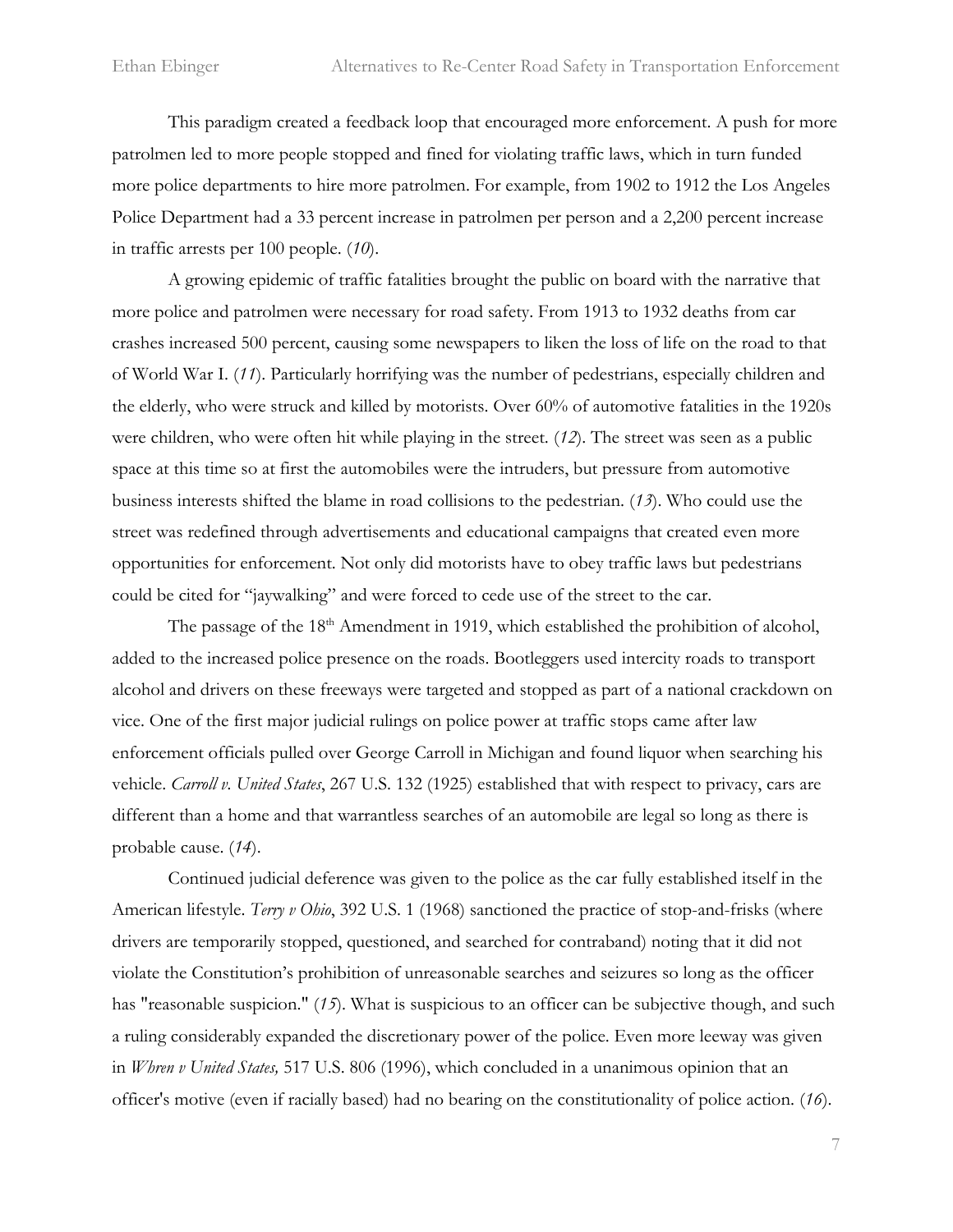This paradigm created a feedback loop that encouraged more enforcement. A push for more patrolmen led to more people stopped and fined for violating traffic laws, which in turn funded more police departments to hire more patrolmen. For example, from 1902 to 1912 the Los Angeles Police Department had a 33 percent increase in patrolmen per person and a 2,200 percent increase in traffic arrests per 100 people. (*10*).

A growing epidemic of traffic fatalities brought the public on board with the narrative that more police and patrolmen were necessary for road safety. From 1913 to 1932 deaths from car crashes increased 500 percent, causing some newspapers to liken the loss of life on the road to that of World War I. (*11*). Particularly horrifying was the number of pedestrians, especially children and the elderly, who were struck and killed by motorists. Over 60% of automotive fatalities in the 1920s were children, who were often hit while playing in the street. (*12*). The street was seen as a public space at this time so at first the automobiles were the intruders, but pressure from automotive business interests shifted the blame in road collisions to the pedestrian. (*13*). Who could use the street was redefined through advertisements and educational campaigns that created even more opportunities for enforcement. Not only did motorists have to obey traffic laws but pedestrians could be cited for "jaywalking" and were forced to cede use of the street to the car.

The passage of the 18th Amendment in 1919, which established the prohibition of alcohol, added to the increased police presence on the roads. Bootleggers used intercity roads to transport alcohol and drivers on these freeways were targeted and stopped as part of a national crackdown on vice. One of the first major judicial rulings on police power at traffic stops came after law enforcement officials pulled over George Carroll in Michigan and found liquor when searching his vehicle. *Carroll v. United States*, 267 U.S. 132 (1925) established that with respect to privacy, cars are different than a home and that warrantless searches of an automobile are legal so long as there is probable cause. (*14*).

Continued judicial deference was given to the police as the car fully established itself in the American lifestyle. *Terry v Ohio*, 392 U.S. 1 (1968) sanctioned the practice of stop-and-frisks (where drivers are temporarily stopped, questioned, and searched for contraband) noting that it did not violate the Constitution's prohibition of unreasonable searches and seizures so long as the officer has "reasonable suspicion." (*15*). What is suspicious to an officer can be subjective though, and such a ruling considerably expanded the discretionary power of the police. Even more leeway was given in *Whren v United States,* 517 U.S. 806 (1996), which concluded in a unanimous opinion that an officer's motive (even if racially based) had no bearing on the constitutionality of police action. (*16*).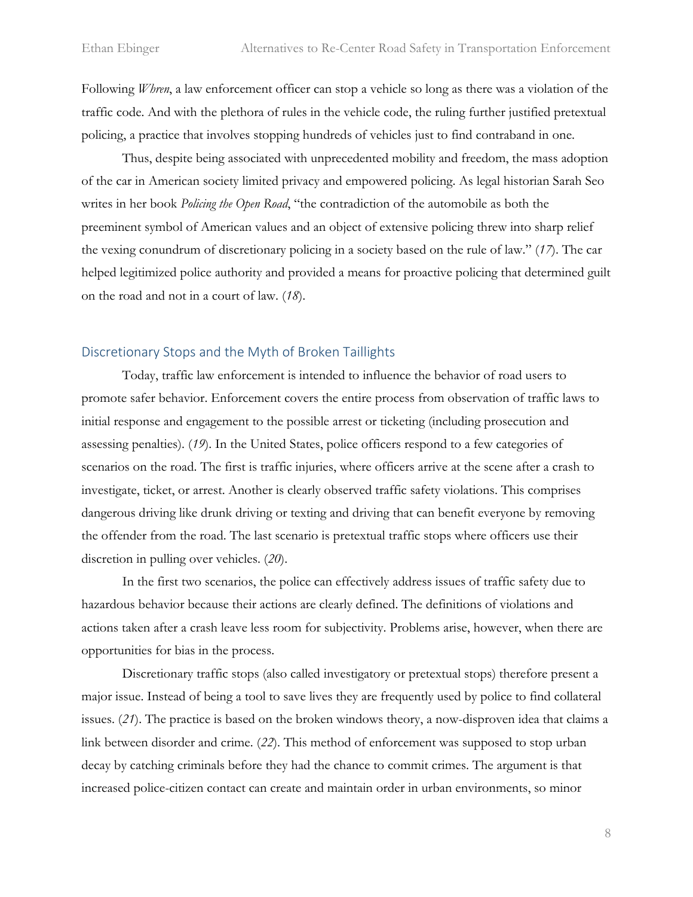Following *Whren*, a law enforcement officer can stop a vehicle so long as there was a violation of the traffic code. And with the plethora of rules in the vehicle code, the ruling further justified pretextual policing, a practice that involves stopping hundreds of vehicles just to find contraband in one.

Thus, despite being associated with unprecedented mobility and freedom, the mass adoption of the car in American society limited privacy and empowered policing. As legal historian Sarah Seo writes in her book *Policing the Open Road*, "the contradiction of the automobile as both the preeminent symbol of American values and an object of extensive policing threw into sharp relief the vexing conundrum of discretionary policing in a society based on the rule of law." (*17*). The car helped legitimized police authority and provided a means for proactive policing that determined guilt on the road and not in a court of law. (*18*).

## Discretionary Stops and the Myth of Broken Taillights

Today, traffic law enforcement is intended to influence the behavior of road users to promote safer behavior. Enforcement covers the entire process from observation of traffic laws to initial response and engagement to the possible arrest or ticketing (including prosecution and assessing penalties). (*19*). In the United States, police officers respond to a few categories of scenarios on the road. The first is traffic injuries, where officers arrive at the scene after a crash to investigate, ticket, or arrest. Another is clearly observed traffic safety violations. This comprises dangerous driving like drunk driving or texting and driving that can benefit everyone by removing the offender from the road. The last scenario is pretextual traffic stops where officers use their discretion in pulling over vehicles. (*20*).

In the first two scenarios, the police can effectively address issues of traffic safety due to hazardous behavior because their actions are clearly defined. The definitions of violations and actions taken after a crash leave less room for subjectivity. Problems arise, however, when there are opportunities for bias in the process.

Discretionary traffic stops (also called investigatory or pretextual stops) therefore present a major issue. Instead of being a tool to save lives they are frequently used by police to find collateral issues. (*21*). The practice is based on the broken windows theory, a now-disproven idea that claims a link between disorder and crime. (*22*). This method of enforcement was supposed to stop urban decay by catching criminals before they had the chance to commit crimes. The argument is that increased police-citizen contact can create and maintain order in urban environments, so minor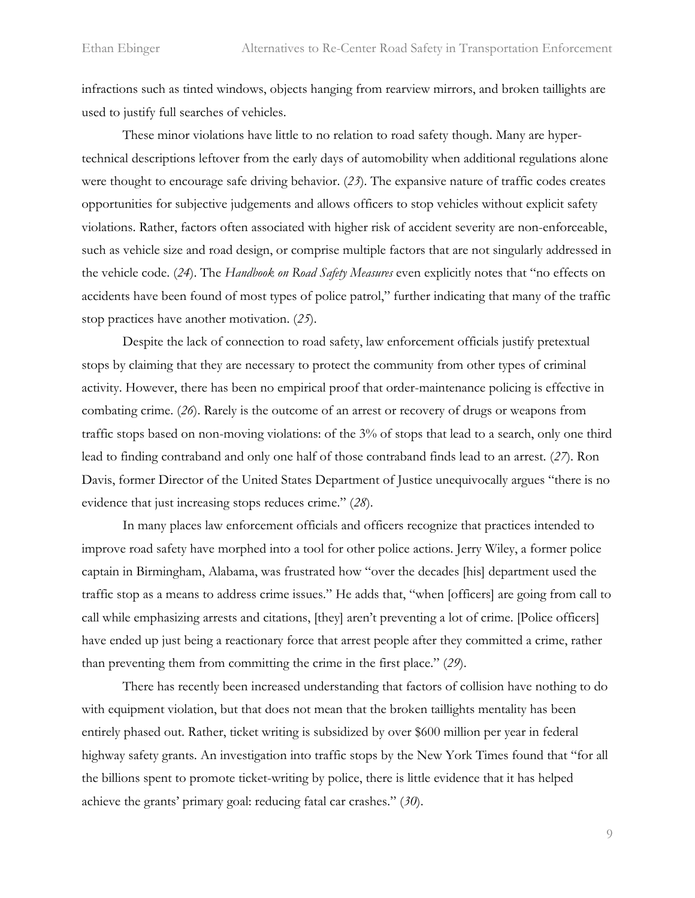infractions such as tinted windows, objects hanging from rearview mirrors, and broken taillights are used to justify full searches of vehicles.

These minor violations have little to no relation to road safety though. Many are hyper-technical descriptions leftover from the early days of automobility when additional regulations alone were thought to encourage safe driving behavior. (*23*). The expansive nature of traffic codes creates opportunities for subjective judgements and allows officers to stop vehicles without explicit safety violations. Rather, factors often associated with higher risk of accident severity are non-enforceable, such as vehicle size and road design, or comprise multiple factors that are not singularly addressed in the vehicle code. (*24*). The *Handbook on Road Safety Measures* even explicitly notes that "no effects on accidents have been found of most types of police patrol," further indicating that many of the traffic stop practices have another motivation. (*25*).

Despite the lack of connection to road safety, law enforcement officials justify pretextual stops by claiming that they are necessary to protect the community from other types of criminal activity. However, there has been no empirical proof that order-maintenance policing is effective in combating crime. (*26*). Rarely is the outcome of an arrest or recovery of drugs or weapons from traffic stops based on non-moving violations: of the 3% of stops that lead to a search, only one third lead to finding contraband and only one half of those contraband finds lead to an arrest. (*27*). Ron Davis, former Director of the United States Department of Justice unequivocally argues "there is no evidence that just increasing stops reduces crime." (*28*).

In many places law enforcement officials and officers recognize that practices intended to improve road safety have morphed into a tool for other police actions. Jerry Wiley, a former police captain in Birmingham, Alabama, was frustrated how "over the decades [his] department used the traffic stop as a means to address crime issues." He adds that, "when [officers] are going from call to call while emphasizing arrests and citations, [they] aren't preventing a lot of crime. [Police officers] have ended up just being a reactionary force that arrest people after they committed a crime, rather than preventing them from committing the crime in the first place." (*29*).

There has recently been increased understanding that factors of collision have nothing to do with equipment violation, but that does not mean that the broken taillights mentality has been entirely phased out. Rather, ticket writing is subsidized by over $600 million per year in federal highway safety grants. An investigation into traffic stops by the New York Times found that "for all the billions spent to promote ticket-writing by police, there is little evidence that it has helped achieve the grants' primary goal: reducing fatal car crashes." (*30*).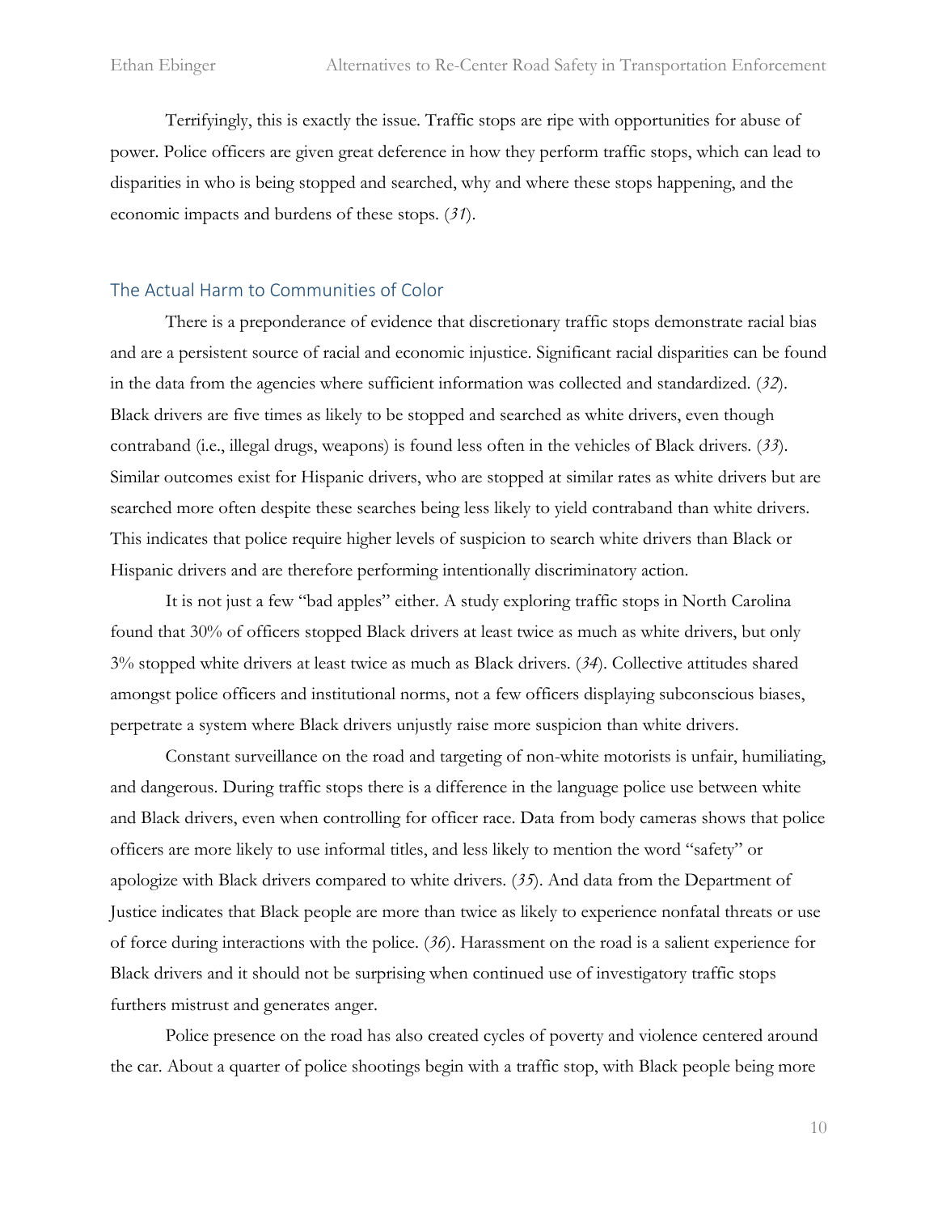Terrifyingly, this is exactly the issue. Traffic stops are ripe with opportunities for abuse of power. Police officers are given great deference in how they perform traffic stops, which can lead to disparities in who is being stopped and searched, why and where these stops happening, and the economic impacts and burdens of these stops. (*31*).

## The Actual Harm to Communities of Color

There is a preponderance of evidence that discretionary traffic stops demonstrate racial bias and are a persistent source of racial and economic injustice. Significant racial disparities can be found in the data from the agencies where sufficient information was collected and standardized. (*32*). Black drivers are five times as likely to be stopped and searched as white drivers, even though contraband (i.e., illegal drugs, weapons) is found less often in the vehicles of Black drivers. (*33*). Similar outcomes exist for Hispanic drivers, who are stopped at similar rates as white drivers but are searched more often despite these searches being less likely to yield contraband than white drivers. This indicates that police require higher levels of suspicion to search white drivers than Black or Hispanic drivers and are therefore performing intentionally discriminatory action.

It is not just a few "bad apples" either. A study exploring traffic stops in North Carolina found that 30% of officers stopped Black drivers at least twice as much as white drivers, but only 3% stopped white drivers at least twice as much as Black drivers. (*34*). Collective attitudes shared amongst police officers and institutional norms, not a few officers displaying subconscious biases, perpetrate a system where Black drivers unjustly raise more suspicion than white drivers.

Constant surveillance on the road and targeting of non-white motorists is unfair, humiliating, and dangerous. During traffic stops there is a difference in the language police use between white and Black drivers, even when controlling for officer race. Data from body cameras shows that police officers are more likely to use informal titles, and less likely to mention the word "safety" or apologize with Black drivers compared to white drivers. (*35*). And data from the Department of Justice indicates that Black people are more than twice as likely to experience nonfatal threats or use of force during interactions with the police. (*36*). Harassment on the road is a salient experience for Black drivers and it should not be surprising when continued use of investigatory traffic stops furthers mistrust and generates anger.

Police presence on the road has also created cycles of poverty and violence centered around the car. About a quarter of police shootings begin with a traffic stop, with Black people being more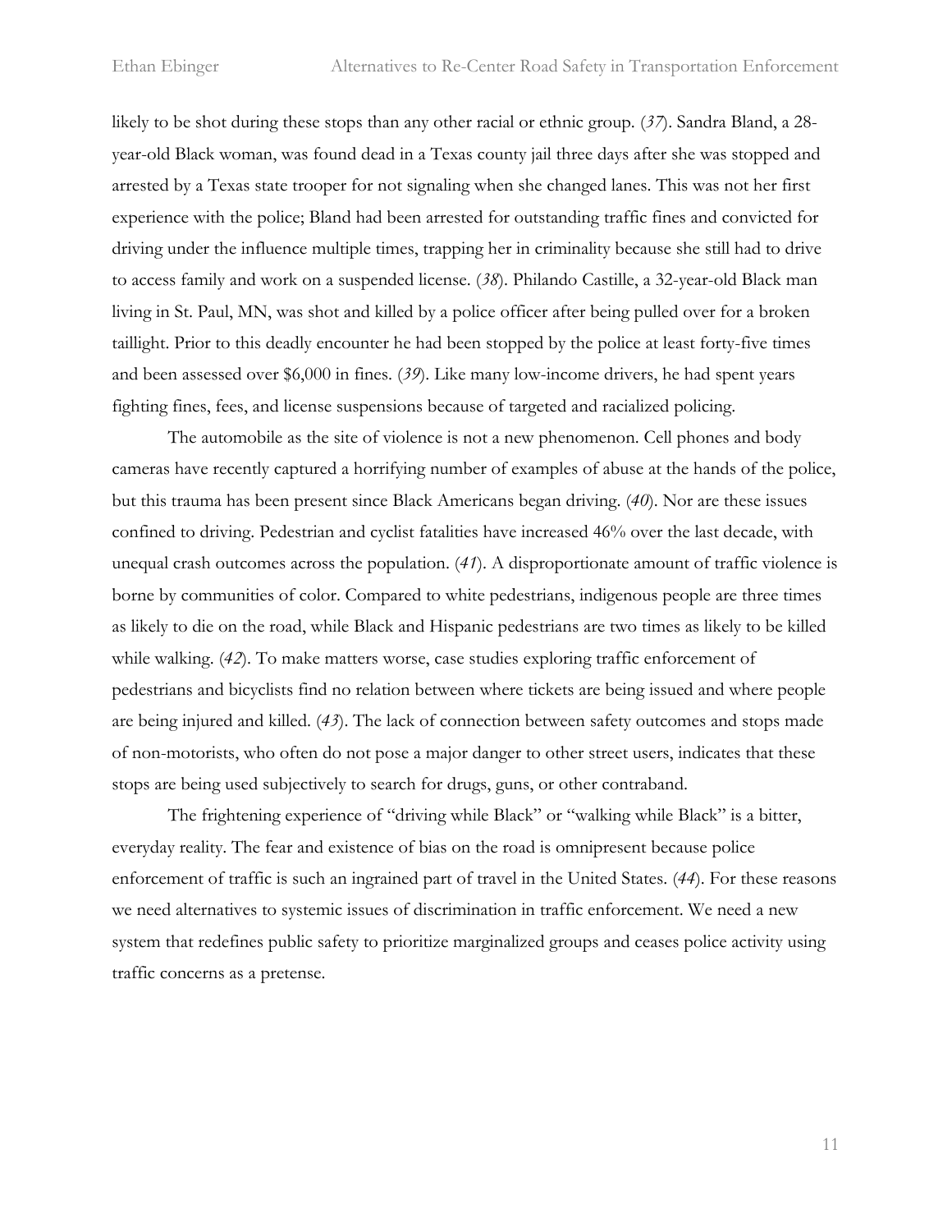likely to be shot during these stops than any other racial or ethnic group. (*37*). Sandra Bland, a 28-year-old Black woman, was found dead in a Texas county jail three days after she was stopped and arrested by a Texas state trooper for not signaling when she changed lanes. This was not her first experience with the police; Bland had been arrested for outstanding traffic fines and convicted for driving under the influence multiple times, trapping her in criminality because she still had to drive to access family and work on a suspended license. (*38*). Philando Castille, a 32-year-old Black man living in St. Paul, MN, was shot and killed by a police officer after being pulled over for a broken taillight. Prior to this deadly encounter he had been stopped by the police at least forty-five times and been assessed over $6,000 in fines. (*39*). Like many low-income drivers, he had spent years fighting fines, fees, and license suspensions because of targeted and racialized policing.

The automobile as the site of violence is not a new phenomenon. Cell phones and body cameras have recently captured a horrifying number of examples of abuse at the hands of the police, but this trauma has been present since Black Americans began driving. (*40*). Nor are these issues confined to driving. Pedestrian and cyclist fatalities have increased 46% over the last decade, with unequal crash outcomes across the population. (*41*). A disproportionate amount of traffic violence is borne by communities of color. Compared to white pedestrians, indigenous people are three times as likely to die on the road, while Black and Hispanic pedestrians are two times as likely to be killed while walking. (*42*). To make matters worse, case studies exploring traffic enforcement of pedestrians and bicyclists find no relation between where tickets are being issued and where people are being injured and killed. (*43*). The lack of connection between safety outcomes and stops made of non-motorists, who often do not pose a major danger to other street users, indicates that these stops are being used subjectively to search for drugs, guns, or other contraband.

The frightening experience of "driving while Black" or "walking while Black" is a bitter, everyday reality. The fear and existence of bias on the road is omnipresent because police enforcement of traffic is such an ingrained part of travel in the United States. (*44*). For these reasons we need alternatives to systemic issues of discrimination in traffic enforcement. We need a new system that redefines public safety to prioritize marginalized groups and ceases police activity using traffic concerns as a pretense.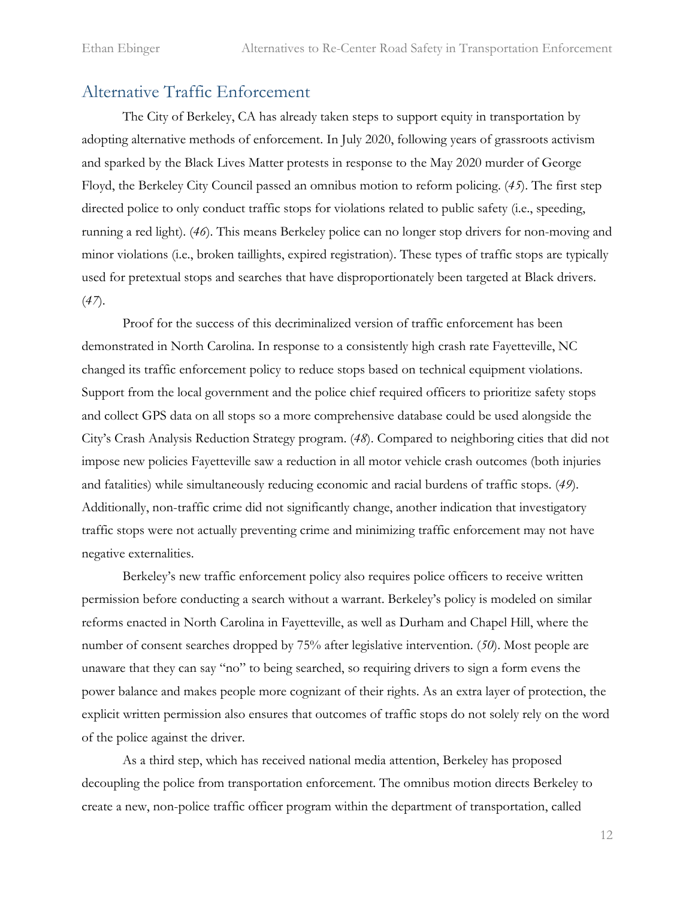## Alternative Traffic Enforcement

The City of Berkeley, CA has already taken steps to support equity in transportation by adopting alternative methods of enforcement. In July 2020, following years of grassroots activism and sparked by the Black Lives Matter protests in response to the May 2020 murder of George Floyd, the Berkeley City Council passed an omnibus motion to reform policing. (*45*). The first step directed police to only conduct traffic stops for violations related to public safety (i.e., speeding, running a red light). (*46*). This means Berkeley police can no longer stop drivers for non-moving and minor violations (i.e., broken taillights, expired registration). These types of traffic stops are typically used for pretextual stops and searches that have disproportionately been targeted at Black drivers. (*47*).

Proof for the success of this decriminalized version of traffic enforcement has been demonstrated in North Carolina. In response to a consistently high crash rate Fayetteville, NC changed its traffic enforcement policy to reduce stops based on technical equipment violations. Support from the local government and the police chief required officers to prioritize safety stops and collect GPS data on all stops so a more comprehensive database could be used alongside the City's Crash Analysis Reduction Strategy program. (*48*). Compared to neighboring cities that did not impose new policies Fayetteville saw a reduction in all motor vehicle crash outcomes (both injuries and fatalities) while simultaneously reducing economic and racial burdens of traffic stops. (*49*). Additionally, non-traffic crime did not significantly change, another indication that investigatory traffic stops were not actually preventing crime and minimizing traffic enforcement may not have negative externalities.

Berkeley's new traffic enforcement policy also requires police officers to receive written permission before conducting a search without a warrant. Berkeley's policy is modeled on similar reforms enacted in North Carolina in Fayetteville, as well as Durham and Chapel Hill, where the number of consent searches dropped by 75% after legislative intervention. (*50*). Most people are unaware that they can say "no" to being searched, so requiring drivers to sign a form evens the power balance and makes people more cognizant of their rights. As an extra layer of protection, the explicit written permission also ensures that outcomes of traffic stops do not solely rely on the word of the police against the driver.

As a third step, which has received national media attention, Berkeley has proposed decoupling the police from transportation enforcement. The omnibus motion directs Berkeley to create a new, non-police traffic officer program within the department of transportation, called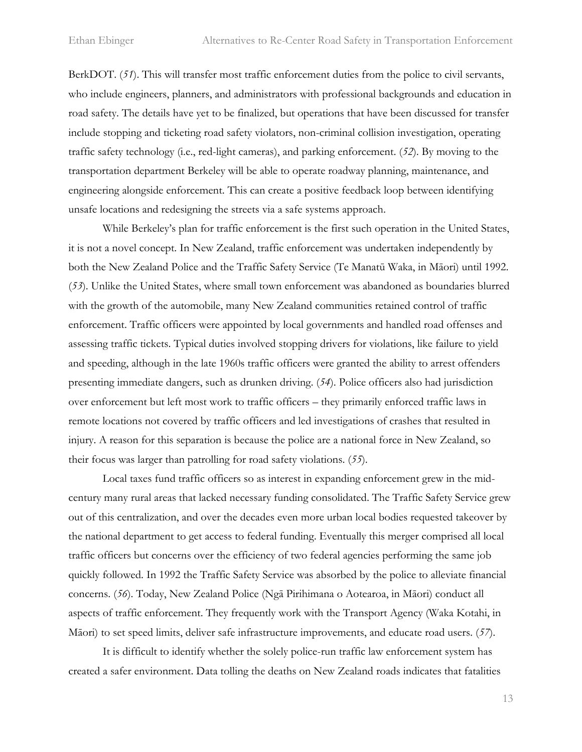BerkDOT. (*51*). This will transfer most traffic enforcement duties from the police to civil servants, who include engineers, planners, and administrators with professional backgrounds and education in road safety. The details have yet to be finalized, but operations that have been discussed for transfer include stopping and ticketing road safety violators, non-criminal collision investigation, operating traffic safety technology (i.e., red-light cameras), and parking enforcement. (*52*). By moving to the transportation department Berkeley will be able to operate roadway planning, maintenance, and engineering alongside enforcement. This can create a positive feedback loop between identifying unsafe locations and redesigning the streets via a safe systems approach.

While Berkeley's plan for traffic enforcement is the first such operation in the United States, it is not a novel concept. In New Zealand, traffic enforcement was undertaken independently by both the New Zealand Police and the Traffic Safety Service (Te Manatū Waka, in Māori) until 1992. (*53*). Unlike the United States, where small town enforcement was abandoned as boundaries blurred with the growth of the automobile, many New Zealand communities retained control of traffic enforcement. Traffic officers were appointed by local governments and handled road offenses and assessing traffic tickets. Typical duties involved stopping drivers for violations, like failure to yield and speeding, although in the late 1960s traffic officers were granted the ability to arrest offenders presenting immediate dangers, such as drunken driving. (*54*). Police officers also had jurisdiction over enforcement but left most work to traffic officers – they primarily enforced traffic laws in remote locations not covered by traffic officers and led investigations of crashes that resulted in injury. A reason for this separation is because the police are a national force in New Zealand, so their focus was larger than patrolling for road safety violations. (*55*).

Local taxes fund traffic officers so as interest in expanding enforcement grew in the mid-century many rural areas that lacked necessary funding consolidated. The Traffic Safety Service grew out of this centralization, and over the decades even more urban local bodies requested takeover by the national department to get access to federal funding. Eventually this merger comprised all local traffic officers but concerns over the efficiency of two federal agencies performing the same job quickly followed. In 1992 the Traffic Safety Service was absorbed by the police to alleviate financial concerns. (*56*). Today, New Zealand Police (Ngā Pirihimana o Aotearoa, in Māori) conduct all aspects of traffic enforcement. They frequently work with the Transport Agency (Waka Kotahi, in Māori) to set speed limits, deliver safe infrastructure improvements, and educate road users. (*57*).

It is difficult to identify whether the solely police-run traffic law enforcement system has created a safer environment. Data tolling the deaths on New Zealand roads indicates that fatalities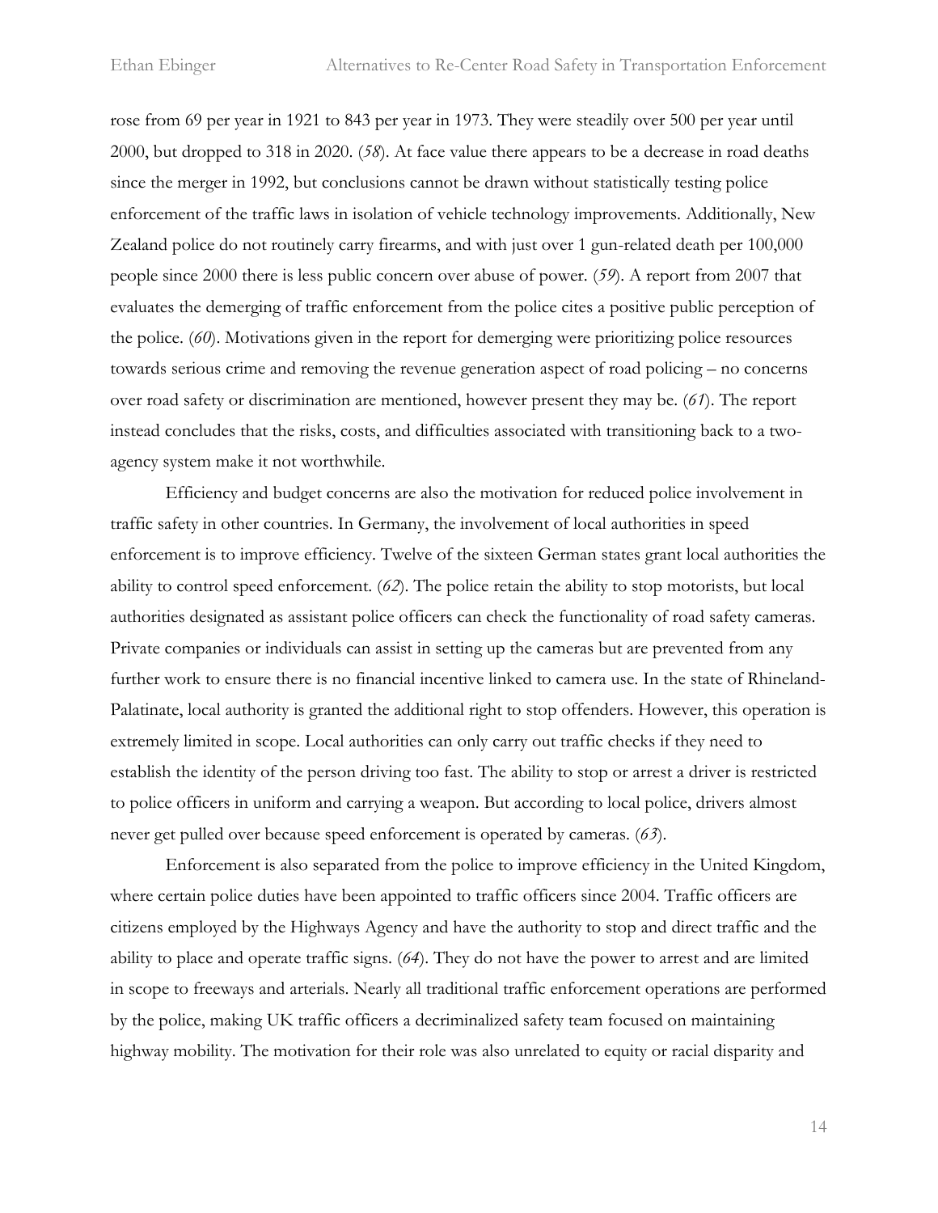rose from 69 per year in 1921 to 843 per year in 1973. They were steadily over 500 per year until 2000, but dropped to 318 in 2020. (*58*). At face value there appears to be a decrease in road deaths since the merger in 1992, but conclusions cannot be drawn without statistically testing police enforcement of the traffic laws in isolation of vehicle technology improvements. Additionally, New Zealand police do not routinely carry firearms, and with just over 1 gun-related death per 100,000 people since 2000 there is less public concern over abuse of power. (*59*). A report from 2007 that evaluates the demerging of traffic enforcement from the police cites a positive public perception of the police. (*60*). Motivations given in the report for demerging were prioritizing police resources towards serious crime and removing the revenue generation aspect of road policing – no concerns over road safety or discrimination are mentioned, however present they may be. (*61*). The report instead concludes that the risks, costs, and difficulties associated with transitioning back to a two-agency system make it not worthwhile.

Efficiency and budget concerns are also the motivation for reduced police involvement in traffic safety in other countries. In Germany, the involvement of local authorities in speed enforcement is to improve efficiency. Twelve of the sixteen German states grant local authorities the ability to control speed enforcement. (*62*). The police retain the ability to stop motorists, but local authorities designated as assistant police officers can check the functionality of road safety cameras. Private companies or individuals can assist in setting up the cameras but are prevented from any further work to ensure there is no financial incentive linked to camera use. In the state of Rhineland-Palatinate, local authority is granted the additional right to stop offenders. However, this operation is extremely limited in scope. Local authorities can only carry out traffic checks if they need to establish the identity of the person driving too fast. The ability to stop or arrest a driver is restricted to police officers in uniform and carrying a weapon. But according to local police, drivers almost never get pulled over because speed enforcement is operated by cameras. (*63*).

Enforcement is also separated from the police to improve efficiency in the United Kingdom, where certain police duties have been appointed to traffic officers since 2004. Traffic officers are citizens employed by the Highways Agency and have the authority to stop and direct traffic and the ability to place and operate traffic signs. (*64*). They do not have the power to arrest and are limited in scope to freeways and arterials. Nearly all traditional traffic enforcement operations are performed by the police, making UK traffic officers a decriminalized safety team focused on maintaining highway mobility. The motivation for their role was also unrelated to equity or racial disparity and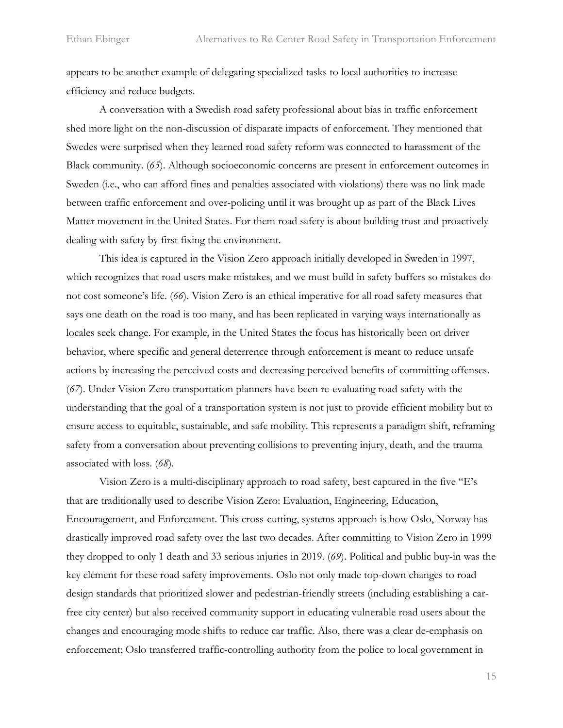appears to be another example of delegating specialized tasks to local authorities to increase efficiency and reduce budgets.

A conversation with a Swedish road safety professional about bias in traffic enforcement shed more light on the non-discussion of disparate impacts of enforcement. They mentioned that Swedes were surprised when they learned road safety reform was connected to harassment of the Black community. (*65*). Although socioeconomic concerns are present in enforcement outcomes in Sweden (i.e., who can afford fines and penalties associated with violations) there was no link made between traffic enforcement and over-policing until it was brought up as part of the Black Lives Matter movement in the United States. For them road safety is about building trust and proactively dealing with safety by first fixing the environment.

This idea is captured in the Vision Zero approach initially developed in Sweden in 1997, which recognizes that road users make mistakes, and we must build in safety buffers so mistakes do not cost someone's life. (*66*). Vision Zero is an ethical imperative for all road safety measures that says one death on the road is too many, and has been replicated in varying ways internationally as locales seek change. For example, in the United States the focus has historically been on driver behavior, where specific and general deterrence through enforcement is meant to reduce unsafe actions by increasing the perceived costs and decreasing perceived benefits of committing offenses. (*67*). Under Vision Zero transportation planners have been re-evaluating road safety with the understanding that the goal of a transportation system is not just to provide efficient mobility but to ensure access to equitable, sustainable, and safe mobility. This represents a paradigm shift, reframing safety from a conversation about preventing collisions to preventing injury, death, and the trauma associated with loss. (*68*).

Vision Zero is a multi-disciplinary approach to road safety, best captured in the five "E's that are traditionally used to describe Vision Zero: Evaluation, Engineering, Education, Encouragement, and Enforcement. This cross-cutting, systems approach is how Oslo, Norway has drastically improved road safety over the last two decades. After committing to Vision Zero in 1999 they dropped to only 1 death and 33 serious injuries in 2019. (*69*). Political and public buy-in was the key element for these road safety improvements. Oslo not only made top-down changes to road design standards that prioritized slower and pedestrian-friendly streets (including establishing a car-free city center) but also received community support in educating vulnerable road users about the changes and encouraging mode shifts to reduce car traffic. Also, there was a clear de-emphasis on enforcement; Oslo transferred traffic-controlling authority from the police to local government in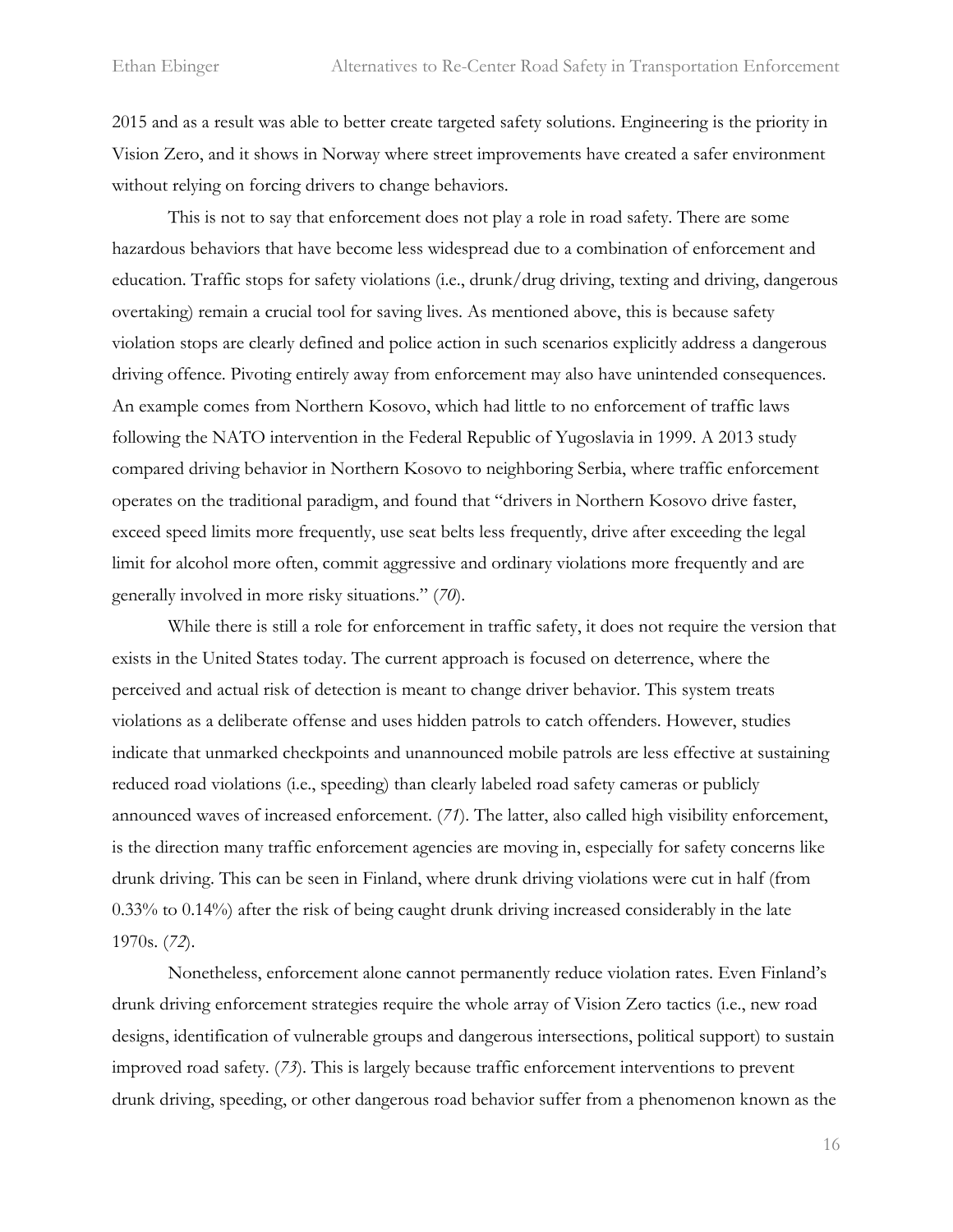2015 and as a result was able to better create targeted safety solutions. Engineering is the priority in Vision Zero, and it shows in Norway where street improvements have created a safer environment without relying on forcing drivers to change behaviors.

This is not to say that enforcement does not play a role in road safety. There are some hazardous behaviors that have become less widespread due to a combination of enforcement and education. Traffic stops for safety violations (i.e., drunk/drug driving, texting and driving, dangerous overtaking) remain a crucial tool for saving lives. As mentioned above, this is because safety violation stops are clearly defined and police action in such scenarios explicitly address a dangerous driving offence. Pivoting entirely away from enforcement may also have unintended consequences. An example comes from Northern Kosovo, which had little to no enforcement of traffic laws following the NATO intervention in the Federal Republic of Yugoslavia in 1999. A 2013 study compared driving behavior in Northern Kosovo to neighboring Serbia, where traffic enforcement operates on the traditional paradigm, and found that "drivers in Northern Kosovo drive faster, exceed speed limits more frequently, use seat belts less frequently, drive after exceeding the legal limit for alcohol more often, commit aggressive and ordinary violations more frequently and are generally involved in more risky situations." (*70*).

While there is still a role for enforcement in traffic safety, it does not require the version that exists in the United States today. The current approach is focused on deterrence, where the perceived and actual risk of detection is meant to change driver behavior. This system treats violations as a deliberate offense and uses hidden patrols to catch offenders. However, studies indicate that unmarked checkpoints and unannounced mobile patrols are less effective at sustaining reduced road violations (i.e., speeding) than clearly labeled road safety cameras or publicly announced waves of increased enforcement. (*71*). The latter, also called high visibility enforcement, is the direction many traffic enforcement agencies are moving in, especially for safety concerns like drunk driving. This can be seen in Finland, where drunk driving violations were cut in half (from 0.33% to 0.14%) after the risk of being caught drunk driving increased considerably in the late 1970s. (*72*).

Nonetheless, enforcement alone cannot permanently reduce violation rates. Even Finland's drunk driving enforcement strategies require the whole array of Vision Zero tactics (i.e., new road designs, identification of vulnerable groups and dangerous intersections, political support) to sustain improved road safety. (*73*). This is largely because traffic enforcement interventions to prevent drunk driving, speeding, or other dangerous road behavior suffer from a phenomenon known as the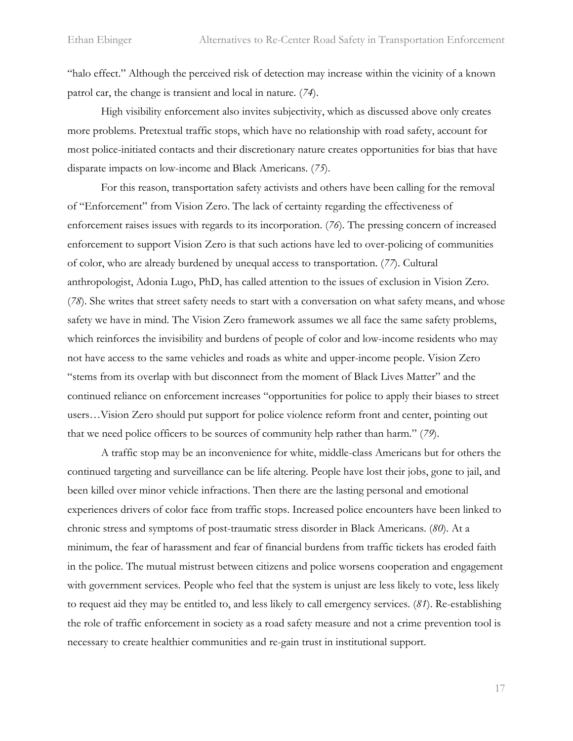"halo effect." Although the perceived risk of detection may increase within the vicinity of a known patrol car, the change is transient and local in nature. (*74*).

High visibility enforcement also invites subjectivity, which as discussed above only creates more problems. Pretextual traffic stops, which have no relationship with road safety, account for most police-initiated contacts and their discretionary nature creates opportunities for bias that have disparate impacts on low-income and Black Americans. (*75*).

For this reason, transportation safety activists and others have been calling for the removal of "Enforcement" from Vision Zero. The lack of certainty regarding the effectiveness of enforcement raises issues with regards to its incorporation. (*76*). The pressing concern of increased enforcement to support Vision Zero is that such actions have led to over-policing of communities of color, who are already burdened by unequal access to transportation. (*77*). Cultural anthropologist, Adonia Lugo, PhD, has called attention to the issues of exclusion in Vision Zero. (*78*). She writes that street safety needs to start with a conversation on what safety means, and whose safety we have in mind. The Vision Zero framework assumes we all face the same safety problems, which reinforces the invisibility and burdens of people of color and low-income residents who may not have access to the same vehicles and roads as white and upper-income people. Vision Zero "stems from its overlap with but disconnect from the moment of Black Lives Matter" and the continued reliance on enforcement increases "opportunities for police to apply their biases to street users…Vision Zero should put support for police violence reform front and center, pointing out that we need police officers to be sources of community help rather than harm." (*79*).

A traffic stop may be an inconvenience for white, middle-class Americans but for others the continued targeting and surveillance can be life altering. People have lost their jobs, gone to jail, and been killed over minor vehicle infractions. Then there are the lasting personal and emotional experiences drivers of color face from traffic stops. Increased police encounters have been linked to chronic stress and symptoms of post-traumatic stress disorder in Black Americans. (*80*). At a minimum, the fear of harassment and fear of financial burdens from traffic tickets has eroded faith in the police. The mutual mistrust between citizens and police worsens cooperation and engagement with government services. People who feel that the system is unjust are less likely to vote, less likely to request aid they may be entitled to, and less likely to call emergency services. (*81*). Re-establishing the role of traffic enforcement in society as a road safety measure and not a crime prevention tool is necessary to create healthier communities and re-gain trust in institutional support.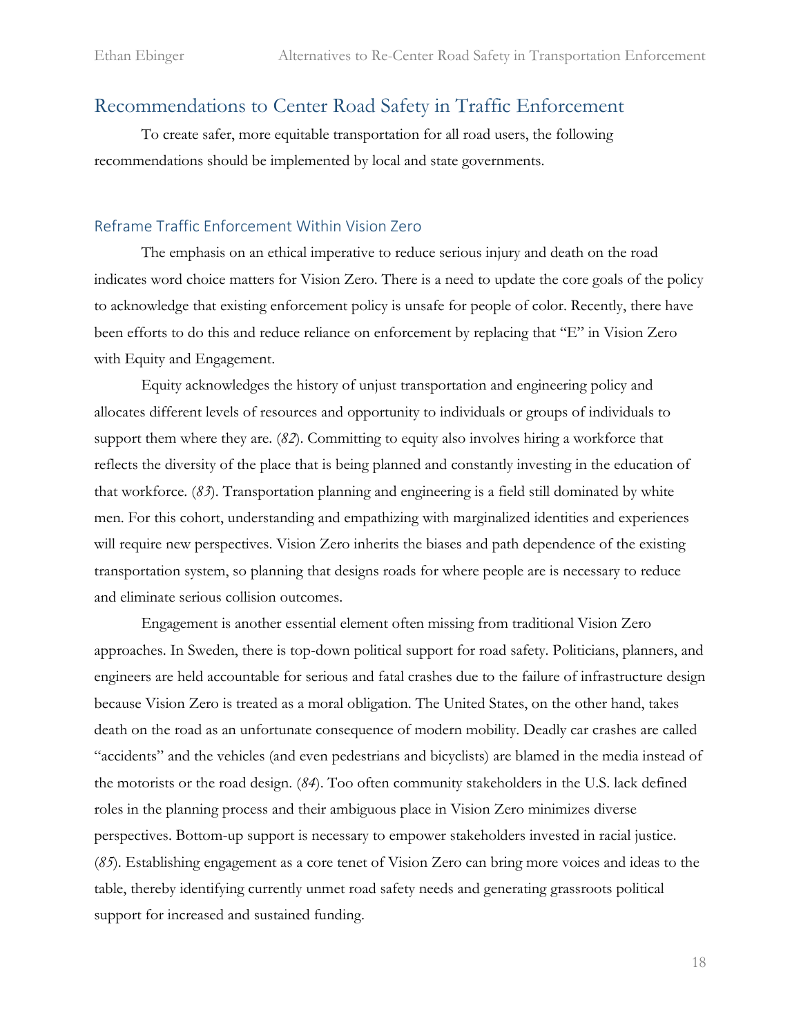## Recommendations to Center Road Safety in Traffic Enforcement

To create safer, more equitable transportation for all road users, the following recommendations should be implemented by local and state governments.

### Reframe Traffic Enforcement Within Vision Zero

The emphasis on an ethical imperative to reduce serious injury and death on the road indicates word choice matters for Vision Zero. There is a need to update the core goals of the policy to acknowledge that existing enforcement policy is unsafe for people of color. Recently, there have been efforts to do this and reduce reliance on enforcement by replacing that "E" in Vision Zero with Equity and Engagement.

Equity acknowledges the history of unjust transportation and engineering policy and allocates different levels of resources and opportunity to individuals or groups of individuals to support them where they are. (*82*). Committing to equity also involves hiring a workforce that reflects the diversity of the place that is being planned and constantly investing in the education of that workforce. (*83*). Transportation planning and engineering is a field still dominated by white men. For this cohort, understanding and empathizing with marginalized identities and experiences will require new perspectives. Vision Zero inherits the biases and path dependence of the existing transportation system, so planning that designs roads for where people are is necessary to reduce and eliminate serious collision outcomes.

Engagement is another essential element often missing from traditional Vision Zero approaches. In Sweden, there is top-down political support for road safety. Politicians, planners, and engineers are held accountable for serious and fatal crashes due to the failure of infrastructure design because Vision Zero is treated as a moral obligation. The United States, on the other hand, takes death on the road as an unfortunate consequence of modern mobility. Deadly car crashes are called "accidents" and the vehicles (and even pedestrians and bicyclists) are blamed in the media instead of the motorists or the road design. (*84*). Too often community stakeholders in the U.S. lack defined roles in the planning process and their ambiguous place in Vision Zero minimizes diverse perspectives. Bottom-up support is necessary to empower stakeholders invested in racial justice. (*85*). Establishing engagement as a core tenet of Vision Zero can bring more voices and ideas to the table, thereby identifying currently unmet road safety needs and generating grassroots political support for increased and sustained funding.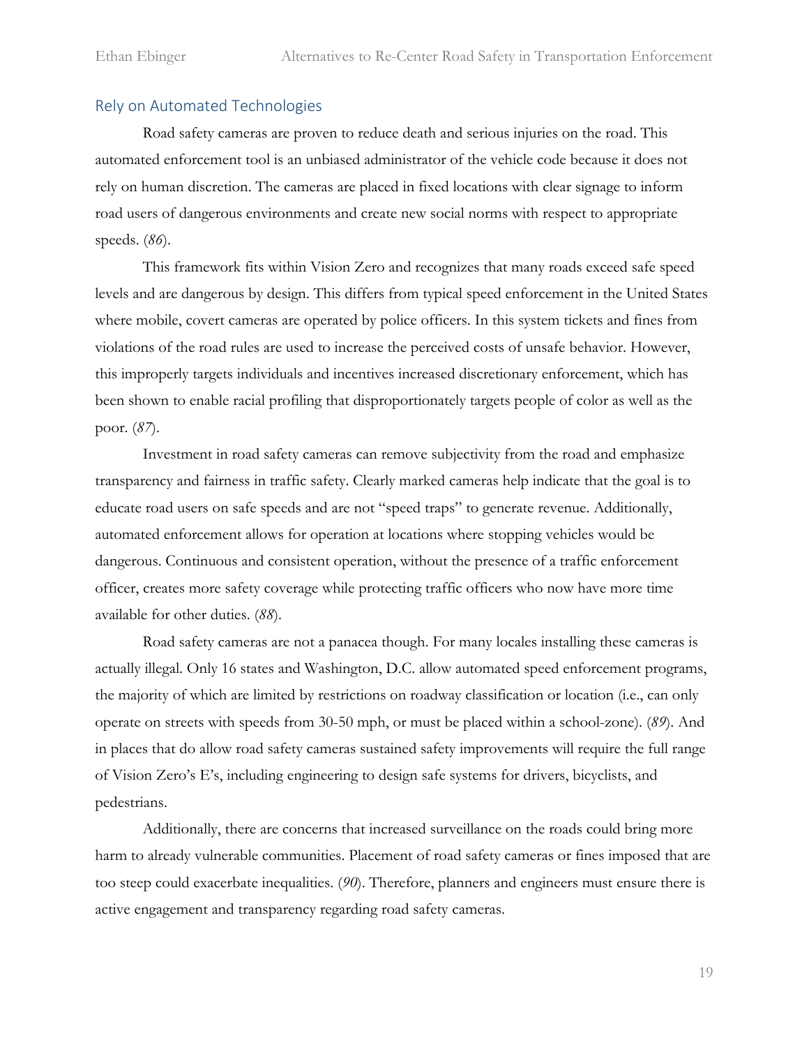## Rely on Automated Technologies

Road safety cameras are proven to reduce death and serious injuries on the road. This automated enforcement tool is an unbiased administrator of the vehicle code because it does not rely on human discretion. The cameras are placed in fixed locations with clear signage to inform road users of dangerous environments and create new social norms with respect to appropriate speeds. (*86*).

This framework fits within Vision Zero and recognizes that many roads exceed safe speed levels and are dangerous by design. This differs from typical speed enforcement in the United States where mobile, covert cameras are operated by police officers. In this system tickets and fines from violations of the road rules are used to increase the perceived costs of unsafe behavior. However, this improperly targets individuals and incentives increased discretionary enforcement, which has been shown to enable racial profiling that disproportionately targets people of color as well as the poor. (*87*).

Investment in road safety cameras can remove subjectivity from the road and emphasize transparency and fairness in traffic safety. Clearly marked cameras help indicate that the goal is to educate road users on safe speeds and are not "speed traps" to generate revenue. Additionally, automated enforcement allows for operation at locations where stopping vehicles would be dangerous. Continuous and consistent operation, without the presence of a traffic enforcement officer, creates more safety coverage while protecting traffic officers who now have more time available for other duties. (*88*).

Road safety cameras are not a panacea though. For many locales installing these cameras is actually illegal. Only 16 states and Washington, D.C. allow automated speed enforcement programs, the majority of which are limited by restrictions on roadway classification or location (i.e., can only operate on streets with speeds from 30-50 mph, or must be placed within a school-zone). (*89*). And in places that do allow road safety cameras sustained safety improvements will require the full range of Vision Zero's E's, including engineering to design safe systems for drivers, bicyclists, and pedestrians.

Additionally, there are concerns that increased surveillance on the roads could bring more harm to already vulnerable communities. Placement of road safety cameras or fines imposed that are too steep could exacerbate inequalities. (*90*). Therefore, planners and engineers must ensure there is active engagement and transparency regarding road safety cameras.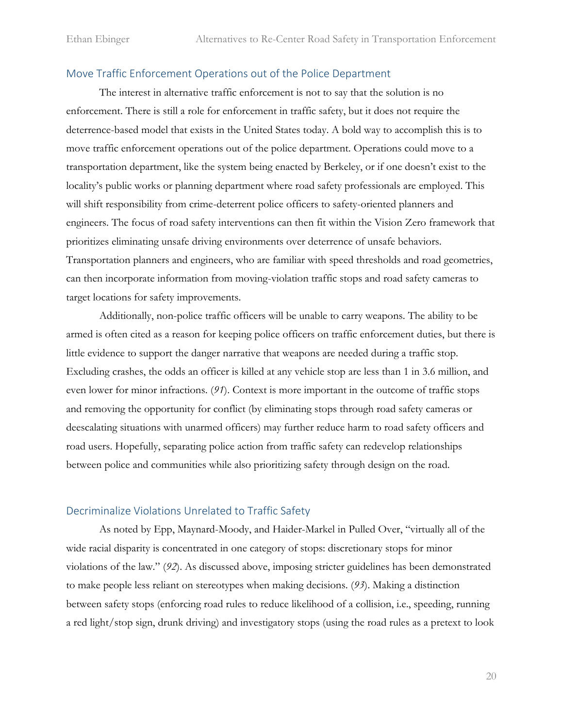## Move Traffic Enforcement Operations out of the Police Department

The interest in alternative traffic enforcement is not to say that the solution is no enforcement. There is still a role for enforcement in traffic safety, but it does not require the deterrence-based model that exists in the United States today. A bold way to accomplish this is to move traffic enforcement operations out of the police department. Operations could move to a transportation department, like the system being enacted by Berkeley, or if one doesn't exist to the locality's public works or planning department where road safety professionals are employed. This will shift responsibility from crime-deterrent police officers to safety-oriented planners and engineers. The focus of road safety interventions can then fit within the Vision Zero framework that prioritizes eliminating unsafe driving environments over deterrence of unsafe behaviors. Transportation planners and engineers, who are familiar with speed thresholds and road geometries, can then incorporate information from moving-violation traffic stops and road safety cameras to target locations for safety improvements.

Additionally, non-police traffic officers will be unable to carry weapons. The ability to be armed is often cited as a reason for keeping police officers on traffic enforcement duties, but there is little evidence to support the danger narrative that weapons are needed during a traffic stop. Excluding crashes, the odds an officer is killed at any vehicle stop are less than 1 in 3.6 million, and even lower for minor infractions. (*91*). Context is more important in the outcome of traffic stops and removing the opportunity for conflict (by eliminating stops through road safety cameras or deescalating situations with unarmed officers) may further reduce harm to road safety officers and road users. Hopefully, separating police action from traffic safety can redevelop relationships between police and communities while also prioritizing safety through design on the road.

## Decriminalize Violations Unrelated to Traffic Safety

As noted by Epp, Maynard-Moody, and Haider-Markel in Pulled Over, "virtually all of the wide racial disparity is concentrated in one category of stops: discretionary stops for minor violations of the law." (*92*). As discussed above, imposing stricter guidelines has been demonstrated to make people less reliant on stereotypes when making decisions. (*93*). Making a distinction between safety stops (enforcing road rules to reduce likelihood of a collision, i.e., speeding, running a red light/stop sign, drunk driving) and investigatory stops (using the road rules as a pretext to look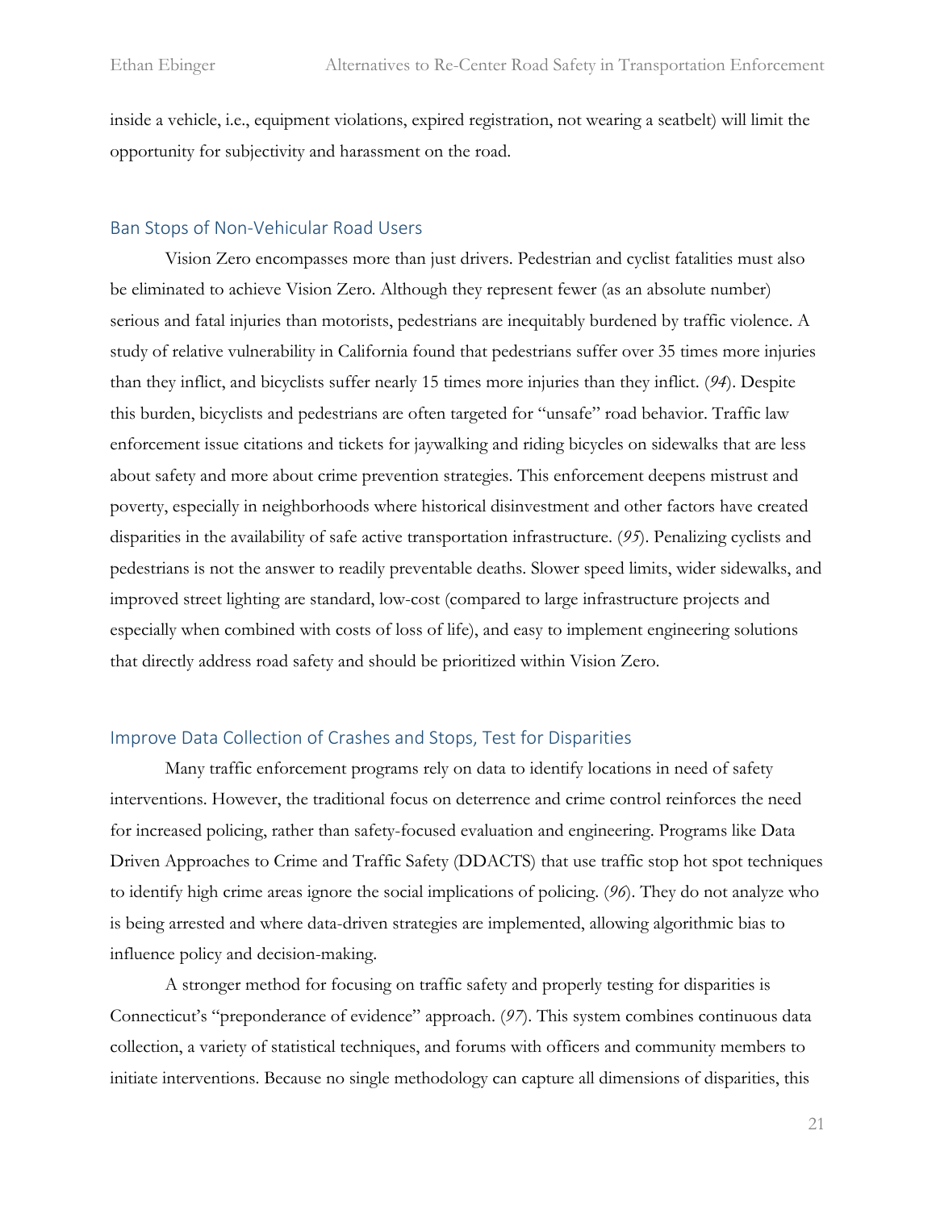inside a vehicle, i.e., equipment violations, expired registration, not wearing a seatbelt) will limit the opportunity for subjectivity and harassment on the road.

## Ban Stops of Non-Vehicular Road Users

Vision Zero encompasses more than just drivers. Pedestrian and cyclist fatalities must also be eliminated to achieve Vision Zero. Although they represent fewer (as an absolute number) serious and fatal injuries than motorists, pedestrians are inequitably burdened by traffic violence. A study of relative vulnerability in California found that pedestrians suffer over 35 times more injuries than they inflict, and bicyclists suffer nearly 15 times more injuries than they inflict. (*94*). Despite this burden, bicyclists and pedestrians are often targeted for "unsafe" road behavior. Traffic law enforcement issue citations and tickets for jaywalking and riding bicycles on sidewalks that are less about safety and more about crime prevention strategies. This enforcement deepens mistrust and poverty, especially in neighborhoods where historical disinvestment and other factors have created disparities in the availability of safe active transportation infrastructure. (*95*). Penalizing cyclists and pedestrians is not the answer to readily preventable deaths. Slower speed limits, wider sidewalks, and improved street lighting are standard, low-cost (compared to large infrastructure projects and especially when combined with costs of loss of life), and easy to implement engineering solutions that directly address road safety and should be prioritized within Vision Zero.

## Improve Data Collection of Crashes and Stops, Test for Disparities

Many traffic enforcement programs rely on data to identify locations in need of safety interventions. However, the traditional focus on deterrence and crime control reinforces the need for increased policing, rather than safety-focused evaluation and engineering. Programs like Data Driven Approaches to Crime and Traffic Safety (DDACTS) that use traffic stop hot spot techniques to identify high crime areas ignore the social implications of policing. (*96*). They do not analyze who is being arrested and where data-driven strategies are implemented, allowing algorithmic bias to influence policy and decision-making.

A stronger method for focusing on traffic safety and properly testing for disparities is Connecticut's "preponderance of evidence" approach. (*97*). This system combines continuous data collection, a variety of statistical techniques, and forums with officers and community members to initiate interventions. Because no single methodology can capture all dimensions of disparities, this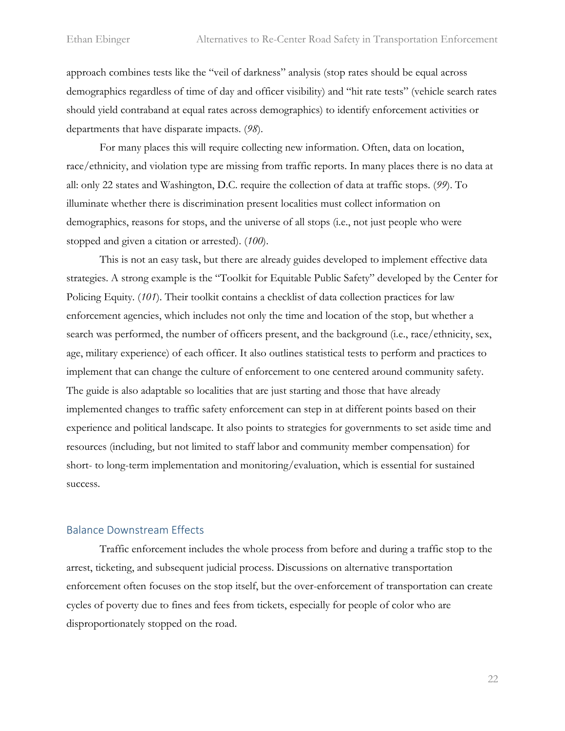approach combines tests like the "veil of darkness" analysis (stop rates should be equal across demographics regardless of time of day and officer visibility) and "hit rate tests" (vehicle search rates should yield contraband at equal rates across demographics) to identify enforcement activities or departments that have disparate impacts. (*98*).

For many places this will require collecting new information. Often, data on location, race/ethnicity, and violation type are missing from traffic reports. In many places there is no data at all: only 22 states and Washington, D.C. require the collection of data at traffic stops. (*99*). To illuminate whether there is discrimination present localities must collect information on demographics, reasons for stops, and the universe of all stops (i.e., not just people who were stopped and given a citation or arrested). (*100*).

This is not an easy task, but there are already guides developed to implement effective data strategies. A strong example is the "Toolkit for Equitable Public Safety" developed by the Center for Policing Equity. (*101*). Their toolkit contains a checklist of data collection practices for law enforcement agencies, which includes not only the time and location of the stop, but whether a search was performed, the number of officers present, and the background (i.e., race/ethnicity, sex, age, military experience) of each officer. It also outlines statistical tests to perform and practices to implement that can change the culture of enforcement to one centered around community safety. The guide is also adaptable so localities that are just starting and those that have already implemented changes to traffic safety enforcement can step in at different points based on their experience and political landscape. It also points to strategies for governments to set aside time and resources (including, but not limited to staff labor and community member compensation) for short- to long-term implementation and monitoring/evaluation, which is essential for sustained success.

## Balance Downstream Effects

Traffic enforcement includes the whole process from before and during a traffic stop to the arrest, ticketing, and subsequent judicial process. Discussions on alternative transportation enforcement often focuses on the stop itself, but the over-enforcement of transportation can create cycles of poverty due to fines and fees from tickets, especially for people of color who are disproportionately stopped on the road.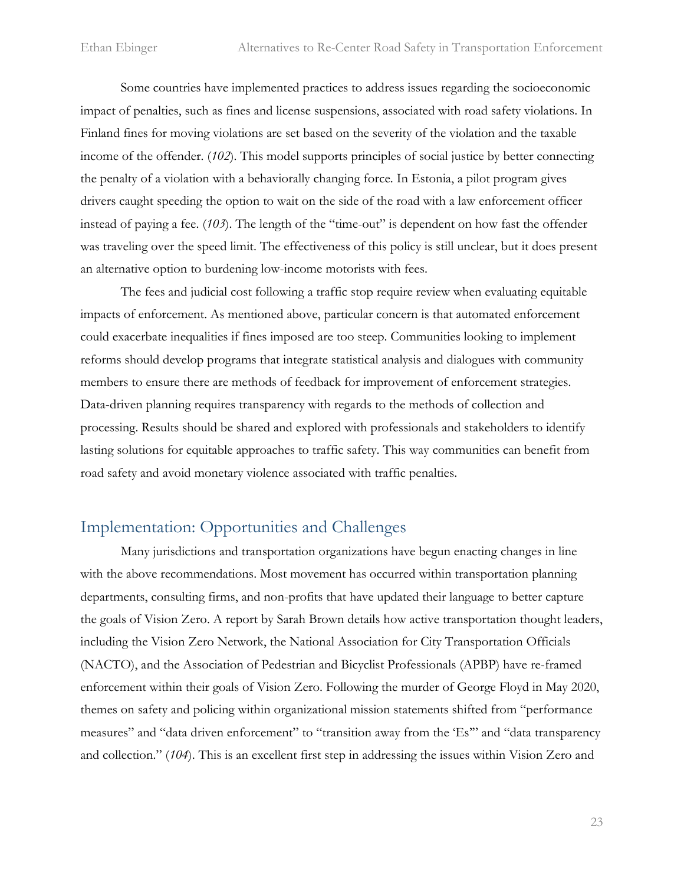Some countries have implemented practices to address issues regarding the socioeconomic impact of penalties, such as fines and license suspensions, associated with road safety violations. In Finland fines for moving violations are set based on the severity of the violation and the taxable income of the offender. (*102*). This model supports principles of social justice by better connecting the penalty of a violation with a behaviorally changing force. In Estonia, a pilot program gives drivers caught speeding the option to wait on the side of the road with a law enforcement officer instead of paying a fee. (*103*). The length of the "time-out" is dependent on how fast the offender was traveling over the speed limit. The effectiveness of this policy is still unclear, but it does present an alternative option to burdening low-income motorists with fees.

The fees and judicial cost following a traffic stop require review when evaluating equitable impacts of enforcement. As mentioned above, particular concern is that automated enforcement could exacerbate inequalities if fines imposed are too steep. Communities looking to implement reforms should develop programs that integrate statistical analysis and dialogues with community members to ensure there are methods of feedback for improvement of enforcement strategies. Data-driven planning requires transparency with regards to the methods of collection and processing. Results should be shared and explored with professionals and stakeholders to identify lasting solutions for equitable approaches to traffic safety. This way communities can benefit from road safety and avoid monetary violence associated with traffic penalties.

## Implementation: Opportunities and Challenges

Many jurisdictions and transportation organizations have begun enacting changes in line with the above recommendations. Most movement has occurred within transportation planning departments, consulting firms, and non-profits that have updated their language to better capture the goals of Vision Zero. A report by Sarah Brown details how active transportation thought leaders, including the Vision Zero Network, the National Association for City Transportation Officials (NACTO), and the Association of Pedestrian and Bicyclist Professionals (APBP) have re-framed enforcement within their goals of Vision Zero. Following the murder of George Floyd in May 2020, themes on safety and policing within organizational mission statements shifted from "performance measures" and "data driven enforcement" to "transition away from the 'Es'" and "data transparency and collection." (*104*). This is an excellent first step in addressing the issues within Vision Zero and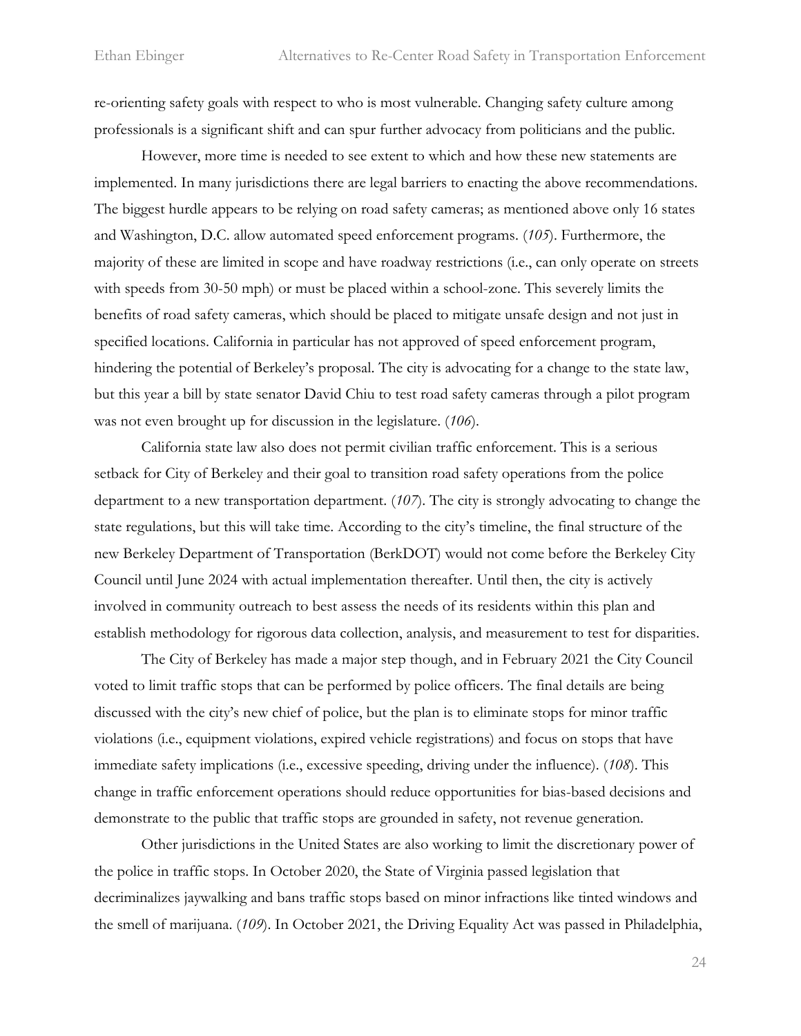re-orienting safety goals with respect to who is most vulnerable. Changing safety culture among professionals is a significant shift and can spur further advocacy from politicians and the public.

However, more time is needed to see extent to which and how these new statements are implemented. In many jurisdictions there are legal barriers to enacting the above recommendations. The biggest hurdle appears to be relying on road safety cameras; as mentioned above only 16 states and Washington, D.C. allow automated speed enforcement programs. (*105*). Furthermore, the majority of these are limited in scope and have roadway restrictions (i.e., can only operate on streets with speeds from 30-50 mph) or must be placed within a school-zone. This severely limits the benefits of road safety cameras, which should be placed to mitigate unsafe design and not just in specified locations. California in particular has not approved of speed enforcement program, hindering the potential of Berkeley's proposal. The city is advocating for a change to the state law, but this year a bill by state senator David Chiu to test road safety cameras through a pilot program was not even brought up for discussion in the legislature. (*106*).

California state law also does not permit civilian traffic enforcement. This is a serious setback for City of Berkeley and their goal to transition road safety operations from the police department to a new transportation department. (*107*). The city is strongly advocating to change the state regulations, but this will take time. According to the city's timeline, the final structure of the new Berkeley Department of Transportation (BerkDOT) would not come before the Berkeley City Council until June 2024 with actual implementation thereafter. Until then, the city is actively involved in community outreach to best assess the needs of its residents within this plan and establish methodology for rigorous data collection, analysis, and measurement to test for disparities.

The City of Berkeley has made a major step though, and in February 2021 the City Council voted to limit traffic stops that can be performed by police officers. The final details are being discussed with the city's new chief of police, but the plan is to eliminate stops for minor traffic violations (i.e., equipment violations, expired vehicle registrations) and focus on stops that have immediate safety implications (i.e., excessive speeding, driving under the influence). (*108*). This change in traffic enforcement operations should reduce opportunities for bias-based decisions and demonstrate to the public that traffic stops are grounded in safety, not revenue generation.

Other jurisdictions in the United States are also working to limit the discretionary power of the police in traffic stops. In October 2020, the State of Virginia passed legislation that decriminalizes jaywalking and bans traffic stops based on minor infractions like tinted windows and the smell of marijuana. (*109*). In October 2021, the Driving Equality Act was passed in Philadelphia,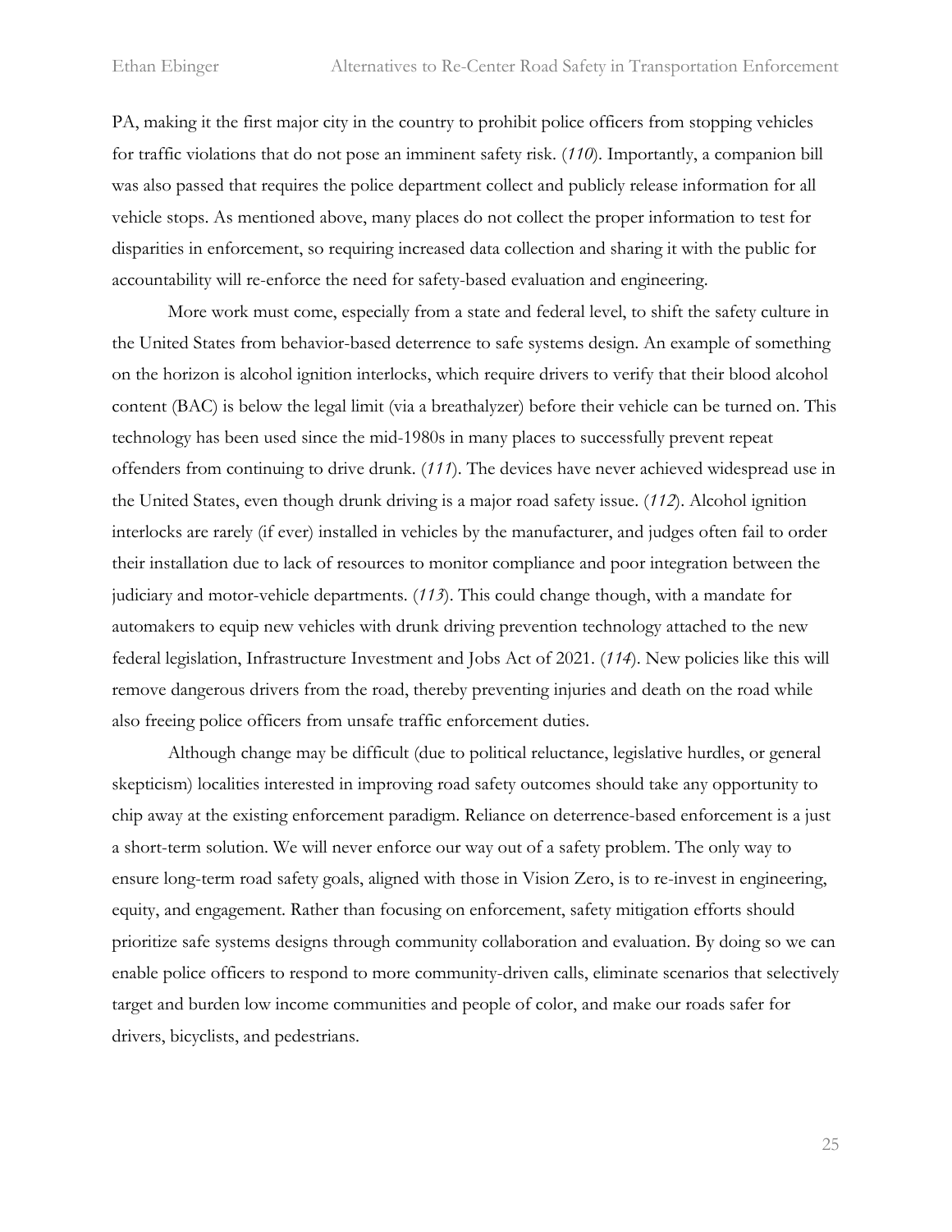PA, making it the first major city in the country to prohibit police officers from stopping vehicles for traffic violations that do not pose an imminent safety risk. (*110*). Importantly, a companion bill was also passed that requires the police department collect and publicly release information for all vehicle stops. As mentioned above, many places do not collect the proper information to test for disparities in enforcement, so requiring increased data collection and sharing it with the public for accountability will re-enforce the need for safety-based evaluation and engineering.

More work must come, especially from a state and federal level, to shift the safety culture in the United States from behavior-based deterrence to safe systems design. An example of something on the horizon is alcohol ignition interlocks, which require drivers to verify that their blood alcohol content (BAC) is below the legal limit (via a breathalyzer) before their vehicle can be turned on. This technology has been used since the mid-1980s in many places to successfully prevent repeat offenders from continuing to drive drunk. (*111*). The devices have never achieved widespread use in the United States, even though drunk driving is a major road safety issue. (*112*). Alcohol ignition interlocks are rarely (if ever) installed in vehicles by the manufacturer, and judges often fail to order their installation due to lack of resources to monitor compliance and poor integration between the judiciary and motor-vehicle departments. (*113*). This could change though, with a mandate for automakers to equip new vehicles with drunk driving prevention technology attached to the new federal legislation, Infrastructure Investment and Jobs Act of 2021. (*114*). New policies like this will remove dangerous drivers from the road, thereby preventing injuries and death on the road while also freeing police officers from unsafe traffic enforcement duties.

Although change may be difficult (due to political reluctance, legislative hurdles, or general skepticism) localities interested in improving road safety outcomes should take any opportunity to chip away at the existing enforcement paradigm. Reliance on deterrence-based enforcement is a just a short-term solution. We will never enforce our way out of a safety problem. The only way to ensure long-term road safety goals, aligned with those in Vision Zero, is to re-invest in engineering, equity, and engagement. Rather than focusing on enforcement, safety mitigation efforts should prioritize safe systems designs through community collaboration and evaluation. By doing so we can enable police officers to respond to more community-driven calls, eliminate scenarios that selectively target and burden low income communities and people of color, and make our roads safer for drivers, bicyclists, and pedestrians.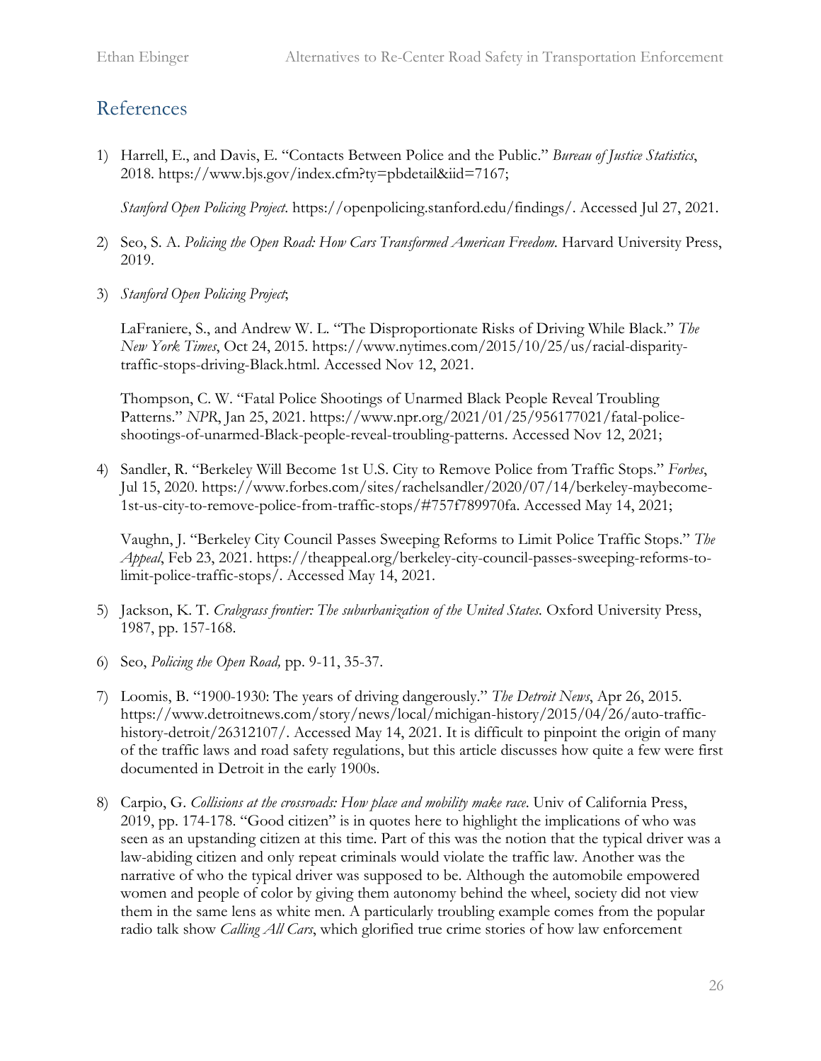## References

1) Harrell, E., and Davis, E. "Contacts Between Police and the Public." *Bureau of Justice Statistics*, 2018. https://www.bjs.gov/index.cfm?ty=pbdetail&iid=7167;

   *Stanford Open Policing Project*. https://openpolicing.stanford.edu/findings/. Accessed Jul 27, 2021.

2) Seo, S. A. *Policing the Open Road: How Cars Transformed American Freedom.* Harvard University Press, 2019.

3) *Stanford Open Policing Project*;

   LaFraniere, S., and Andrew W. L. "The Disproportionate Risks of Driving While Black." *The New York Times*, Oct 24, 2015. https://www.nytimes.com/2015/10/25/us/racial-disparity-traffic-stops-driving-Black.html. Accessed Nov 12, 2021.

   Thompson, C. W. "Fatal Police Shootings of Unarmed Black People Reveal Troubling Patterns." *NPR*, Jan 25, 2021. https://www.npr.org/2021/01/25/956177021/fatal-police-shootings-of-unarmed-Black-people-reveal-troubling-patterns. Accessed Nov 12, 2021;

4) Sandler, R. "Berkeley Will Become 1st U.S. City to Remove Police from Traffic Stops." *Forbes*, Jul 15, 2020. https://www.forbes.com/sites/rachelsandler/2020/07/14/berkeley-maybecome-1st-us-city-to-remove-police-from-traffic-stops/#757f789970fa. Accessed May 14, 2021;

   Vaughn, J. "Berkeley City Council Passes Sweeping Reforms to Limit Police Traffic Stops." *The Appeal*, Feb 23, 2021. https://theappeal.org/berkeley-city-council-passes-sweeping-reforms-to-limit-police-traffic-stops/. Accessed May 14, 2021.

5) Jackson, K. T. *Crabgrass frontier: The suburbanization of the United States.* Oxford University Press, 1987, pp. 157-168.

6) Seo, *Policing the Open Road,* pp. 9-11, 35-37.

7) Loomis, B. "1900-1930: The years of driving dangerously." *The Detroit News*, Apr 26, 2015. https://www.detroitnews.com/story/news/local/michigan-history/2015/04/26/auto-traffic-history-detroit/26312107/. Accessed May 14, 2021. It is difficult to pinpoint the origin of many of the traffic laws and road safety regulations, but this article discusses how quite a few were first documented in Detroit in the early 1900s.

8) Carpio, G. *Collisions at the crossroads: How place and mobility make race*. Univ of California Press, 2019, pp. 174-178. "Good citizen" is in quotes here to highlight the implications of who was seen as an upstanding citizen at this time. Part of this was the notion that the typical driver was a law-abiding citizen and only repeat criminals would violate the traffic law. Another was the narrative of who the typical driver was supposed to be. Although the automobile empowered women and people of color by giving them autonomy behind the wheel, society did not view them in the same lens as white men. A particularly troubling example comes from the popular radio talk show *Calling All Cars*, which glorified true crime stories of how law enforcement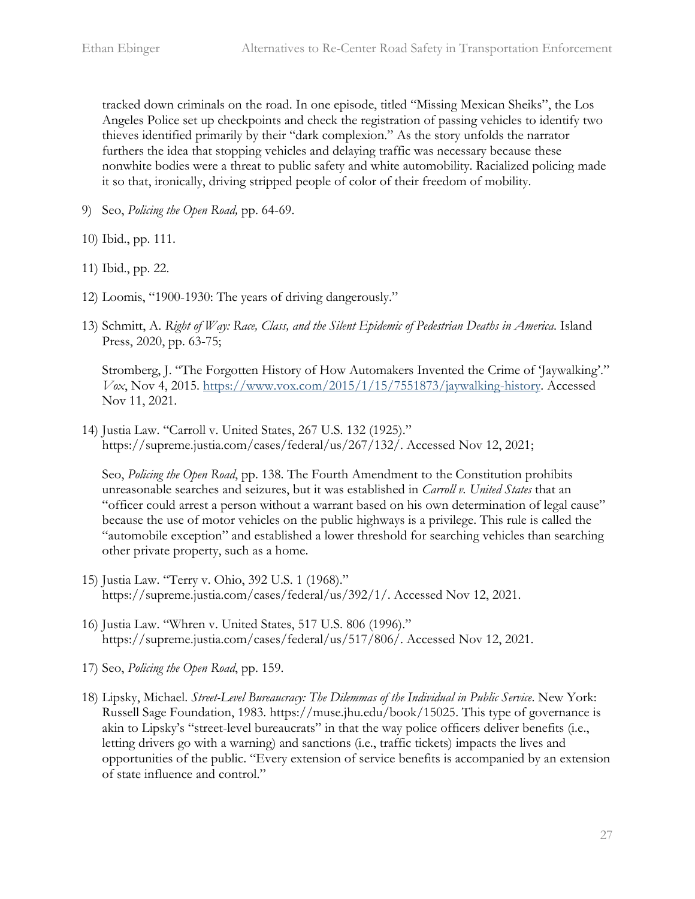tracked down criminals on the road. In one episode, titled "Missing Mexican Sheiks", the Los Angeles Police set up checkpoints and check the registration of passing vehicles to identify two thieves identified primarily by their "dark complexion." As the story unfolds the narrator furthers the idea that stopping vehicles and delaying traffic was necessary because these nonwhite bodies were a threat to public safety and white automobility. Racialized policing made it so that, ironically, driving stripped people of color of their freedom of mobility.

9) Seo, *Policing the Open Road,* pp. 64-69.

10) Ibid., pp. 111.

11) Ibid., pp. 22.

12) Loomis, "1900-1930: The years of driving dangerously."

13) Schmitt, A. *Right of Way: Race, Class, and the Silent Epidemic of Pedestrian Deaths in America.* Island Press, 2020, pp. 63-75;

    Stromberg, J. "The Forgotten History of How Automakers Invented the Crime of 'Jaywalking'." *Vox*, Nov 4, 2015. https://www.vox.com/2015/1/15/7551873/jaywalking-history. Accessed Nov 11, 2021.

14) Justia Law. "Carroll v. United States, 267 U.S. 132 (1925)." https://supreme.justia.com/cases/federal/us/267/132/. Accessed Nov 12, 2021;

    Seo, *Policing the Open Road*, pp. 138. The Fourth Amendment to the Constitution prohibits unreasonable searches and seizures, but it was established in *Carroll v. United States* that an "officer could arrest a person without a warrant based on his own determination of legal cause" because the use of motor vehicles on the public highways is a privilege. This rule is called the "automobile exception" and established a lower threshold for searching vehicles than searching other private property, such as a home.

15) Justia Law. "Terry v. Ohio, 392 U.S. 1 (1968)." https://supreme.justia.com/cases/federal/us/392/1/. Accessed Nov 12, 2021.

16) Justia Law. "Whren v. United States, 517 U.S. 806 (1996)." https://supreme.justia.com/cases/federal/us/517/806/. Accessed Nov 12, 2021.

17) Seo, *Policing the Open Road*, pp. 159.

18) Lipsky, Michael. *Street-Level Bureaucracy: The Dilemmas of the Individual in Public Service*. New York: Russell Sage Foundation, 1983. https://muse.jhu.edu/book/15025. This type of governance is akin to Lipsky's "street-level bureaucrats" in that the way police officers deliver benefits (i.e., letting drivers go with a warning) and sanctions (i.e., traffic tickets) impacts the lives and opportunities of the public. "Every extension of service benefits is accompanied by an extension of state influence and control."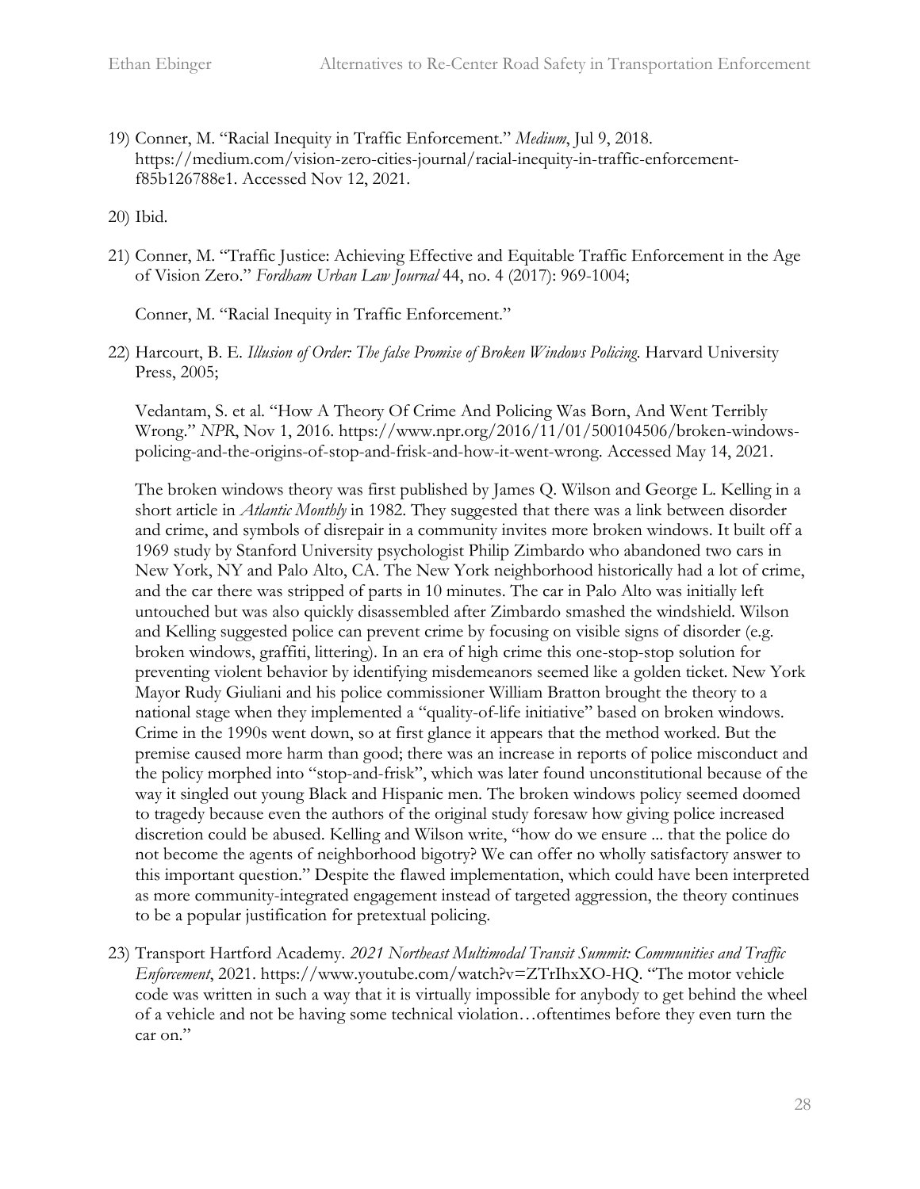19) Conner, M. "Racial Inequity in Traffic Enforcement." *Medium*, Jul 9, 2018. https://medium.com/vision-zero-cities-journal/racial-inequity-in-traffic-enforcement-f85b126788e1. Accessed Nov 12, 2021.

20) Ibid.

21) Conner, M. "Traffic Justice: Achieving Effective and Equitable Traffic Enforcement in the Age of Vision Zero." *Fordham Urban Law Journal* 44, no. 4 (2017): 969-1004;

    Conner, M. "Racial Inequity in Traffic Enforcement."

22) Harcourt, B. E. *Illusion of Order: The false Promise of Broken Windows Policing*. Harvard University Press, 2005;

    Vedantam, S. et al. "How A Theory Of Crime And Policing Was Born, And Went Terribly Wrong." *NPR*, Nov 1, 2016. https://www.npr.org/2016/11/01/500104506/broken-windows-policing-and-the-origins-of-stop-and-frisk-and-how-it-went-wrong. Accessed May 14, 2021.

    The broken windows theory was first published by James Q. Wilson and George L. Kelling in a short article in *Atlantic Monthly* in 1982. They suggested that there was a link between disorder and crime, and symbols of disrepair in a community invites more broken windows. It built off a 1969 study by Stanford University psychologist Philip Zimbardo who abandoned two cars in New York, NY and Palo Alto, CA. The New York neighborhood historically had a lot of crime, and the car there was stripped of parts in 10 minutes. The car in Palo Alto was initially left untouched but was also quickly disassembled after Zimbardo smashed the windshield. Wilson and Kelling suggested police can prevent crime by focusing on visible signs of disorder (e.g. broken windows, graffiti, littering). In an era of high crime this one-stop-stop solution for preventing violent behavior by identifying misdemeanors seemed like a golden ticket. New York Mayor Rudy Giuliani and his police commissioner William Bratton brought the theory to a national stage when they implemented a "quality-of-life initiative" based on broken windows. Crime in the 1990s went down, so at first glance it appears that the method worked. But the premise caused more harm than good; there was an increase in reports of police misconduct and the policy morphed into "stop-and-frisk", which was later found unconstitutional because of the way it singled out young Black and Hispanic men. The broken windows policy seemed doomed to tragedy because even the authors of the original study foresaw how giving police increased discretion could be abused. Kelling and Wilson write, "how do we ensure ... that the police do not become the agents of neighborhood bigotry? We can offer no wholly satisfactory answer to this important question." Despite the flawed implementation, which could have been interpreted as more community-integrated engagement instead of targeted aggression, the theory continues to be a popular justification for pretextual policing.

23) Transport Hartford Academy. *2021 Northeast Multimodal Transit Summit: Communities and Traffic Enforcement*, 2021. https://www.youtube.com/watch?v=ZTrIhxXO-HQ. "The motor vehicle code was written in such a way that it is virtually impossible for anybody to get behind the wheel of a vehicle and not be having some technical violation…oftentimes before they even turn the car on."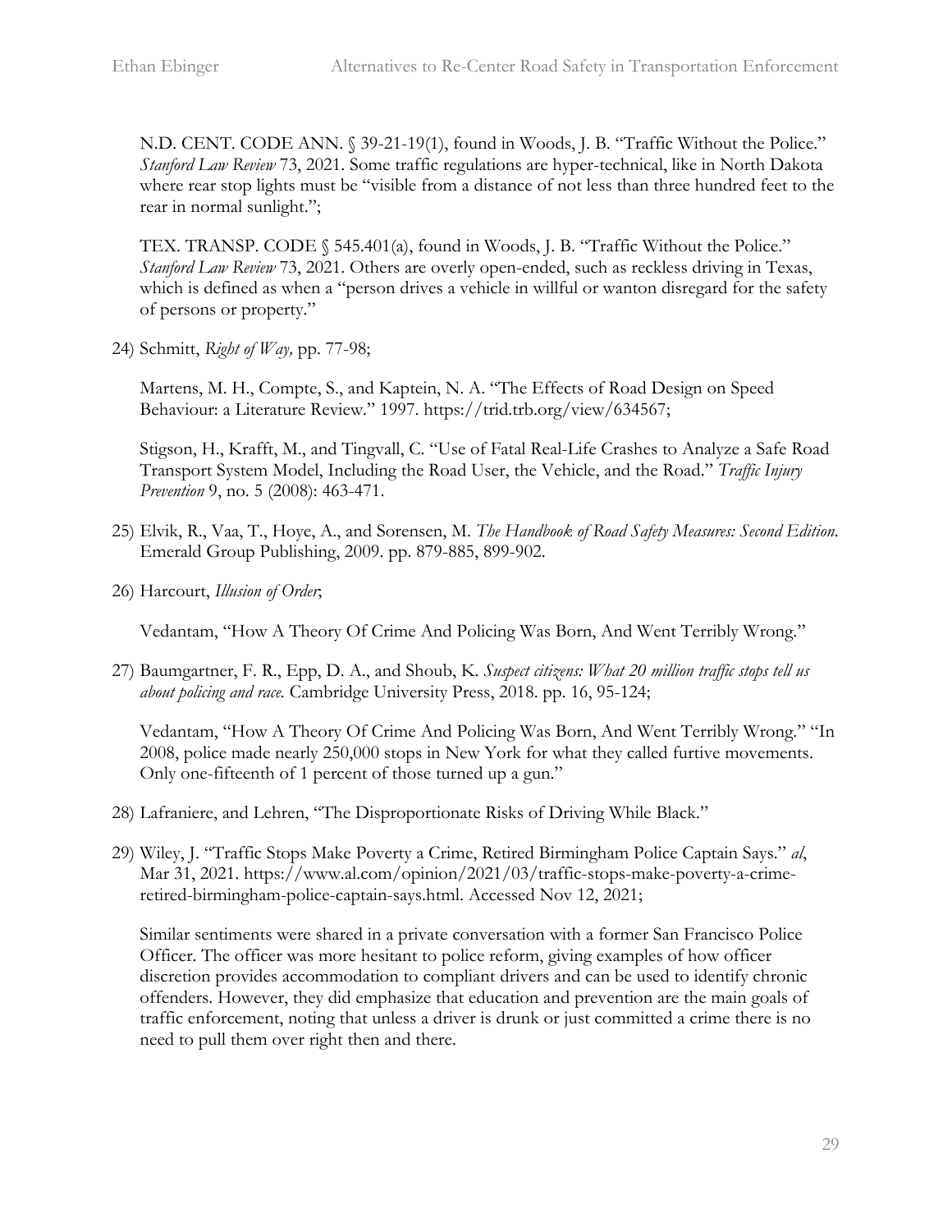N.D. CENT. CODE ANN. § 39-21-19(1), found in Woods, J. B. "Traffic Without the Police." *Stanford Law Review* 73, 2021. Some traffic regulations are hyper-technical, like in North Dakota where rear stop lights must be "visible from a distance of not less than three hundred feet to the rear in normal sunlight.";

TEX. TRANSP. CODE § 545.401(a), found in Woods, J. B. "Traffic Without the Police." *Stanford Law Review* 73, 2021. Others are overly open-ended, such as reckless driving in Texas, which is defined as when a "person drives a vehicle in willful or wanton disregard for the safety of persons or property."

24) Schmitt, *Right of Way,* pp. 77-98;

Martens, M. H., Compte, S., and Kaptein, N. A. "The Effects of Road Design on Speed Behaviour: a Literature Review." 1997. https://trid.trb.org/view/634567;

Stigson, H., Krafft, M., and Tingvall, C. "Use of Fatal Real-Life Crashes to Analyze a Safe Road Transport System Model, Including the Road User, the Vehicle, and the Road." *Traffic Injury Prevention* 9, no. 5 (2008): 463-471.

25) Elvik, R., Vaa, T., Hoye, A., and Sorensen, M. *The Handbook of Road Safety Measures: Second Edition*. Emerald Group Publishing, 2009. pp. 879-885, 899-902.

26) Harcourt, *Illusion of Order*;

Vedantam, "How A Theory Of Crime And Policing Was Born, And Went Terribly Wrong."

27) Baumgartner, F. R., Epp, D. A., and Shoub, K. *Suspect citizens: What 20 million traffic stops tell us about policing and race.* Cambridge University Press, 2018. pp. 16, 95-124;

Vedantam, "How A Theory Of Crime And Policing Was Born, And Went Terribly Wrong." "In 2008, police made nearly 250,000 stops in New York for what they called furtive movements. Only one-fifteenth of 1 percent of those turned up a gun."

28) Lafraniere, and Lehren, "The Disproportionate Risks of Driving While Black."

29) Wiley, J. "Traffic Stops Make Poverty a Crime, Retired Birmingham Police Captain Says." *al*, Mar 31, 2021. https://www.al.com/opinion/2021/03/traffic-stops-make-poverty-a-crime-retired-birmingham-police-captain-says.html. Accessed Nov 12, 2021;

Similar sentiments were shared in a private conversation with a former San Francisco Police Officer. The officer was more hesitant to police reform, giving examples of how officer discretion provides accommodation to compliant drivers and can be used to identify chronic offenders. However, they did emphasize that education and prevention are the main goals of traffic enforcement, noting that unless a driver is drunk or just committed a crime there is no need to pull them over right then and there.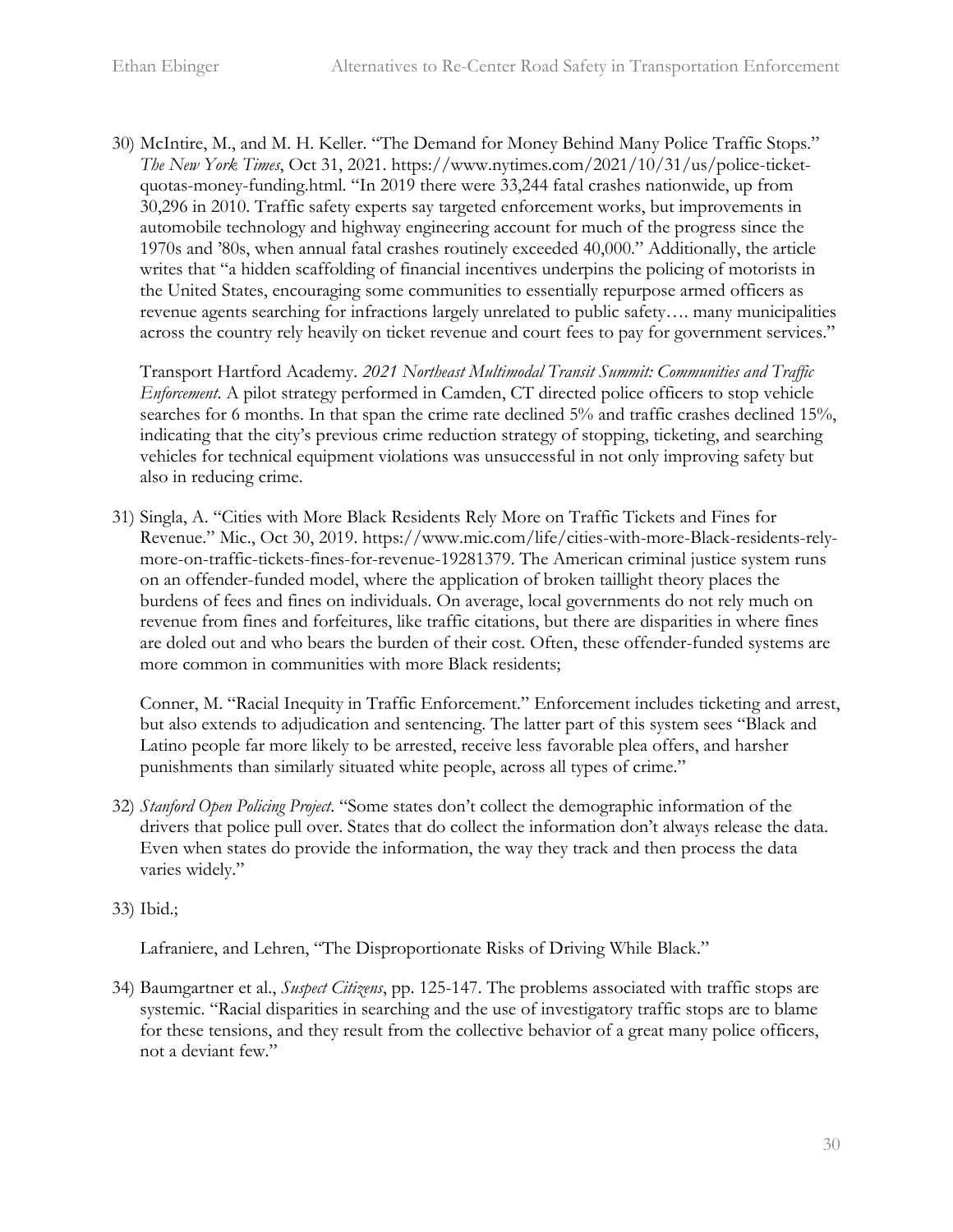30) McIntire, M., and M. H. Keller. "The Demand for Money Behind Many Police Traffic Stops." *The New York Times*, Oct 31, 2021. https://www.nytimes.com/2021/10/31/us/police-ticket-quotas-money-funding.html. "In 2019 there were 33,244 fatal crashes nationwide, up from 30,296 in 2010. Traffic safety experts say targeted enforcement works, but improvements in automobile technology and highway engineering account for much of the progress since the 1970s and '80s, when annual fatal crashes routinely exceeded 40,000." Additionally, the article writes that "a hidden scaffolding of financial incentives underpins the policing of motorists in the United States, encouraging some communities to essentially repurpose armed officers as revenue agents searching for infractions largely unrelated to public safety…. many municipalities across the country rely heavily on ticket revenue and court fees to pay for government services."

    Transport Hartford Academy. *2021 Northeast Multimodal Transit Summit: Communities and Traffic Enforcement*. A pilot strategy performed in Camden, CT directed police officers to stop vehicle searches for 6 months. In that span the crime rate declined 5% and traffic crashes declined 15%, indicating that the city's previous crime reduction strategy of stopping, ticketing, and searching vehicles for technical equipment violations was unsuccessful in not only improving safety but also in reducing crime.

31) Singla, A. "Cities with More Black Residents Rely More on Traffic Tickets and Fines for Revenue." Mic., Oct 30, 2019. https://www.mic.com/life/cities-with-more-Black-residents-rely-more-on-traffic-tickets-fines-for-revenue-19281379. The American criminal justice system runs on an offender-funded model, where the application of broken taillight theory places the burdens of fees and fines on individuals. On average, local governments do not rely much on revenue from fines and forfeitures, like traffic citations, but there are disparities in where fines are doled out and who bears the burden of their cost. Often, these offender-funded systems are more common in communities with more Black residents;

    Conner, M. "Racial Inequity in Traffic Enforcement." Enforcement includes ticketing and arrest, but also extends to adjudication and sentencing. The latter part of this system sees "Black and Latino people far more likely to be arrested, receive less favorable plea offers, and harsher punishments than similarly situated white people, across all types of crime."

32) *Stanford Open Policing Project*. "Some states don't collect the demographic information of the drivers that police pull over. States that do collect the information don't always release the data. Even when states do provide the information, the way they track and then process the data varies widely."

33) Ibid.;

    Lafraniere, and Lehren, "The Disproportionate Risks of Driving While Black."

34) Baumgartner et al., *Suspect Citizens*, pp. 125-147. The problems associated with traffic stops are systemic. "Racial disparities in searching and the use of investigatory traffic stops are to blame for these tensions, and they result from the collective behavior of a great many police officers, not a deviant few."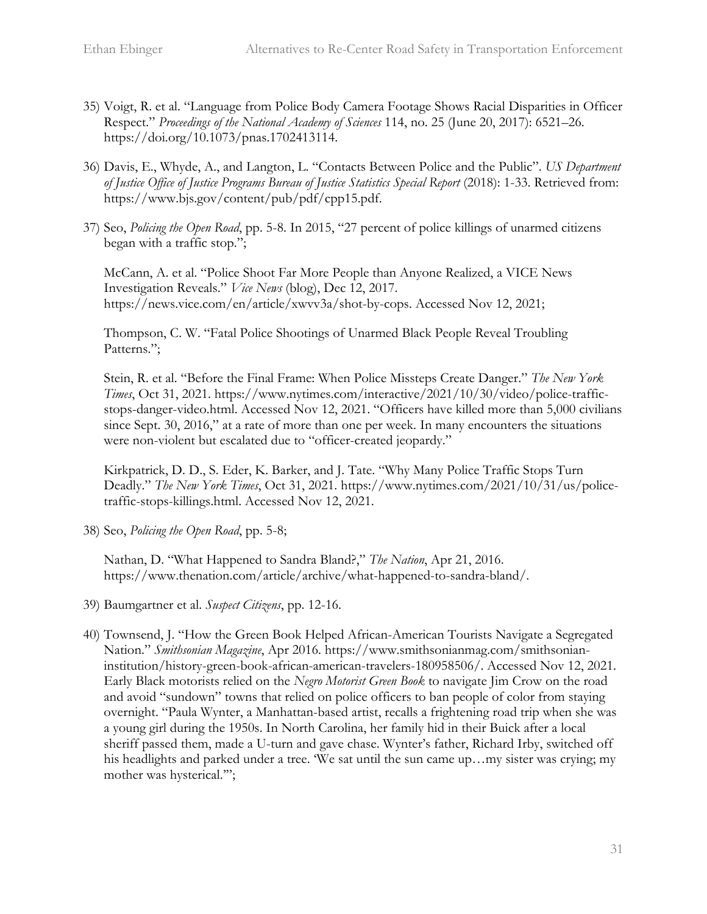35) Voigt, R. et al. "Language from Police Body Camera Footage Shows Racial Disparities in Officer Respect." *Proceedings of the National Academy of Sciences* 114, no. 25 (June 20, 2017): 6521–26. https://doi.org/10.1073/pnas.1702413114.

36) Davis, E., Whyde, A., and Langton, L. "Contacts Between Police and the Public". *US Department of Justice Office of Justice Programs Bureau of Justice Statistics Special Report* (2018): 1-33. Retrieved from: https://www.bjs.gov/content/pub/pdf/cpp15.pdf.

37) Seo, *Policing the Open Road*, pp. 5-8. In 2015, "27 percent of police killings of unarmed citizens began with a traffic stop.";

    McCann, A. et al. "Police Shoot Far More People than Anyone Realized, a VICE News Investigation Reveals." *Vice News* (blog), Dec 12, 2017. https://news.vice.com/en/article/xwvv3a/shot-by-cops. Accessed Nov 12, 2021;

    Thompson, C. W. "Fatal Police Shootings of Unarmed Black People Reveal Troubling Patterns.";

    Stein, R. et al. "Before the Final Frame: When Police Missteps Create Danger." *The New York Times*, Oct 31, 2021. https://www.nytimes.com/interactive/2021/10/30/video/police-traffic-stops-danger-video.html. Accessed Nov 12, 2021. "Officers have killed more than 5,000 civilians since Sept. 30, 2016," at a rate of more than one per week. In many encounters the situations were non-violent but escalated due to "officer-created jeopardy."

    Kirkpatrick, D. D., S. Eder, K. Barker, and J. Tate. "Why Many Police Traffic Stops Turn Deadly." *The New York Times*, Oct 31, 2021. https://www.nytimes.com/2021/10/31/us/police-traffic-stops-killings.html. Accessed Nov 12, 2021.

38) Seo, *Policing the Open Road*, pp. 5-8;

    Nathan, D. "What Happened to Sandra Bland?," *The Nation*, Apr 21, 2016. https://www.thenation.com/article/archive/what-happened-to-sandra-bland/.

39) Baumgartner et al. *Suspect Citizens*, pp. 12-16.

40) Townsend, J. "How the Green Book Helped African-American Tourists Navigate a Segregated Nation." *Smithsonian Magazine*, Apr 2016. https://www.smithsonianmag.com/smithsonian-institution/history-green-book-african-american-travelers-180958506/. Accessed Nov 12, 2021. Early Black motorists relied on the *Negro Motorist Green Book* to navigate Jim Crow on the road and avoid "sundown" towns that relied on police officers to ban people of color from staying overnight. "Paula Wynter, a Manhattan-based artist, recalls a frightening road trip when she was a young girl during the 1950s. In North Carolina, her family hid in their Buick after a local sheriff passed them, made a U-turn and gave chase. Wynter's father, Richard Irby, switched off his headlights and parked under a tree. 'We sat until the sun came up…my sister was crying; my mother was hysterical.'";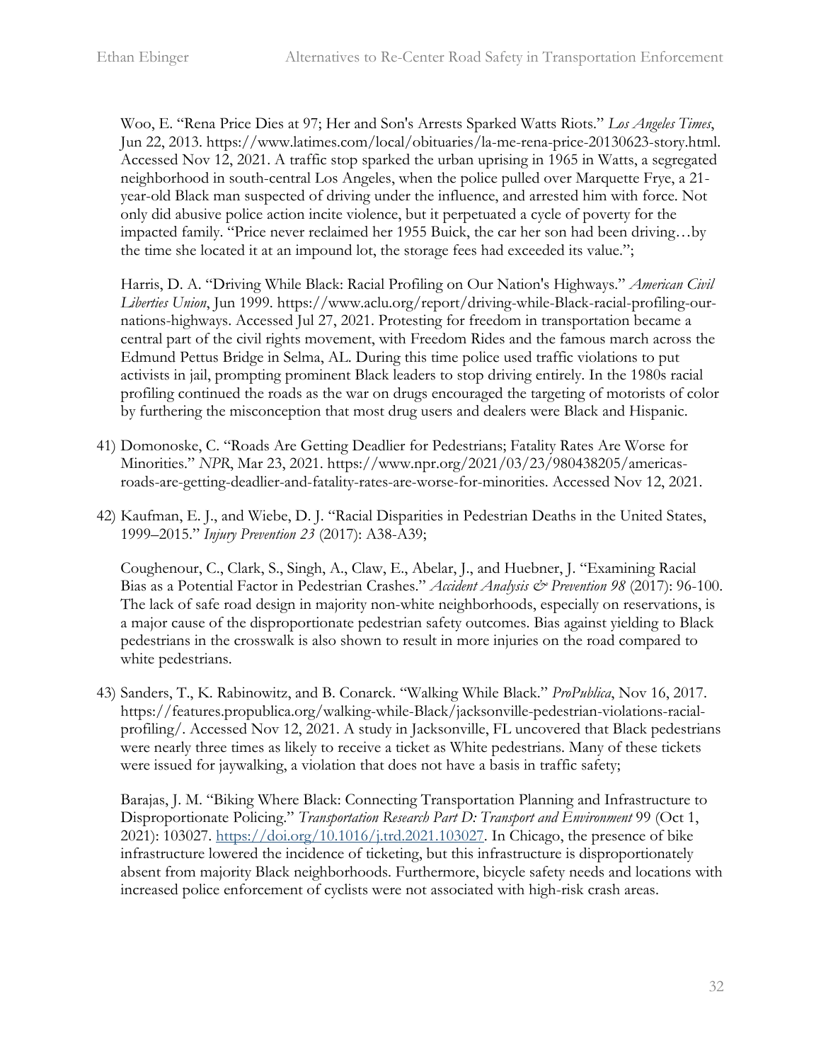Woo, E. "Rena Price Dies at 97; Her and Son's Arrests Sparked Watts Riots." *Los Angeles Times*, Jun 22, 2013. https://www.latimes.com/local/obituaries/la-me-rena-price-20130623-story.html. Accessed Nov 12, 2021. A traffic stop sparked the urban uprising in 1965 in Watts, a segregated neighborhood in south-central Los Angeles, when the police pulled over Marquette Frye, a 21-year-old Black man suspected of driving under the influence, and arrested him with force. Not only did abusive police action incite violence, but it perpetuated a cycle of poverty for the impacted family. "Price never reclaimed her 1955 Buick, the car her son had been driving…by the time she located it at an impound lot, the storage fees had exceeded its value.";

Harris, D. A. "Driving While Black: Racial Profiling on Our Nation's Highways." *American Civil Liberties Union*, Jun 1999. https://www.aclu.org/report/driving-while-Black-racial-profiling-our-nations-highways. Accessed Jul 27, 2021. Protesting for freedom in transportation became a central part of the civil rights movement, with Freedom Rides and the famous march across the Edmund Pettus Bridge in Selma, AL. During this time police used traffic violations to put activists in jail, prompting prominent Black leaders to stop driving entirely. In the 1980s racial profiling continued the roads as the war on drugs encouraged the targeting of motorists of color by furthering the misconception that most drug users and dealers were Black and Hispanic.

41) Domonoske, C. "Roads Are Getting Deadlier for Pedestrians; Fatality Rates Are Worse for Minorities." *NPR*, Mar 23, 2021. https://www.npr.org/2021/03/23/980438205/americas-roads-are-getting-deadlier-and-fatality-rates-are-worse-for-minorities. Accessed Nov 12, 2021.

42) Kaufman, E. J., and Wiebe, D. J. "Racial Disparities in Pedestrian Deaths in the United States, 1999–2015." *Injury Prevention 23* (2017): A38-A39;

    Coughenour, C., Clark, S., Singh, A., Claw, E., Abelar, J., and Huebner, J. "Examining Racial Bias as a Potential Factor in Pedestrian Crashes." *Accident Analysis & Prevention 98* (2017): 96-100. The lack of safe road design in majority non-white neighborhoods, especially on reservations, is a major cause of the disproportionate pedestrian safety outcomes. Bias against yielding to Black pedestrians in the crosswalk is also shown to result in more injuries on the road compared to white pedestrians.

43) Sanders, T., K. Rabinowitz, and B. Conarck. "Walking While Black." *ProPublica*, Nov 16, 2017. https://features.propublica.org/walking-while-Black/jacksonville-pedestrian-violations-racial-profiling/. Accessed Nov 12, 2021. A study in Jacksonville, FL uncovered that Black pedestrians were nearly three times as likely to receive a ticket as White pedestrians. Many of these tickets were issued for jaywalking, a violation that does not have a basis in traffic safety;

    Barajas, J. M. "Biking Where Black: Connecting Transportation Planning and Infrastructure to Disproportionate Policing." *Transportation Research Part D: Transport and Environment* 99 (Oct 1, 2021): 103027. https://doi.org/10.1016/j.trd.2021.103027. In Chicago, the presence of bike infrastructure lowered the incidence of ticketing, but this infrastructure is disproportionately absent from majority Black neighborhoods. Furthermore, bicycle safety needs and locations with increased police enforcement of cyclists were not associated with high-risk crash areas.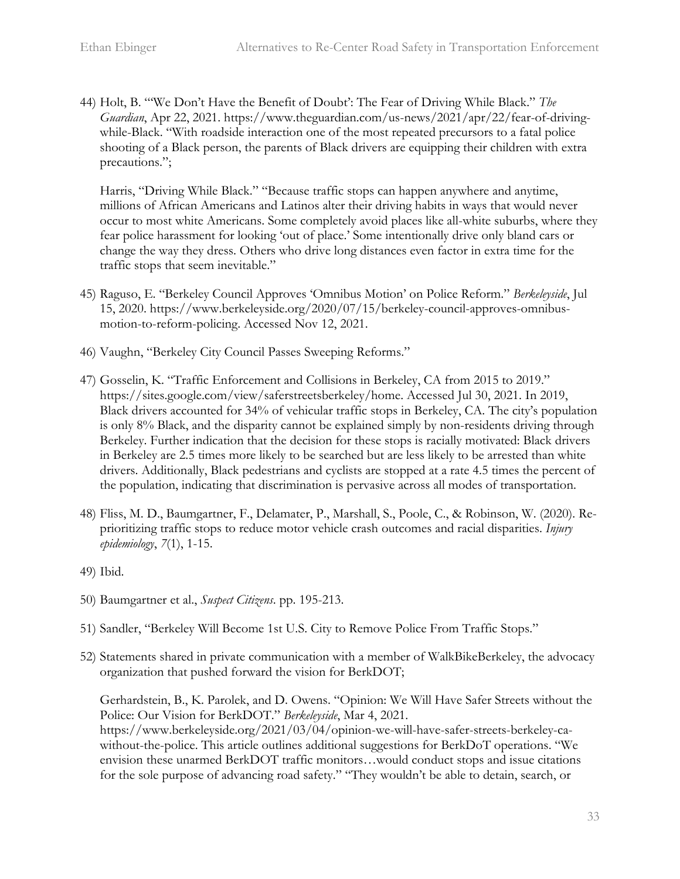44) Holt, B. "'We Don't Have the Benefit of Doubt': The Fear of Driving While Black." *The Guardian*, Apr 22, 2021. https://www.theguardian.com/us-news/2021/apr/22/fear-of-driving-while-Black. "With roadside interaction one of the most repeated precursors to a fatal police shooting of a Black person, the parents of Black drivers are equipping their children with extra precautions.";

    Harris, "Driving While Black." "Because traffic stops can happen anywhere and anytime, millions of African Americans and Latinos alter their driving habits in ways that would never occur to most white Americans. Some completely avoid places like all-white suburbs, where they fear police harassment for looking 'out of place.' Some intentionally drive only bland cars or change the way they dress. Others who drive long distances even factor in extra time for the traffic stops that seem inevitable."

45) Raguso, E. "Berkeley Council Approves 'Omnibus Motion' on Police Reform." *Berkeleyside*, Jul 15, 2020. https://www.berkeleyside.org/2020/07/15/berkeley-council-approves-omnibus-motion-to-reform-policing. Accessed Nov 12, 2021.

46) Vaughn, "Berkeley City Council Passes Sweeping Reforms."

47) Gosselin, K. "Traffic Enforcement and Collisions in Berkeley, CA from 2015 to 2019." https://sites.google.com/view/saferstreetsberkeley/home. Accessed Jul 30, 2021. In 2019, Black drivers accounted for 34% of vehicular traffic stops in Berkeley, CA. The city's population is only 8% Black, and the disparity cannot be explained simply by non-residents driving through Berkeley. Further indication that the decision for these stops is racially motivated: Black drivers in Berkeley are 2.5 times more likely to be searched but are less likely to be arrested than white drivers. Additionally, Black pedestrians and cyclists are stopped at a rate 4.5 times the percent of the population, indicating that discrimination is pervasive across all modes of transportation.

48) Fliss, M. D., Baumgartner, F., Delamater, P., Marshall, S., Poole, C., & Robinson, W. (2020). Re-prioritizing traffic stops to reduce motor vehicle crash outcomes and racial disparities. *Injury epidemiology*, *7*(1), 1-15.

49) Ibid.

50) Baumgartner et al., *Suspect Citizens*. pp. 195-213.

51) Sandler, "Berkeley Will Become 1st U.S. City to Remove Police From Traffic Stops."

52) Statements shared in private communication with a member of WalkBikeBerkeley, the advocacy organization that pushed forward the vision for BerkDOT;

    Gerhardstein, B., K. Parolek, and D. Owens. "Opinion: We Will Have Safer Streets without the Police: Our Vision for BerkDOT." *Berkeleyside*, Mar 4, 2021. https://www.berkeleyside.org/2021/03/04/opinion-we-will-have-safer-streets-berkeley-ca-without-the-police. This article outlines additional suggestions for BerkDoT operations. "We envision these unarmed BerkDOT traffic monitors…would conduct stops and issue citations for the sole purpose of advancing road safety." "They wouldn't be able to detain, search, or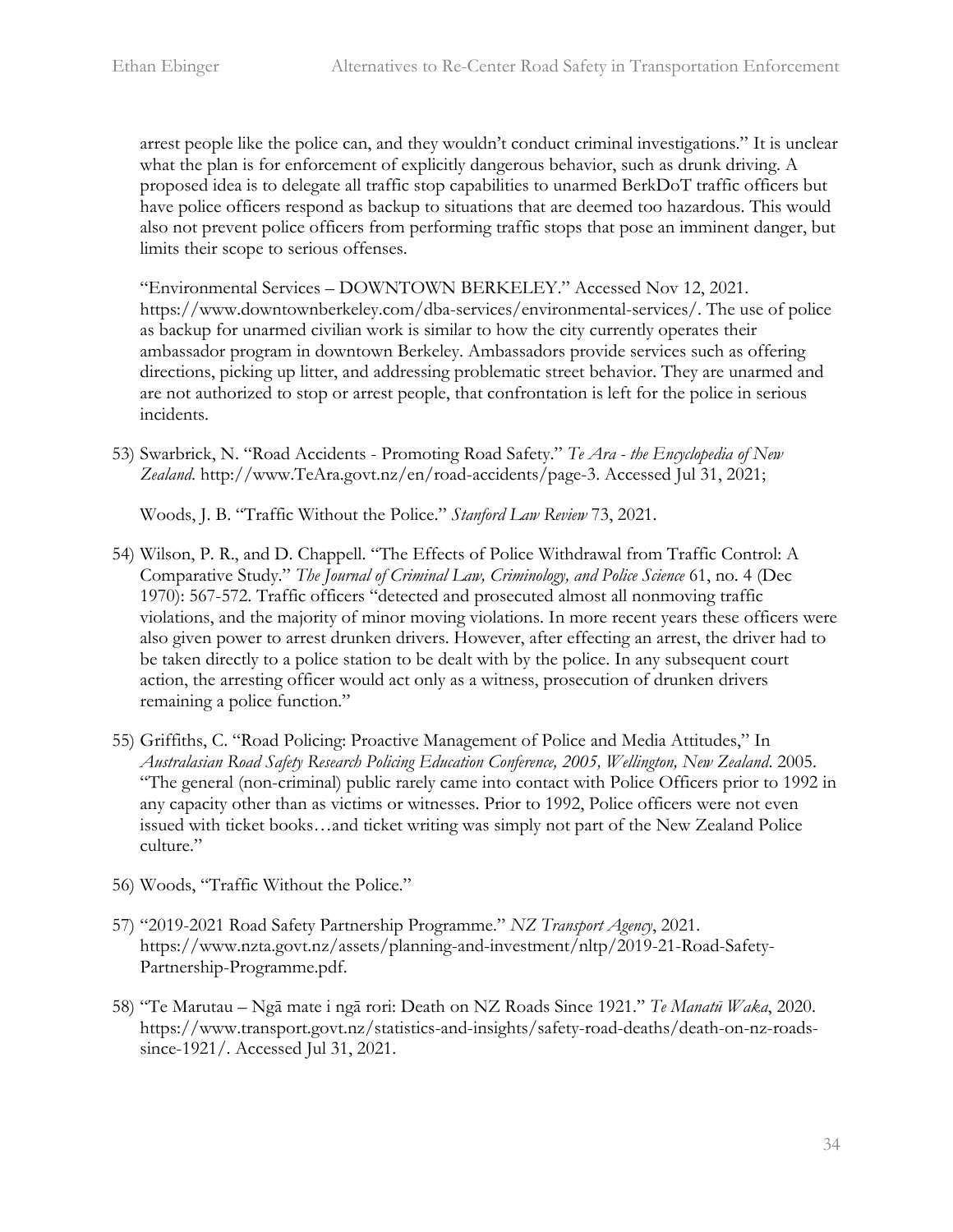arrest people like the police can, and they wouldn't conduct criminal investigations." It is unclear what the plan is for enforcement of explicitly dangerous behavior, such as drunk driving. A proposed idea is to delegate all traffic stop capabilities to unarmed BerkDoT traffic officers but have police officers respond as backup to situations that are deemed too hazardous. This would also not prevent police officers from performing traffic stops that pose an imminent danger, but limits their scope to serious offenses.

"Environmental Services – DOWNTOWN BERKELEY." Accessed Nov 12, 2021. https://www.downtownberkeley.com/dba-services/environmental-services/. The use of police as backup for unarmed civilian work is similar to how the city currently operates their ambassador program in downtown Berkeley. Ambassadors provide services such as offering directions, picking up litter, and addressing problematic street behavior. They are unarmed and are not authorized to stop or arrest people, that confrontation is left for the police in serious incidents.

53) Swarbrick, N. "Road Accidents - Promoting Road Safety." *Te Ara - the Encyclopedia of New Zealand*. http://www.TeAra.govt.nz/en/road-accidents/page-3. Accessed Jul 31, 2021;

    Woods, J. B. "Traffic Without the Police." *Stanford Law Review* 73, 2021.

54) Wilson, P. R., and D. Chappell. "The Effects of Police Withdrawal from Traffic Control: A Comparative Study." *The Journal of Criminal Law, Criminology, and Police Science* 61, no. 4 (Dec 1970): 567-572. Traffic officers "detected and prosecuted almost all nonmoving traffic violations, and the majority of minor moving violations. In more recent years these officers were also given power to arrest drunken drivers. However, after effecting an arrest, the driver had to be taken directly to a police station to be dealt with by the police. In any subsequent court action, the arresting officer would act only as a witness, prosecution of drunken drivers remaining a police function."

55) Griffiths, C. "Road Policing: Proactive Management of Police and Media Attitudes," In *Australasian Road Safety Research Policing Education Conference, 2005, Wellington, New Zealand*. 2005. "The general (non-criminal) public rarely came into contact with Police Officers prior to 1992 in any capacity other than as victims or witnesses. Prior to 1992, Police officers were not even issued with ticket books…and ticket writing was simply not part of the New Zealand Police culture."

56) Woods, "Traffic Without the Police."

57) "2019-2021 Road Safety Partnership Programme." *NZ Transport Agency*, 2021. https://www.nzta.govt.nz/assets/planning-and-investment/nltp/2019-21-Road-Safety-Partnership-Programme.pdf.

58) "Te Marutau – Ngā mate i ngā rori: Death on NZ Roads Since 1921." *Te Manatū Waka*, 2020. https://www.transport.govt.nz/statistics-and-insights/safety-road-deaths/death-on-nz-roads-since-1921/. Accessed Jul 31, 2021.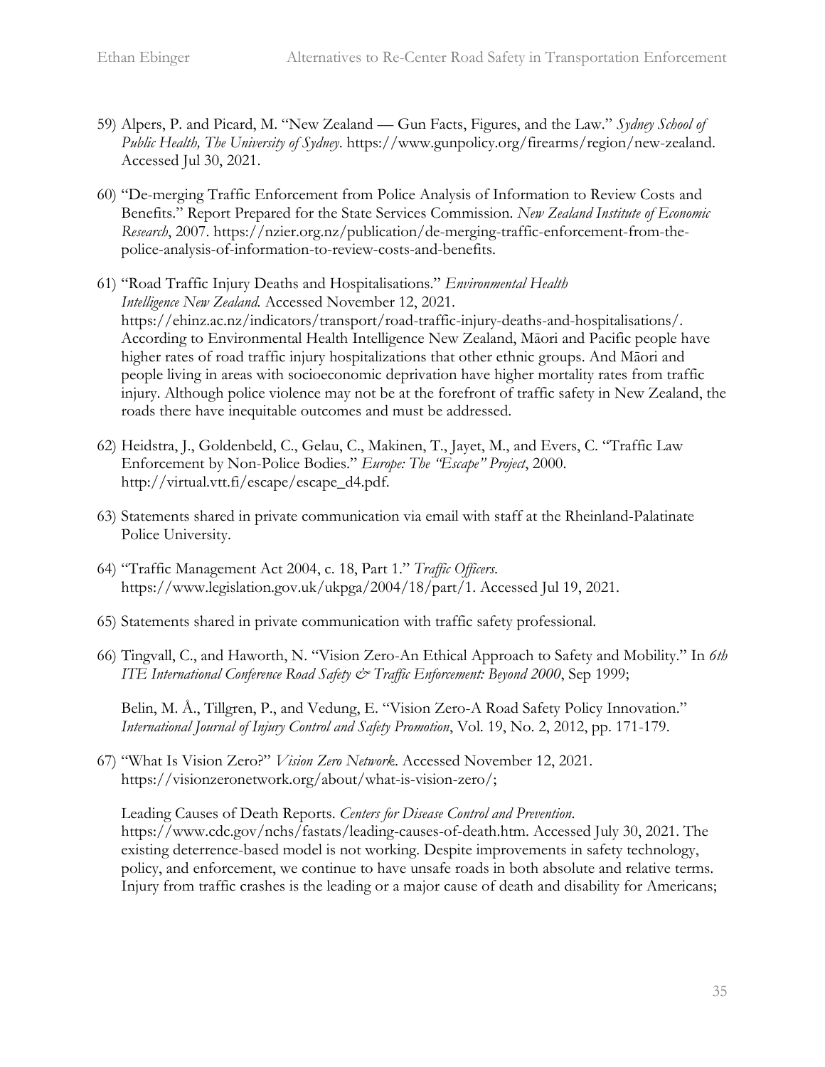59) Alpers, P. and Picard, M. "New Zealand — Gun Facts, Figures, and the Law." *Sydney School of Public Health, The University of Sydney*. https://www.gunpolicy.org/firearms/region/new-zealand. Accessed Jul 30, 2021.

60) "De-merging Traffic Enforcement from Police Analysis of Information to Review Costs and Benefits." Report Prepared for the State Services Commission. *New Zealand Institute of Economic Research*, 2007. https://nzier.org.nz/publication/de-merging-traffic-enforcement-from-the-police-analysis-of-information-to-review-costs-and-benefits.

61) "Road Traffic Injury Deaths and Hospitalisations." *Environmental Health Intelligence New Zealand.* Accessed November 12, 2021. https://ehinz.ac.nz/indicators/transport/road-traffic-injury-deaths-and-hospitalisations/. According to Environmental Health Intelligence New Zealand, Māori and Pacific people have higher rates of road traffic injury hospitalizations that other ethnic groups. And Māori and people living in areas with socioeconomic deprivation have higher mortality rates from traffic injury. Although police violence may not be at the forefront of traffic safety in New Zealand, the roads there have inequitable outcomes and must be addressed.

62) Heidstra, J., Goldenbeld, C., Gelau, C., Makinen, T., Jayet, M., and Evers, C. "Traffic Law Enforcement by Non-Police Bodies." *Europe: The "Escape" Project*, 2000. http://virtual.vtt.fi/escape/escape_d4.pdf.

63) Statements shared in private communication via email with staff at the Rheinland-Palatinate Police University.

64) "Traffic Management Act 2004, c. 18, Part 1." *Traffic Officers*. https://www.legislation.gov.uk/ukpga/2004/18/part/1. Accessed Jul 19, 2021.

65) Statements shared in private communication with traffic safety professional.

66) Tingvall, C., and Haworth, N. "Vision Zero-An Ethical Approach to Safety and Mobility." In *6th ITE International Conference Road Safety & Traffic Enforcement: Beyond 2000*, Sep 1999;

    Belin, M. Å., Tillgren, P., and Vedung, E. "Vision Zero-A Road Safety Policy Innovation." *International Journal of Injury Control and Safety Promotion*, Vol. 19, No. 2, 2012, pp. 171-179.

67) "What Is Vision Zero?" *Vision Zero Network*. Accessed November 12, 2021. https://visionzeronetwork.org/about/what-is-vision-zero/;

    Leading Causes of Death Reports. *Centers for Disease Control and Prevention*. https://www.cdc.gov/nchs/fastats/leading-causes-of-death.htm. Accessed July 30, 2021. The existing deterrence-based model is not working. Despite improvements in safety technology, policy, and enforcement, we continue to have unsafe roads in both absolute and relative terms. Injury from traffic crashes is the leading or a major cause of death and disability for Americans;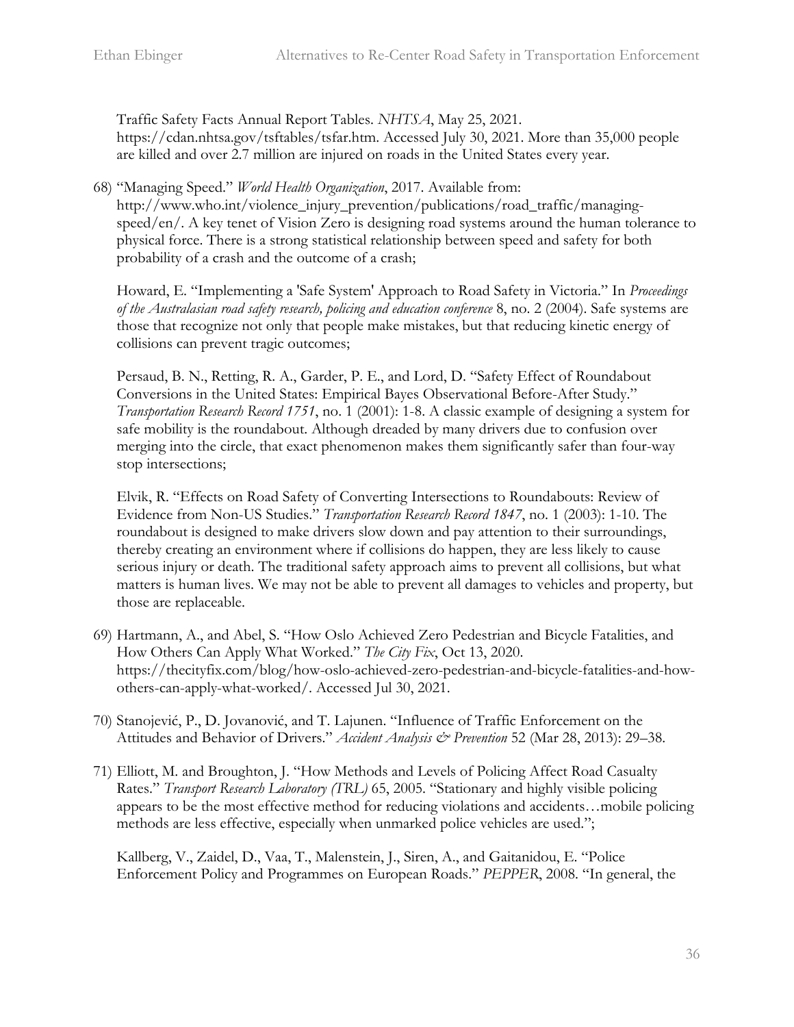Traffic Safety Facts Annual Report Tables. *NHTSA*, May 25, 2021. https://cdan.nhtsa.gov/tsftables/tsfar.htm. Accessed July 30, 2021. More than 35,000 people are killed and over 2.7 million are injured on roads in the United States every year.

68) "Managing Speed." *World Health Organization*, 2017. Available from: http://www.who.int/violence_injury_prevention/publications/road_traffic/managing-speed/en/. A key tenet of Vision Zero is designing road systems around the human tolerance to physical force. There is a strong statistical relationship between speed and safety for both probability of a crash and the outcome of a crash;

    Howard, E. "Implementing a 'Safe System' Approach to Road Safety in Victoria." In *Proceedings of the Australasian road safety research, policing and education conference* 8, no. 2 (2004). Safe systems are those that recognize not only that people make mistakes, but that reducing kinetic energy of collisions can prevent tragic outcomes;

    Persaud, B. N., Retting, R. A., Garder, P. E., and Lord, D. "Safety Effect of Roundabout Conversions in the United States: Empirical Bayes Observational Before-After Study." *Transportation Research Record 1751*, no. 1 (2001): 1-8. A classic example of designing a system for safe mobility is the roundabout. Although dreaded by many drivers due to confusion over merging into the circle, that exact phenomenon makes them significantly safer than four-way stop intersections;

    Elvik, R. "Effects on Road Safety of Converting Intersections to Roundabouts: Review of Evidence from Non-US Studies." *Transportation Research Record 1847*, no. 1 (2003): 1-10. The roundabout is designed to make drivers slow down and pay attention to their surroundings, thereby creating an environment where if collisions do happen, they are less likely to cause serious injury or death. The traditional safety approach aims to prevent all collisions, but what matters is human lives. We may not be able to prevent all damages to vehicles and property, but those are replaceable.

69) Hartmann, A., and Abel, S. "How Oslo Achieved Zero Pedestrian and Bicycle Fatalities, and How Others Can Apply What Worked." *The City Fix*, Oct 13, 2020. https://thecityfix.com/blog/how-oslo-achieved-zero-pedestrian-and-bicycle-fatalities-and-how-others-can-apply-what-worked/. Accessed Jul 30, 2021.

70) Stanojević, P., D. Jovanović, and T. Lajunen. "Influence of Traffic Enforcement on the Attitudes and Behavior of Drivers." *Accident Analysis & Prevention* 52 (Mar 28, 2013): 29–38.

71) Elliott, M. and Broughton, J. "How Methods and Levels of Policing Affect Road Casualty Rates." *Transport Research Laboratory (TRL)* 65, 2005. "Stationary and highly visible policing appears to be the most effective method for reducing violations and accidents…mobile policing methods are less effective, especially when unmarked police vehicles are used.";

    Kallberg, V., Zaidel, D., Vaa, T., Malenstein, J., Siren, A., and Gaitanidou, E. "Police Enforcement Policy and Programmes on European Roads." *PEPPER*, 2008. "In general, the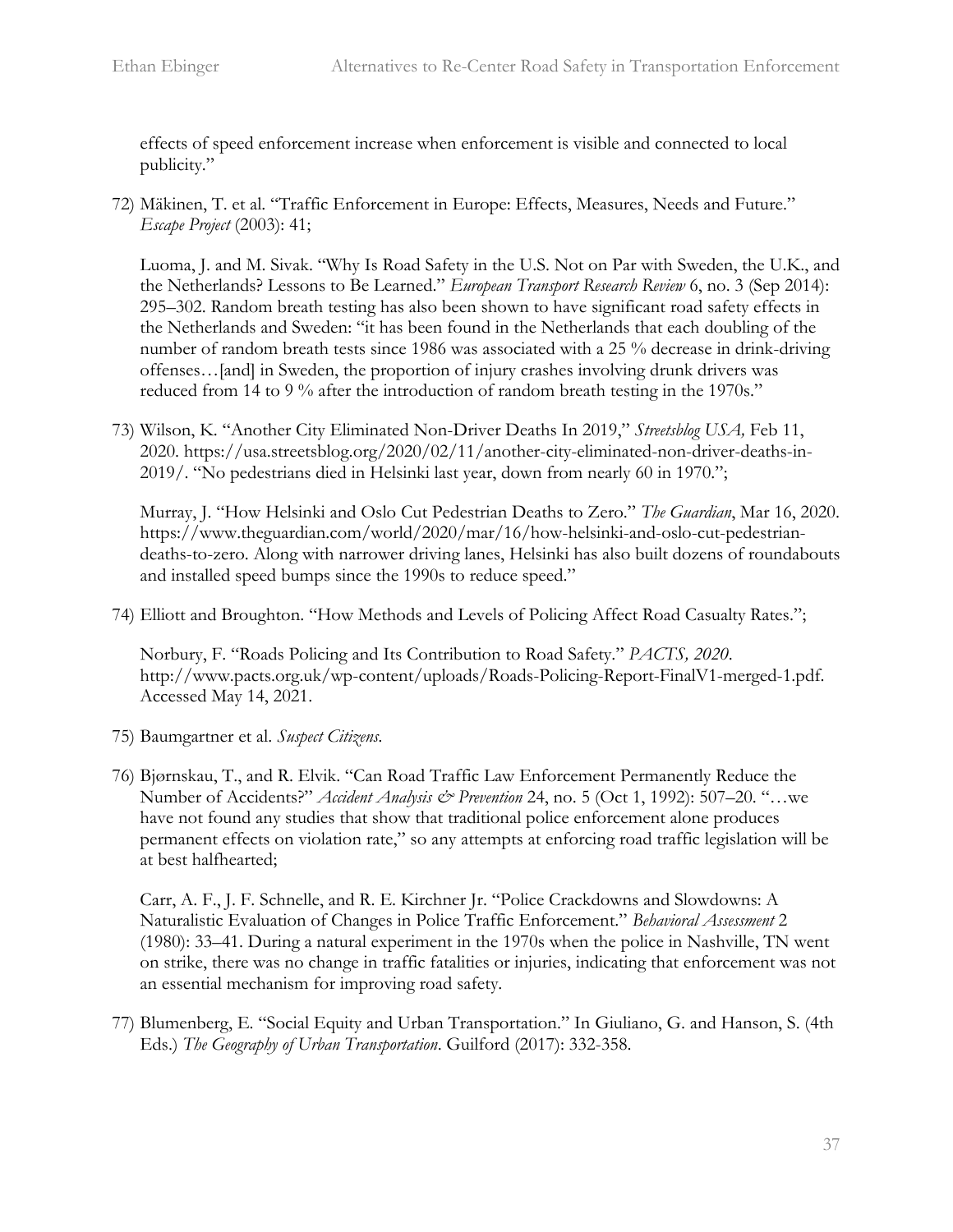effects of speed enforcement increase when enforcement is visible and connected to local publicity."

72) Mäkinen, T. et al. "Traffic Enforcement in Europe: Effects, Measures, Needs and Future." *Escape Project* (2003): 41;

    Luoma, J. and M. Sivak. "Why Is Road Safety in the U.S. Not on Par with Sweden, the U.K., and the Netherlands? Lessons to Be Learned." *European Transport Research Review* 6, no. 3 (Sep 2014): 295–302. Random breath testing has also been shown to have significant road safety effects in the Netherlands and Sweden: "it has been found in the Netherlands that each doubling of the number of random breath tests since 1986 was associated with a 25 % decrease in drink-driving offenses…[and] in Sweden, the proportion of injury crashes involving drunk drivers was reduced from 14 to 9 % after the introduction of random breath testing in the 1970s."

73) Wilson, K. "Another City Eliminated Non-Driver Deaths In 2019," *Streetsblog USA,* Feb 11, 2020. https://usa.streetsblog.org/2020/02/11/another-city-eliminated-non-driver-deaths-in-2019/. "No pedestrians died in Helsinki last year, down from nearly 60 in 1970.";

    Murray, J. "How Helsinki and Oslo Cut Pedestrian Deaths to Zero." *The Guardian*, Mar 16, 2020. https://www.theguardian.com/world/2020/mar/16/how-helsinki-and-oslo-cut-pedestrian-deaths-to-zero. Along with narrower driving lanes, Helsinki has also built dozens of roundabouts and installed speed bumps since the 1990s to reduce speed."

74) Elliott and Broughton. "How Methods and Levels of Policing Affect Road Casualty Rates.";

    Norbury, F. "Roads Policing and Its Contribution to Road Safety." *PACTS, 2020*. http://www.pacts.org.uk/wp-content/uploads/Roads-Policing-Report-FinalV1-merged-1.pdf. Accessed May 14, 2021.

75) Baumgartner et al. *Suspect Citizens.*

76) Bjørnskau, T., and R. Elvik. "Can Road Traffic Law Enforcement Permanently Reduce the Number of Accidents?" *Accident Analysis & Prevention* 24, no. 5 (Oct 1, 1992): 507–20. "…we have not found any studies that show that traditional police enforcement alone produces permanent effects on violation rate," so any attempts at enforcing road traffic legislation will be at best halfhearted;

    Carr, A. F., J. F. Schnelle, and R. E. Kirchner Jr. "Police Crackdowns and Slowdowns: A Naturalistic Evaluation of Changes in Police Traffic Enforcement." *Behavioral Assessment* 2 (1980): 33–41. During a natural experiment in the 1970s when the police in Nashville, TN went on strike, there was no change in traffic fatalities or injuries, indicating that enforcement was not an essential mechanism for improving road safety.

77) Blumenberg, E. "Social Equity and Urban Transportation." In Giuliano, G. and Hanson, S. (4th Eds.) *The Geography of Urban Transportation*. Guilford (2017): 332-358.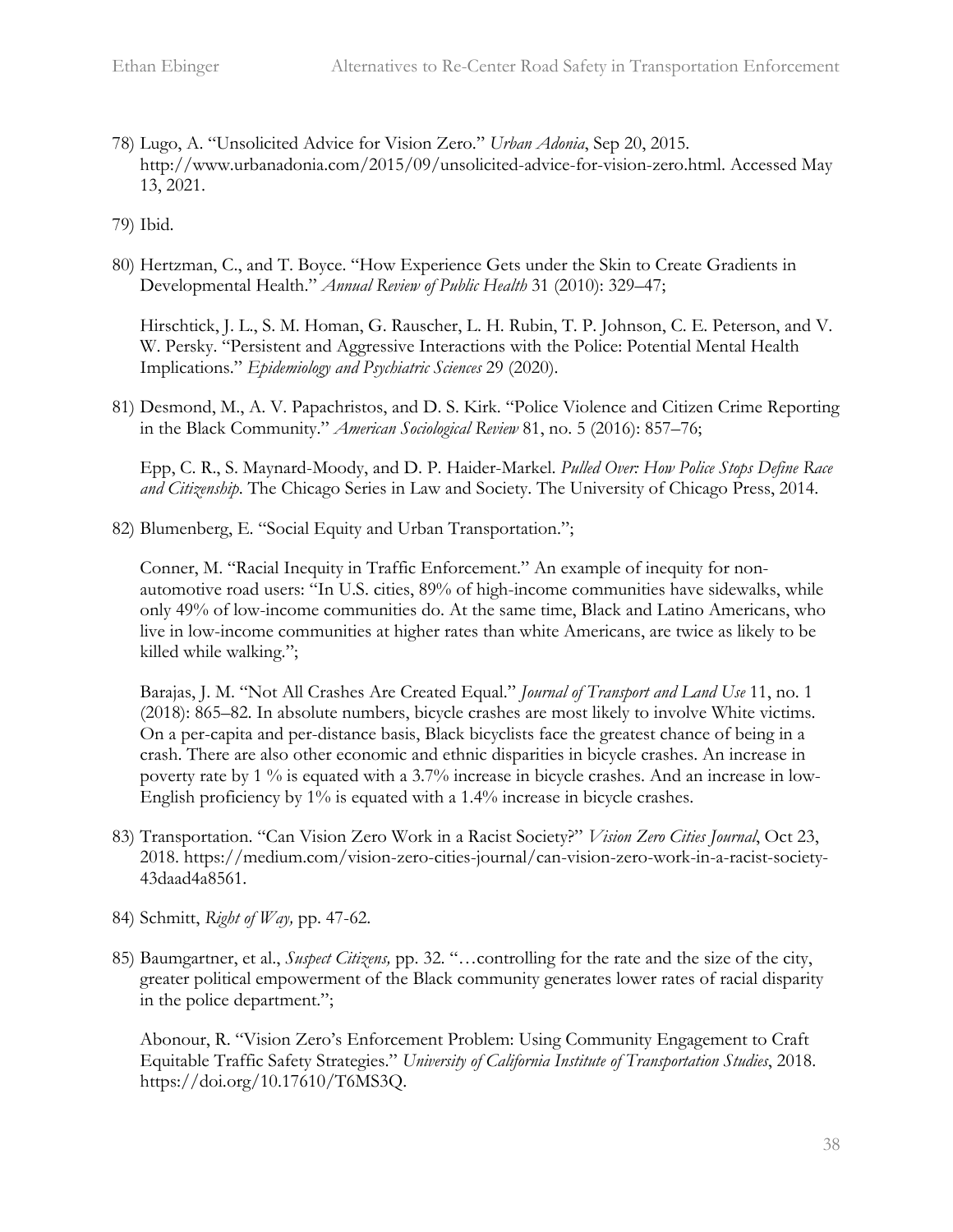78) Lugo, A. "Unsolicited Advice for Vision Zero." *Urban Adonia*, Sep 20, 2015. http://www.urbanadonia.com/2015/09/unsolicited-advice-for-vision-zero.html. Accessed May 13, 2021.

79) Ibid.

80) Hertzman, C., and T. Boyce. "How Experience Gets under the Skin to Create Gradients in Developmental Health." *Annual Review of Public Health* 31 (2010): 329–47;

    Hirschtick, J. L., S. M. Homan, G. Rauscher, L. H. Rubin, T. P. Johnson, C. E. Peterson, and V. W. Persky. "Persistent and Aggressive Interactions with the Police: Potential Mental Health Implications." *Epidemiology and Psychiatric Sciences* 29 (2020).

81) Desmond, M., A. V. Papachristos, and D. S. Kirk. "Police Violence and Citizen Crime Reporting in the Black Community." *American Sociological Review* 81, no. 5 (2016): 857–76;

    Epp, C. R., S. Maynard-Moody, and D. P. Haider-Markel. *Pulled Over: How Police Stops Define Race and Citizenship*. The Chicago Series in Law and Society. The University of Chicago Press, 2014.

82) Blumenberg, E. "Social Equity and Urban Transportation.";

    Conner, M. "Racial Inequity in Traffic Enforcement." An example of inequity for non-automotive road users: "In U.S. cities, 89% of high-income communities have sidewalks, while only 49% of low-income communities do. At the same time, Black and Latino Americans, who live in low-income communities at higher rates than white Americans, are twice as likely to be killed while walking.";

    Barajas, J. M. "Not All Crashes Are Created Equal." *Journal of Transport and Land Use* 11, no. 1 (2018): 865–82. In absolute numbers, bicycle crashes are most likely to involve White victims. On a per-capita and per-distance basis, Black bicyclists face the greatest chance of being in a crash. There are also other economic and ethnic disparities in bicycle crashes. An increase in poverty rate by 1 % is equated with a 3.7% increase in bicycle crashes. And an increase in low-English proficiency by 1% is equated with a 1.4% increase in bicycle crashes.

83) Transportation. "Can Vision Zero Work in a Racist Society?" *Vision Zero Cities Journal*, Oct 23, 2018. https://medium.com/vision-zero-cities-journal/can-vision-zero-work-in-a-racist-society-43daad4a8561.

84) Schmitt, *Right of Way,* pp. 47-62.

85) Baumgartner, et al., *Suspect Citizens,* pp. 32. "…controlling for the rate and the size of the city, greater political empowerment of the Black community generates lower rates of racial disparity in the police department.";

    Abonour, R. "Vision Zero's Enforcement Problem: Using Community Engagement to Craft Equitable Traffic Safety Strategies." *University of California Institute of Transportation Studies*, 2018. https://doi.org/10.17610/T6MS3Q.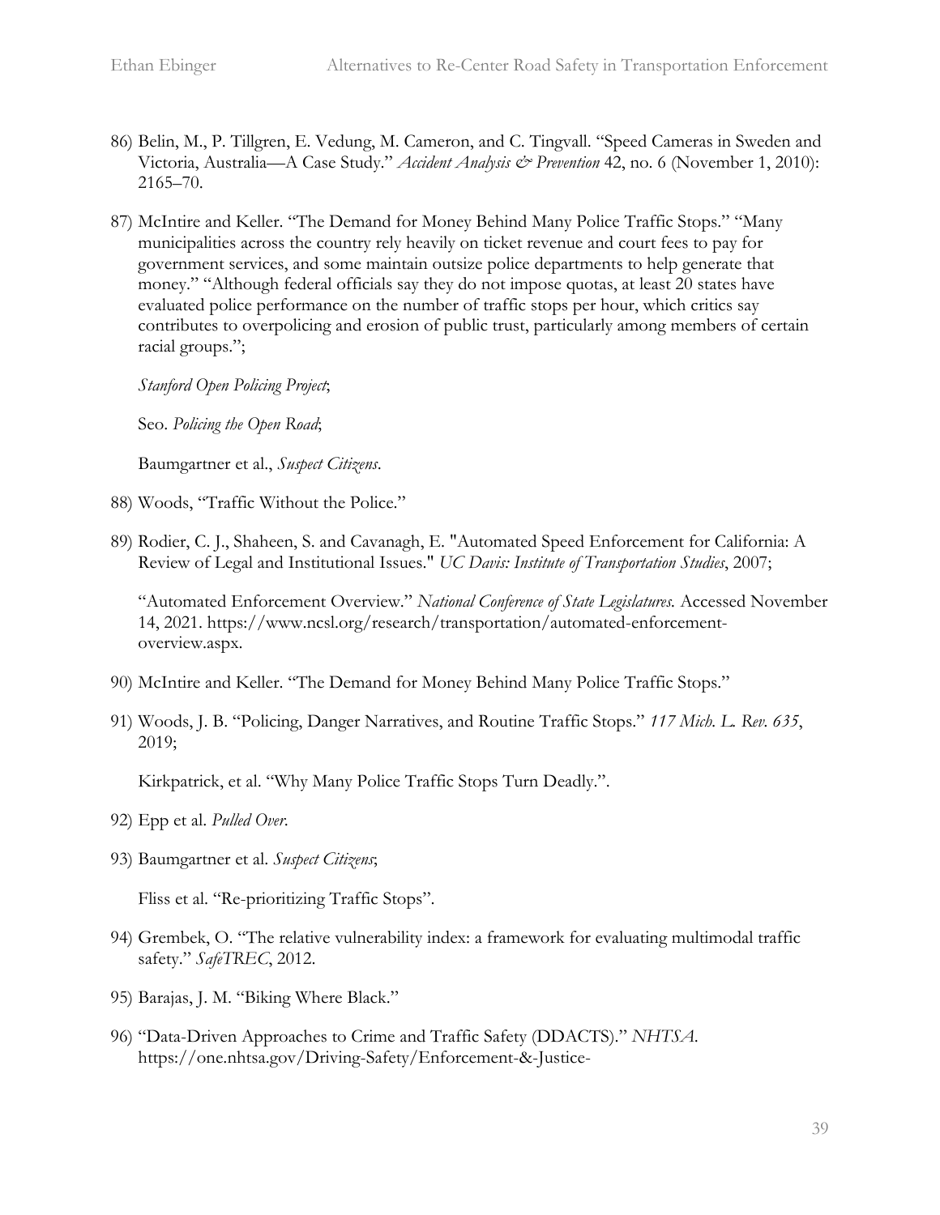86) Belin, M., P. Tillgren, E. Vedung, M. Cameron, and C. Tingvall. "Speed Cameras in Sweden and Victoria, Australia—A Case Study." *Accident Analysis & Prevention* 42, no. 6 (November 1, 2010): 2165–70.

87) McIntire and Keller. "The Demand for Money Behind Many Police Traffic Stops." "Many municipalities across the country rely heavily on ticket revenue and court fees to pay for government services, and some maintain outsize police departments to help generate that money." "Although federal officials say they do not impose quotas, at least 20 states have evaluated police performance on the number of traffic stops per hour, which critics say contributes to overpolicing and erosion of public trust, particularly among members of certain racial groups.";

    *Stanford Open Policing Project*;

    Seo. *Policing the Open Road*;

    Baumgartner et al., *Suspect Citizens*.

88) Woods, "Traffic Without the Police."

89) Rodier, C. J., Shaheen, S. and Cavanagh, E. "Automated Speed Enforcement for California: A Review of Legal and Institutional Issues." *UC Davis: Institute of Transportation Studies*, 2007;

    "Automated Enforcement Overview." *National Conference of State Legislatures.* Accessed November 14, 2021. https://www.ncsl.org/research/transportation/automated-enforcement-overview.aspx.

90) McIntire and Keller. "The Demand for Money Behind Many Police Traffic Stops."

91) Woods, J. B. "Policing, Danger Narratives, and Routine Traffic Stops." *117 Mich. L. Rev. 635*, 2019;

    Kirkpatrick, et al. "Why Many Police Traffic Stops Turn Deadly.".

92) Epp et al. *Pulled Over*.

93) Baumgartner et al. *Suspect Citizens*;

    Fliss et al. "Re-prioritizing Traffic Stops".

94) Grembek, O. "The relative vulnerability index: a framework for evaluating multimodal traffic safety." *SafeTREC*, 2012.

95) Barajas, J. M. "Biking Where Black."

96) "Data-Driven Approaches to Crime and Traffic Safety (DDACTS)." *NHTSA*. https://one.nhtsa.gov/Driving-Safety/Enforcement-&-Justice-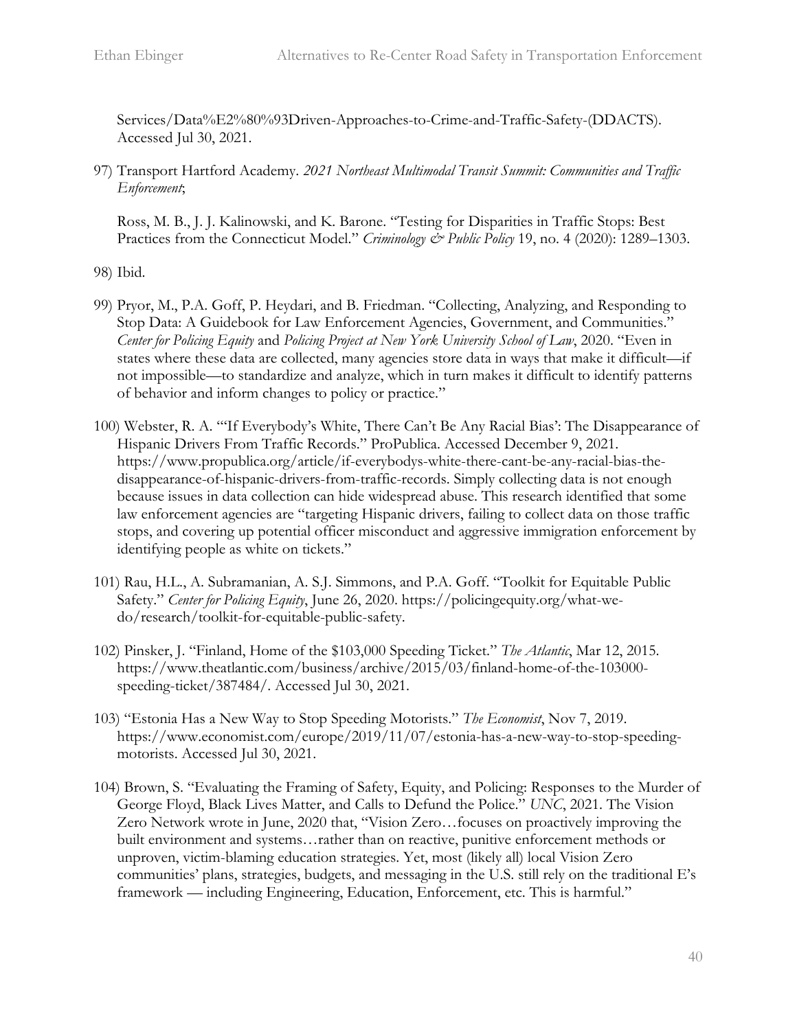Services/Data%E2%80%93Driven-Approaches-to-Crime-and-Traffic-Safety-(DDACTS). Accessed Jul 30, 2021.

97) Transport Hartford Academy. *2021 Northeast Multimodal Transit Summit: Communities and Traffic Enforcement*;

    Ross, M. B., J. J. Kalinowski, and K. Barone. "Testing for Disparities in Traffic Stops: Best Practices from the Connecticut Model." *Criminology & Public Policy* 19, no. 4 (2020): 1289–1303.

98) Ibid.

99) Pryor, M., P.A. Goff, P. Heydari, and B. Friedman. "Collecting, Analyzing, and Responding to Stop Data: A Guidebook for Law Enforcement Agencies, Government, and Communities." *Center for Policing Equity* and *Policing Project at New York University School of Law*, 2020. "Even in states where these data are collected, many agencies store data in ways that make it difficult—if not impossible—to standardize and analyze, which in turn makes it difficult to identify patterns of behavior and inform changes to policy or practice."

100) Webster, R. A. "'If Everybody's White, There Can't Be Any Racial Bias': The Disappearance of Hispanic Drivers From Traffic Records." ProPublica. Accessed December 9, 2021. https://www.propublica.org/article/if-everybodys-white-there-cant-be-any-racial-bias-the-disappearance-of-hispanic-drivers-from-traffic-records. Simply collecting data is not enough because issues in data collection can hide widespread abuse. This research identified that some law enforcement agencies are "targeting Hispanic drivers, failing to collect data on those traffic stops, and covering up potential officer misconduct and aggressive immigration enforcement by identifying people as white on tickets."

101) Rau, H.L., A. Subramanian, A. S.J. Simmons, and P.A. Goff. "Toolkit for Equitable Public Safety." *Center for Policing Equity*, June 26, 2020. https://policingequity.org/what-we-do/research/toolkit-for-equitable-public-safety.

102) Pinsker, J. "Finland, Home of the $103,000 Speeding Ticket." *The Atlantic*, Mar 12, 2015. https://www.theatlantic.com/business/archive/2015/03/finland-home-of-the-103000-speeding-ticket/387484/. Accessed Jul 30, 2021.

103) "Estonia Has a New Way to Stop Speeding Motorists." *The Economist*, Nov 7, 2019. https://www.economist.com/europe/2019/11/07/estonia-has-a-new-way-to-stop-speeding-motorists. Accessed Jul 30, 2021.

104) Brown, S. "Evaluating the Framing of Safety, Equity, and Policing: Responses to the Murder of George Floyd, Black Lives Matter, and Calls to Defund the Police." *UNC*, 2021. The Vision Zero Network wrote in June, 2020 that, "Vision Zero…focuses on proactively improving the built environment and systems…rather than on reactive, punitive enforcement methods or unproven, victim-blaming education strategies. Yet, most (likely all) local Vision Zero communities' plans, strategies, budgets, and messaging in the U.S. still rely on the traditional E's framework — including Engineering, Education, Enforcement, etc. This is harmful."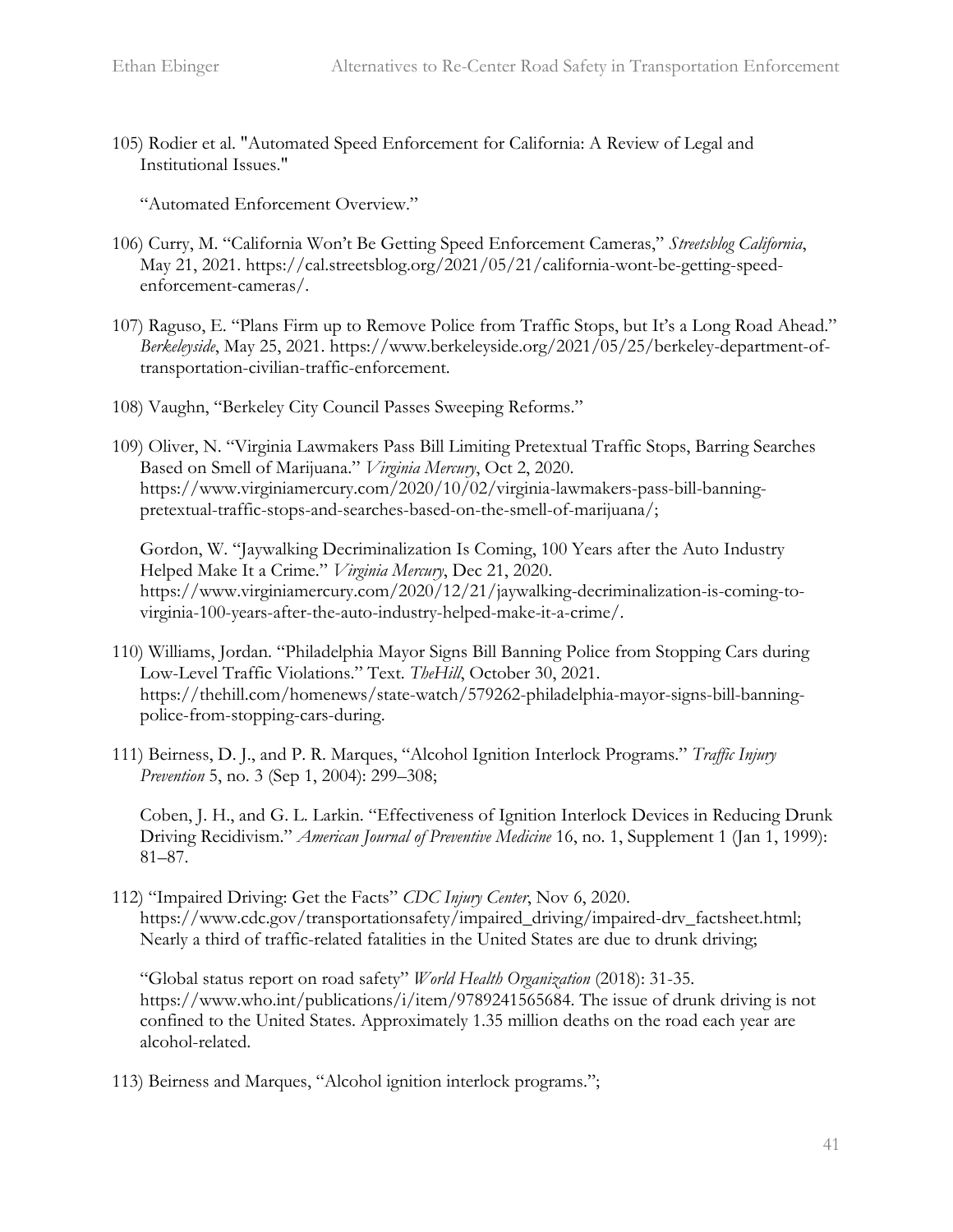105) Rodier et al. "Automated Speed Enforcement for California: A Review of Legal and Institutional Issues."

     "Automated Enforcement Overview."

106) Curry, M. "California Won't Be Getting Speed Enforcement Cameras," *Streetsblog California*, May 21, 2021. https://cal.streetsblog.org/2021/05/21/california-wont-be-getting-speed-enforcement-cameras/.

107) Raguso, E. "Plans Firm up to Remove Police from Traffic Stops, but It's a Long Road Ahead." *Berkeleyside*, May 25, 2021. https://www.berkeleyside.org/2021/05/25/berkeley-department-of-transportation-civilian-traffic-enforcement.

108) Vaughn, "Berkeley City Council Passes Sweeping Reforms."

109) Oliver, N. "Virginia Lawmakers Pass Bill Limiting Pretextual Traffic Stops, Barring Searches Based on Smell of Marijuana." *Virginia Mercury*, Oct 2, 2020. https://www.virginiamercury.com/2020/10/02/virginia-lawmakers-pass-bill-banning-pretextual-traffic-stops-and-searches-based-on-the-smell-of-marijuana/;

     Gordon, W. "Jaywalking Decriminalization Is Coming, 100 Years after the Auto Industry Helped Make It a Crime." *Virginia Mercury*, Dec 21, 2020. https://www.virginiamercury.com/2020/12/21/jaywalking-decriminalization-is-coming-to-virginia-100-years-after-the-auto-industry-helped-make-it-a-crime/.

110) Williams, Jordan. "Philadelphia Mayor Signs Bill Banning Police from Stopping Cars during Low-Level Traffic Violations." Text. *TheHill*, October 30, 2021. https://thehill.com/homenews/state-watch/579262-philadelphia-mayor-signs-bill-banning-police-from-stopping-cars-during.

111) Beirness, D. J., and P. R. Marques, "Alcohol Ignition Interlock Programs." *Traffic Injury Prevention* 5, no. 3 (Sep 1, 2004): 299–308;

     Coben, J. H., and G. L. Larkin. "Effectiveness of Ignition Interlock Devices in Reducing Drunk Driving Recidivism." *American Journal of Preventive Medicine* 16, no. 1, Supplement 1 (Jan 1, 1999): 81–87.

112) "Impaired Driving: Get the Facts" *CDC Injury Center*, Nov 6, 2020. https://www.cdc.gov/transportationsafety/impaired_driving/impaired-drv_factsheet.html; Nearly a third of traffic-related fatalities in the United States are due to drunk driving;

     "Global status report on road safety" *World Health Organization* (2018): 31-35. https://www.who.int/publications/i/item/9789241565684. The issue of drunk driving is not confined to the United States. Approximately 1.35 million deaths on the road each year are alcohol-related.

113) Beirness and Marques, "Alcohol ignition interlock programs.";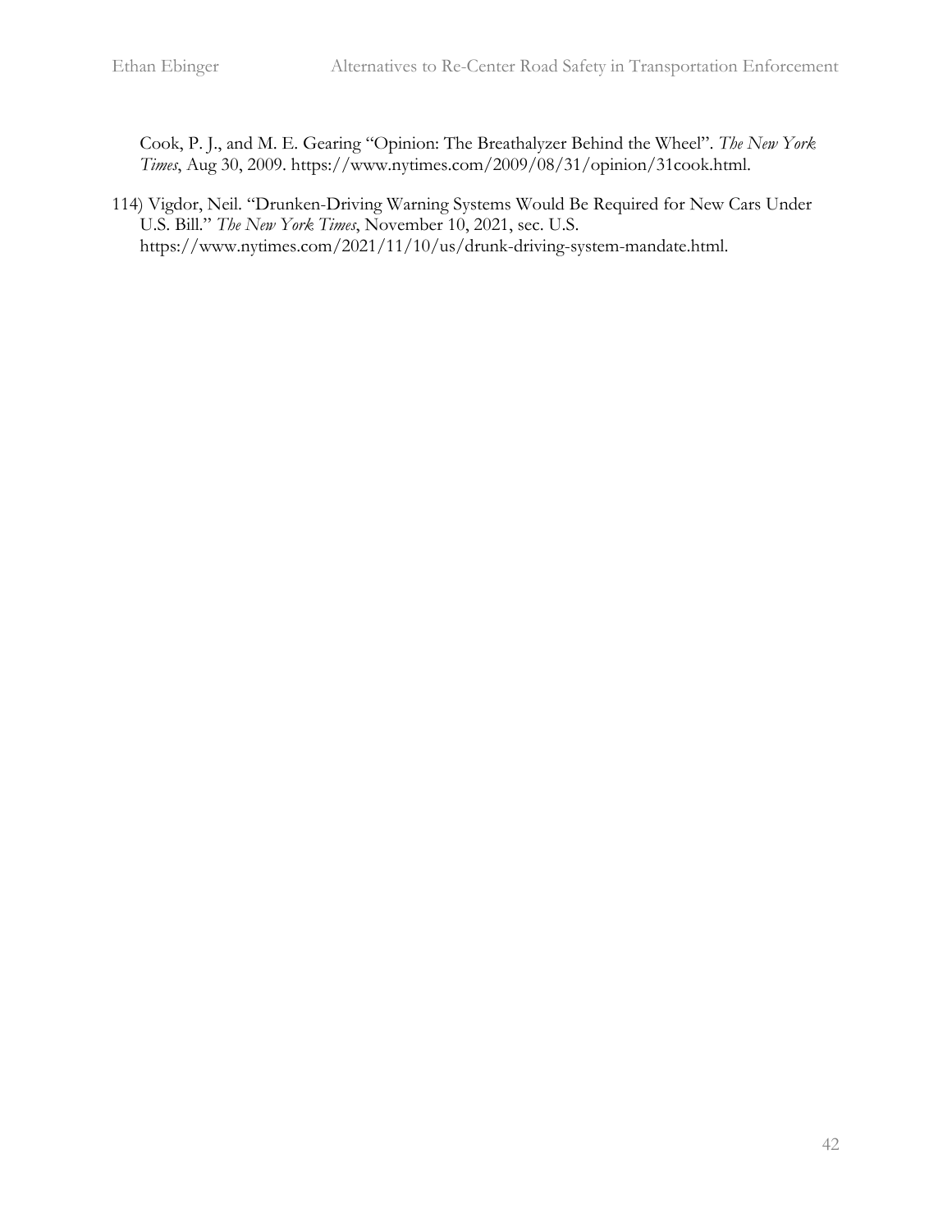Cook, P. J., and M. E. Gearing "Opinion: The Breathalyzer Behind the Wheel". *The New York Times*, Aug 30, 2009. https://www.nytimes.com/2009/08/31/opinion/31cook.html.

114) Vigdor, Neil. "Drunken-Driving Warning Systems Would Be Required for New Cars Under U.S. Bill." *The New York Times*, November 10, 2021, sec. U.S. https://www.nytimes.com/2021/11/10/us/drunk-driving-system-mandate.html.